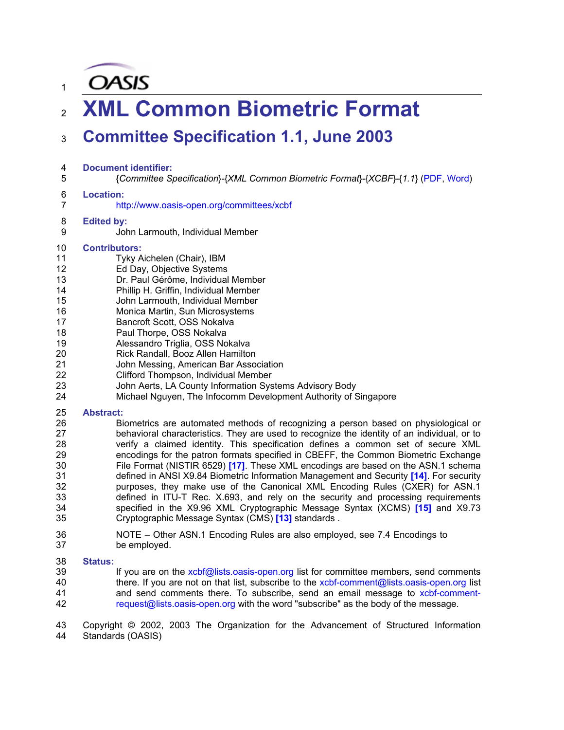OASIS

# XML Common Biometric Format

## Committee Specification 1.1, June 2003

**Document identifier:**

{*Committee Specification*}-{*XML Common Biometric Format*}-{*XCBF*}-{*1.1*} (PDF, Word)

**Location:**

http://www.oasis-open.org/committees/xcbf

**Edited by:**

John Larmouth, Individual Member

**Contributors:**

Tyky Aichelen (Chair), IBM
Ed Day, Objective Systems
Dr. Paul Gérôme, Individual Member
Phillip H. Griffin, Individual Member
John Larmouth, Individual Member
Monica Martin, Sun Microsystems
Bancroft Scott, OSS Nokalva
Paul Thorpe, OSS Nokalva
Alessandro Triglia, OSS Nokalva
Rick Randall, Booz Allen Hamilton
John Messing, American Bar Association
Clifford Thompson, Individual Member
John Aerts, LA County Information Systems Advisory Body
Michael Nguyen, The Infocomm Development Authority of Singapore

**Abstract:**

Biometrics are automated methods of recognizing a person based on physiological or behavioral characteristics. They are used to recognize the identity of an individual, or to verify a claimed identity. This specification defines a common set of secure XML encodings for the patron formats specified in CBEFF, the Common Biometric Exchange File Format (NISTIR 6529) **[17]**. These XML encodings are based on the ASN.1 schema defined in ANSI X9.84 Biometric Information Management and Security **[14]**. For security purposes, they make use of the Canonical XML Encoding Rules (CXER) for ASN.1 defined in ITU-T Rec. X.693, and rely on the security and processing requirements specified in the X9.96 XML Cryptographic Message Syntax (XCMS) **[15]** and X9.73 Cryptographic Message Syntax (CMS) **[13]** standards .

NOTE – Other ASN.1 Encoding Rules are also employed, see 7.4 Encodings to be employed.

**Status:**

If you are on the xcbf@lists.oasis-open.org list for committee members, send comments there. If you are not on that list, subscribe to the xcbf-comment@lists.oasis-open.org list and send comments there. To subscribe, send an email message to xcbf-comment-request@lists.oasis-open.org with the word "subscribe" as the body of the message.

Copyright © 2002, 2003 The Organization for the Advancement of Structured Information Standards (OASIS)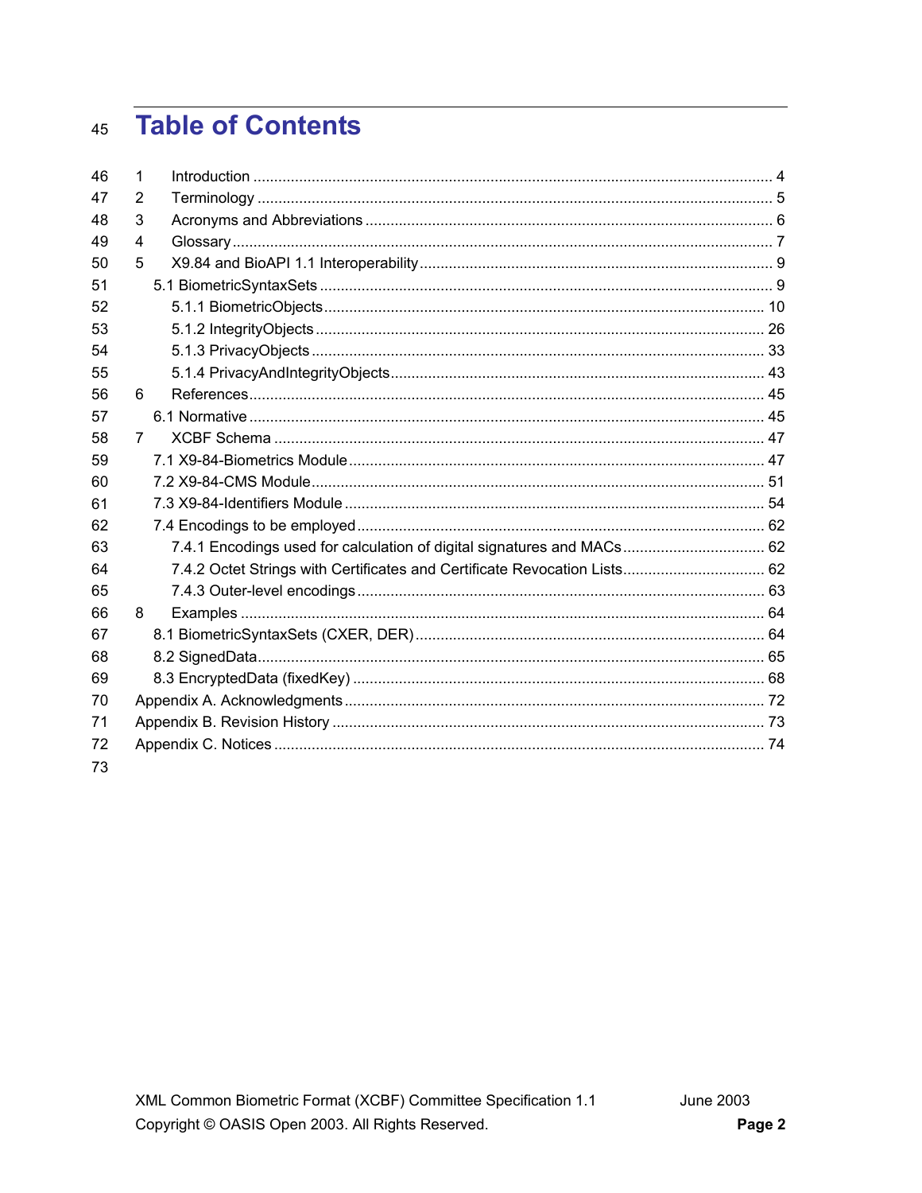# Table of Contents

1 Introduction .......... 4
2 Terminology .......... 5
3 Acronyms and Abbreviations .......... 6
4 Glossary .......... 7
5 X9.84 and BioAPI 1.1 Interoperability .......... 9
   5.1 BiometricSyntaxSets .......... 9
      5.1.1 BiometricObjects .......... 10
      5.1.2 IntegrityObjects .......... 26
      5.1.3 PrivacyObjects .......... 33
      5.1.4 PrivacyAndIntegrityObjects .......... 43
6 References .......... 45
   6.1 Normative .......... 45
7 XCBF Schema .......... 47
   7.1 X9-84-Biometrics Module .......... 47
   7.2 X9-84-CMS Module .......... 51
   7.3 X9-84-Identifiers Module .......... 54
   7.4 Encodings to be employed .......... 62
      7.4.1 Encodings used for calculation of digital signatures and MACs .......... 62
      7.4.2 Octet Strings with Certificates and Certificate Revocation Lists .......... 62
      7.4.3 Outer-level encodings .......... 63
8 Examples .......... 64
   8.1 BiometricSyntaxSets (CXER, DER) .......... 64
   8.2 SignedData .......... 65
   8.3 EncryptedData (fixedKey) .......... 68
Appendix A. Acknowledgments .......... 72
Appendix B. Revision History .......... 73
Appendix C. Notices .......... 74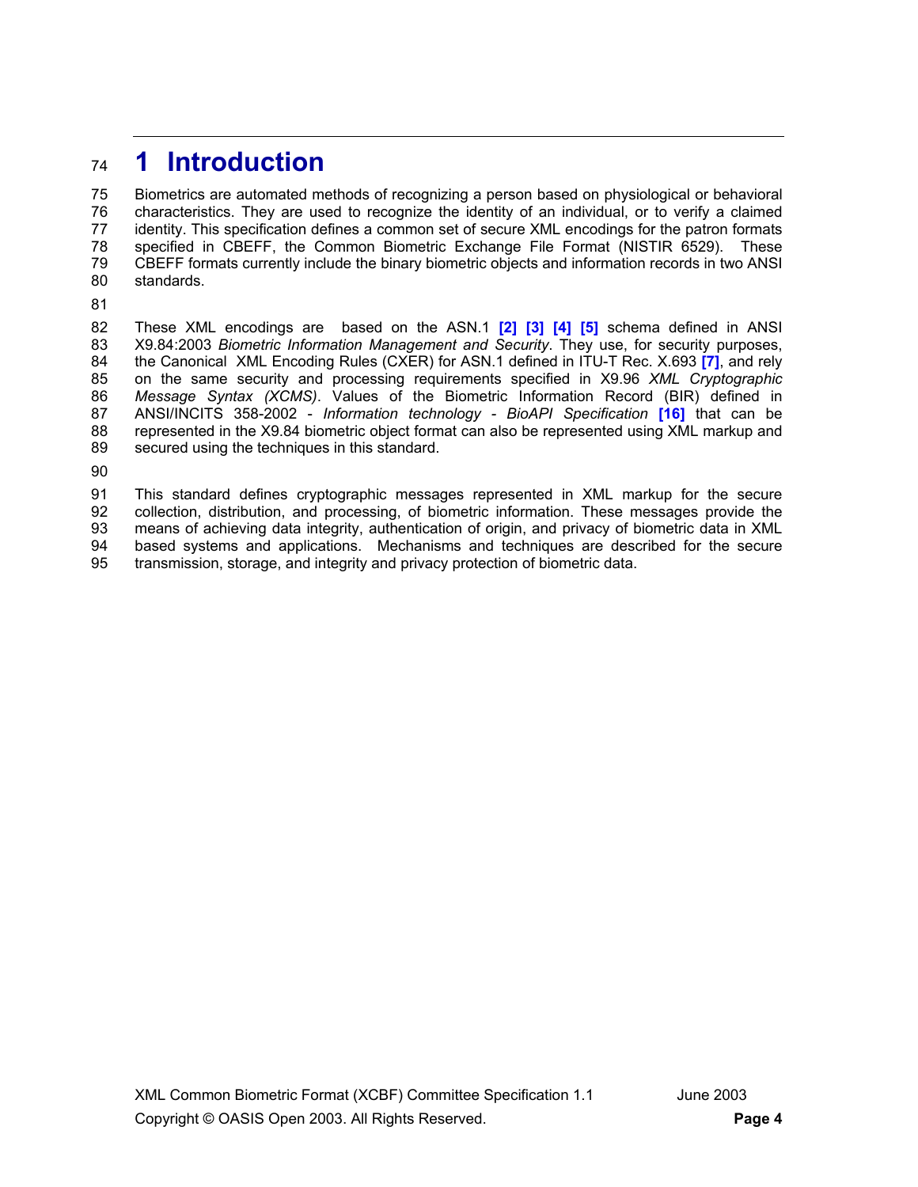# 1 Introduction

Biometrics are automated methods of recognizing a person based on physiological or behavioral characteristics. They are used to recognize the identity of an individual, or to verify a claimed identity. This specification defines a common set of secure XML encodings for the patron formats specified in CBEFF, the Common Biometric Exchange File Format (NISTIR 6529). These CBEFF formats currently include the binary biometric objects and information records in two ANSI standards.

These XML encodings are based on the ASN.1 **[2]** **[3]** **[4]** **[5]** schema defined in ANSI X9.84:2003 *Biometric Information Management and Security*. They use, for security purposes, the Canonical XML Encoding Rules (CXER) for ASN.1 defined in ITU-T Rec. X.693 **[7]**, and rely on the same security and processing requirements specified in X9.96 *XML Cryptographic Message Syntax (XCMS)*. Values of the Biometric Information Record (BIR) defined in ANSI/INCITS 358-2002 - *Information technology - BioAPI Specification* **[16]** that can be represented in the X9.84 biometric object format can also be represented using XML markup and secured using the techniques in this standard.

This standard defines cryptographic messages represented in XML markup for the secure collection, distribution, and processing, of biometric information. These messages provide the means of achieving data integrity, authentication of origin, and privacy of biometric data in XML based systems and applications. Mechanisms and techniques are described for the secure transmission, storage, and integrity and privacy protection of biometric data.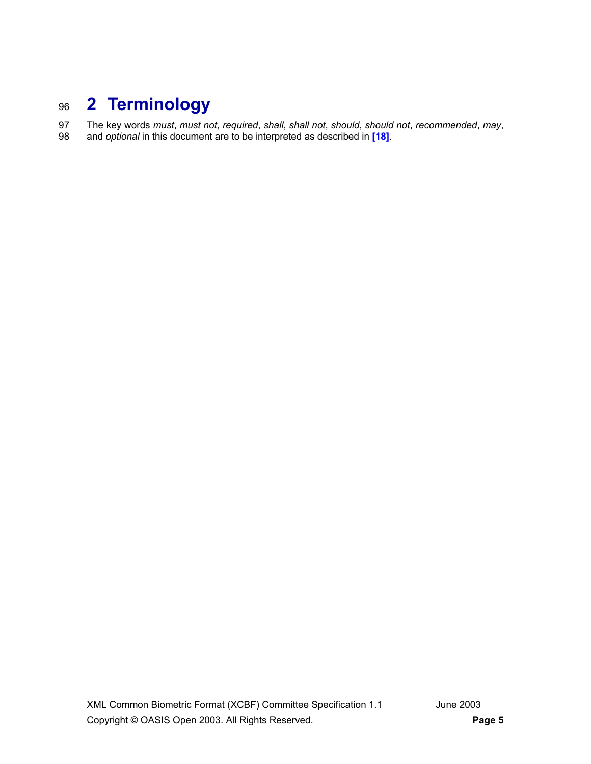# 2 Terminology

The key words *must*, *must not*, *required*, *shall*, *shall not*, *should*, *should not*, *recommended*, *may*, and *optional* in this document are to be interpreted as described in **[18]**.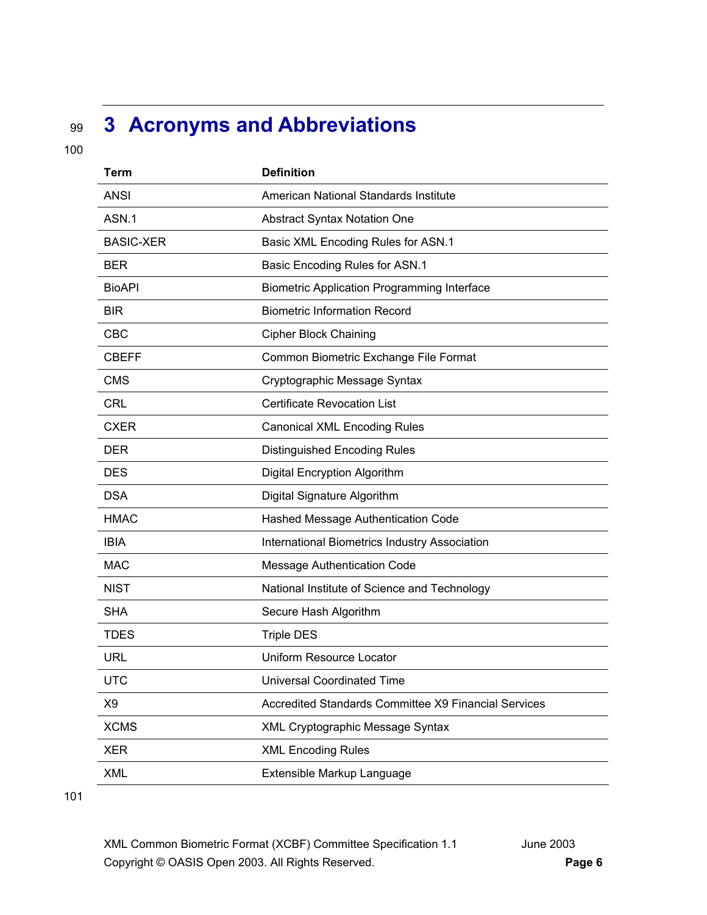# 3 Acronyms and Abbreviations

| Term | Definition |
| --- | --- |
| ANSI | American National Standards Institute |
| ASN.1 | Abstract Syntax Notation One |
| BASIC-XER | Basic XML Encoding Rules for ASN.1 |
| BER | Basic Encoding Rules for ASN.1 |
| BioAPI | Biometric Application Programming Interface |
| BIR | Biometric Information Record |
| CBC | Cipher Block Chaining |
| CBEFF | Common Biometric Exchange File Format |
| CMS | Cryptographic Message Syntax |
| CRL | Certificate Revocation List |
| CXER | Canonical XML Encoding Rules |
| DER | Distinguished Encoding Rules |
| DES | Digital Encryption Algorithm |
| DSA | Digital Signature Algorithm |
| HMAC | Hashed Message Authentication Code |
| IBIA | International Biometrics Industry Association |
| MAC | Message Authentication Code |
| NIST | National Institute of Science and Technology |
| SHA | Secure Hash Algorithm |
| TDES | Triple DES |
| URL | Uniform Resource Locator |
| UTC | Universal Coordinated Time |
| X9 | Accredited Standards Committee X9 Financial Services |
| XCMS | XML Cryptographic Message Syntax |
| XER | XML Encoding Rules |
| XML | Extensible Markup Language |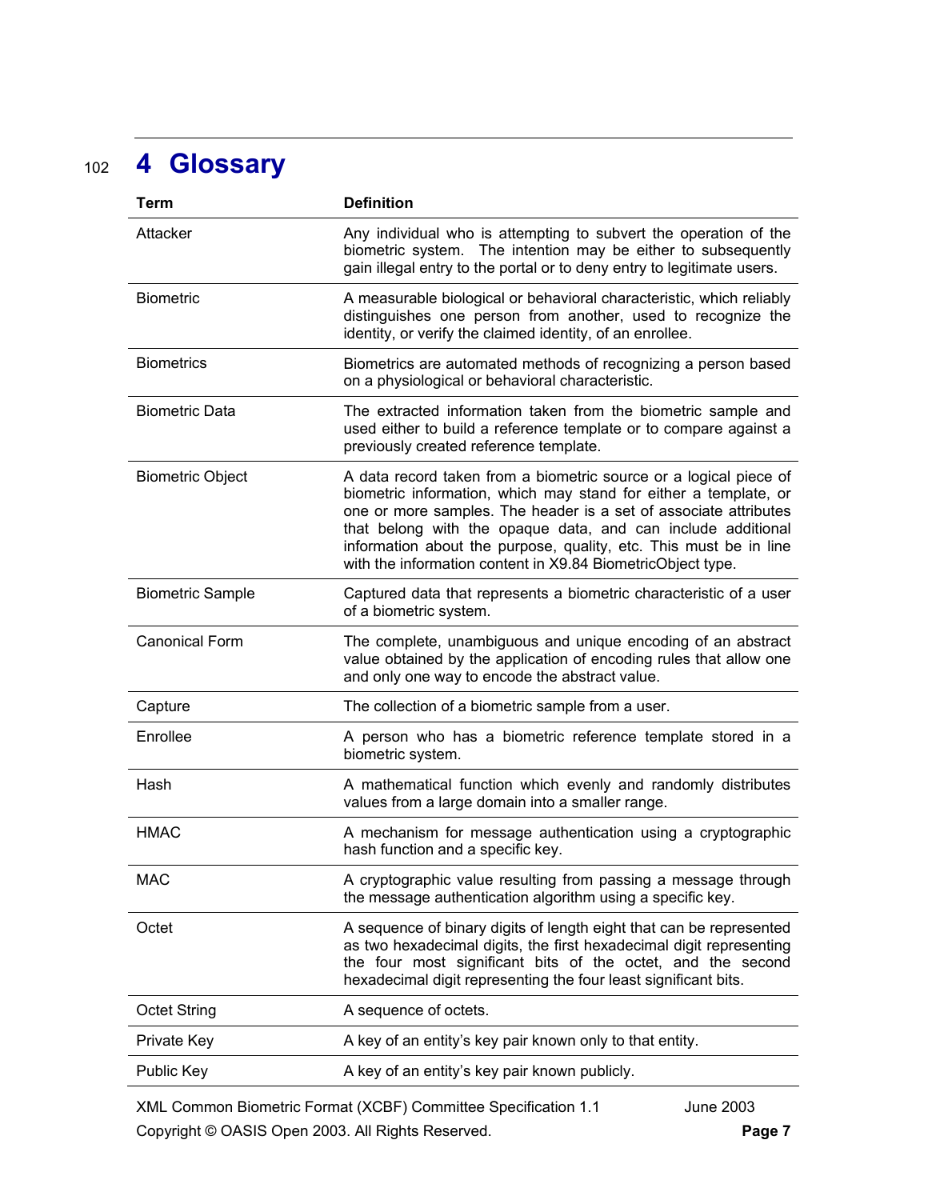# 4 Glossary

| Term | Definition |
|---|---|
| Attacker | Any individual who is attempting to subvert the operation of the biometric system. The intention may be either to subsequently gain illegal entry to the portal or to deny entry to legitimate users. |
| Biometric | A measurable biological or behavioral characteristic, which reliably distinguishes one person from another, used to recognize the identity, or verify the claimed identity, of an enrollee. |
| Biometrics | Biometrics are automated methods of recognizing a person based on a physiological or behavioral characteristic. |
| Biometric Data | The extracted information taken from the biometric sample and used either to build a reference template or to compare against a previously created reference template. |
| Biometric Object | A data record taken from a biometric source or a logical piece of biometric information, which may stand for either a template, or one or more samples. The header is a set of associate attributes that belong with the opaque data, and can include additional information about the purpose, quality, etc. This must be in line with the information content in X9.84 BiometricObject type. |
| Biometric Sample | Captured data that represents a biometric characteristic of a user of a biometric system. |
| Canonical Form | The complete, unambiguous and unique encoding of an abstract value obtained by the application of encoding rules that allow one and only one way to encode the abstract value. |
| Capture | The collection of a biometric sample from a user. |
| Enrollee | A person who has a biometric reference template stored in a biometric system. |
| Hash | A mathematical function which evenly and randomly distributes values from a large domain into a smaller range. |
| HMAC | A mechanism for message authentication using a cryptographic hash function and a specific key. |
| MAC | A cryptographic value resulting from passing a message through the message authentication algorithm using a specific key. |
| Octet | A sequence of binary digits of length eight that can be represented as two hexadecimal digits, the first hexadecimal digit representing the four most significant bits of the octet, and the second hexadecimal digit representing the four least significant bits. |
| Octet String | A sequence of octets. |
| Private Key | A key of an entity's key pair known only to that entity. |
| Public Key | A key of an entity's key pair known publicly. |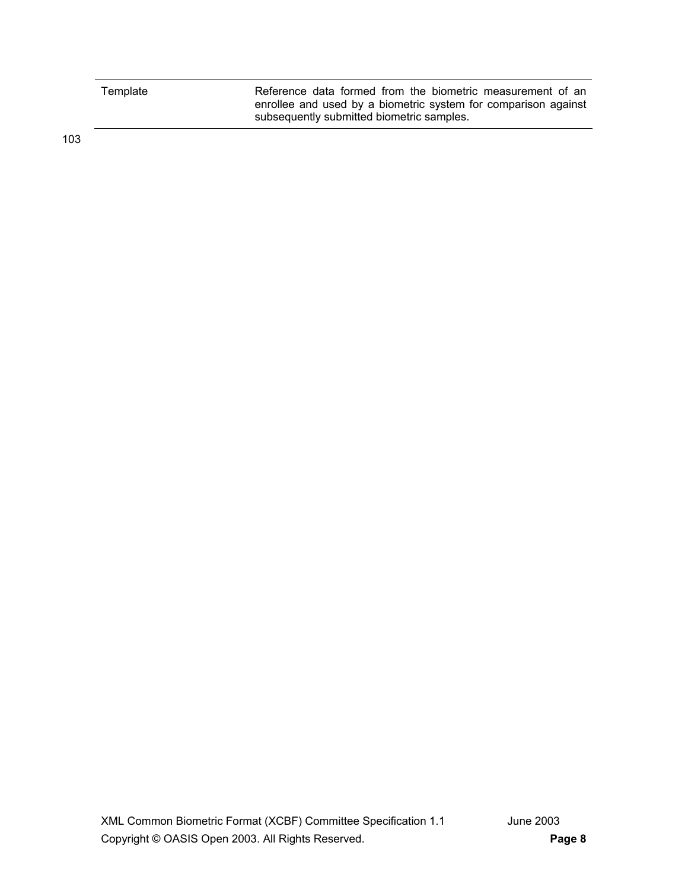| | |
|---|---|
| Template | Reference data formed from the biometric measurement of an enrollee and used by a biometric system for comparison against subsequently submitted biometric samples. |

103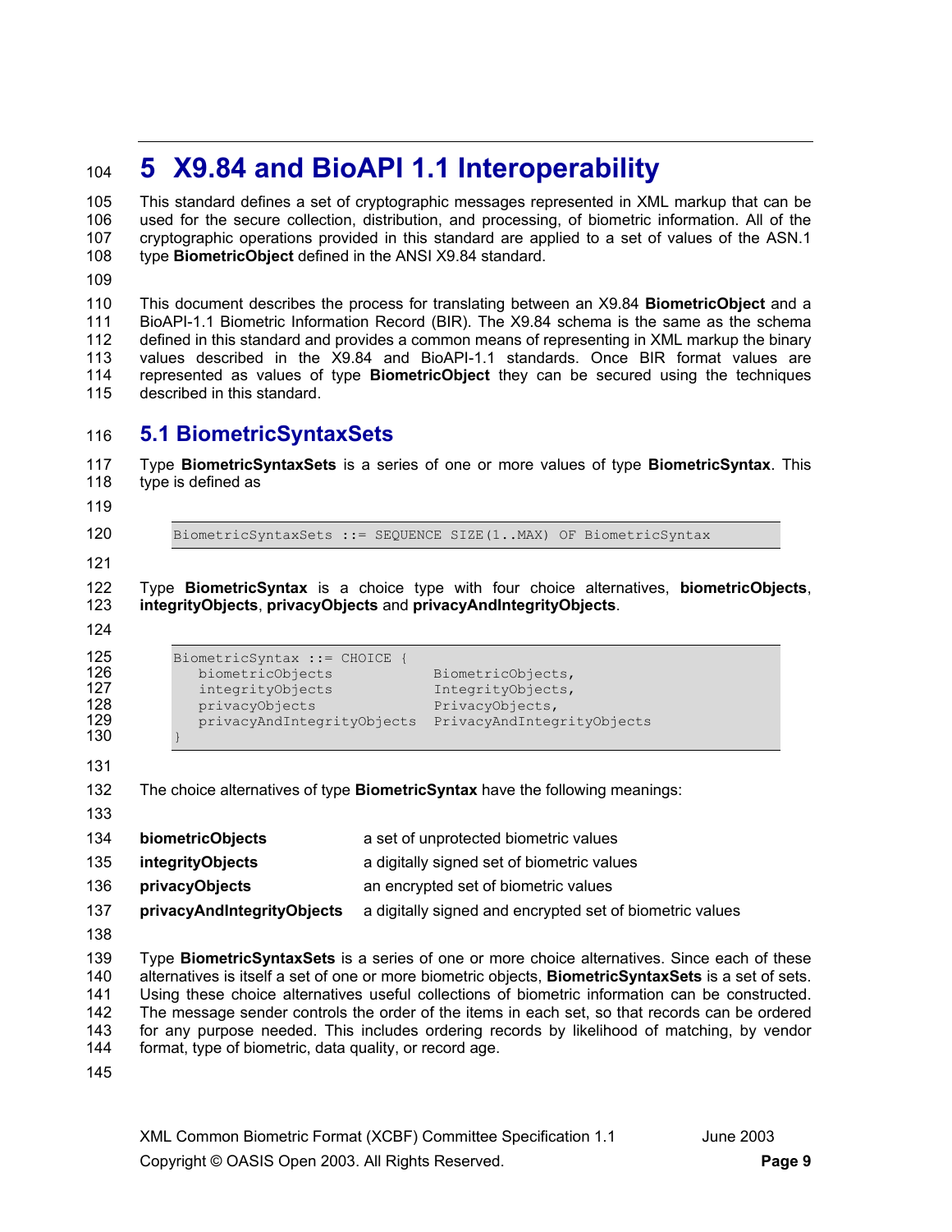# 5 X9.84 and BioAPI 1.1 Interoperability

This standard defines a set of cryptographic messages represented in XML markup that can be used for the secure collection, distribution, and processing, of biometric information. All of the cryptographic operations provided in this standard are applied to a set of values of the ASN.1 type **BiometricObject** defined in the ANSI X9.84 standard.

This document describes the process for translating between an X9.84 **BiometricObject** and a BioAPI-1.1 Biometric Information Record (BIR). The X9.84 schema is the same as the schema defined in this standard and provides a common means of representing in XML markup the binary values described in the X9.84 and BioAPI-1.1 standards. Once BIR format values are represented as values of type **BiometricObject** they can be secured using the techniques described in this standard.

## 5.1 BiometricSyntaxSets

Type **BiometricSyntaxSets** is a series of one or more values of type **BiometricSyntax**. This type is defined as

```
BiometricSyntaxSets ::= SEQUENCE SIZE(1..MAX) OF BiometricSyntax
```

Type **BiometricSyntax** is a choice type with four choice alternatives, **biometricObjects**, **integrityObjects**, **privacyObjects** and **privacyAndIntegrityObjects**.

```
BiometricSyntax ::= CHOICE {
   biometricObjects            BiometricObjects,
   integrityObjects            IntegrityObjects,
   privacyObjects              PrivacyObjects,
   privacyAndIntegrityObjects  PrivacyAndIntegrityObjects
}
```

The choice alternatives of type **BiometricSyntax** have the following meanings:

| | |
|---|---|
| **biometricObjects** | a set of unprotected biometric values |
| **integrityObjects** | a digitally signed set of biometric values |
| **privacyObjects** | an encrypted set of biometric values |
| **privacyAndIntegrityObjects** | a digitally signed and encrypted set of biometric values |

Type **BiometricSyntaxSets** is a series of one or more choice alternatives. Since each of these alternatives is itself a set of one or more biometric objects, **BiometricSyntaxSets** is a set of sets. Using these choice alternatives useful collections of biometric information can be constructed. The message sender controls the order of the items in each set, so that records can be ordered for any purpose needed. This includes ordering records by likelihood of matching, by vendor format, type of biometric, data quality, or record age.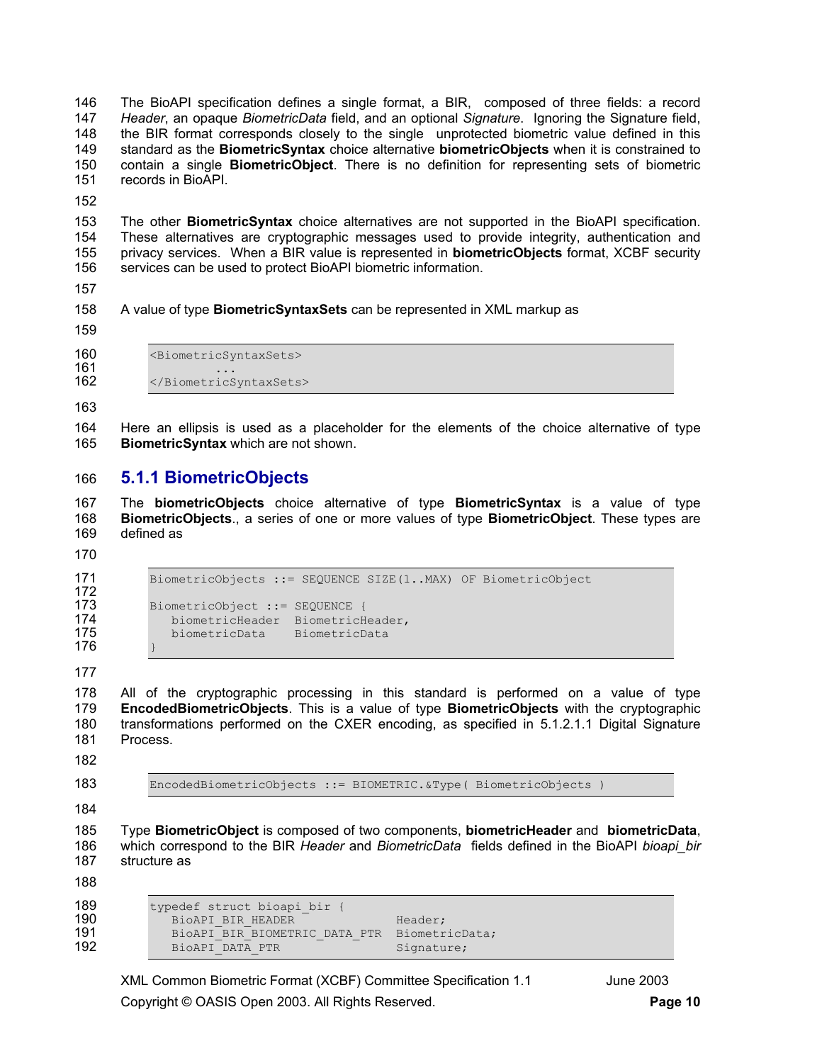The BioAPI specification defines a single format, a BIR, composed of three fields: a record *Header*, an opaque *BiometricData* field, and an optional *Signature*. Ignoring the Signature field, the BIR format corresponds closely to the single unprotected biometric value defined in this standard as the **BiometricSyntax** choice alternative **biometricObjects** when it is constrained to contain a single **BiometricObject**. There is no definition for representing sets of biometric records in BioAPI.

The other **BiometricSyntax** choice alternatives are not supported in the BioAPI specification. These alternatives are cryptographic messages used to provide integrity, authentication and privacy services. When a BIR value is represented in **biometricObjects** format, XCBF security services can be used to protect BioAPI biometric information.

A value of type **BiometricSyntaxSets** can be represented in XML markup as

```
<BiometricSyntaxSets>
      ...
</BiometricSyntaxSets>
```

Here an ellipsis is used as a placeholder for the elements of the choice alternative of type **BiometricSyntax** which are not shown.

### 5.1.1 BiometricObjects

The **biometricObjects** choice alternative of type **BiometricSyntax** is a value of type **BiometricObjects**., a series of one or more values of type **BiometricObject**. These types are defined as

```
BiometricObjects ::= SEQUENCE SIZE(1..MAX) OF BiometricObject

BiometricObject ::= SEQUENCE {
   biometricHeader  BiometricHeader,
   biometricData    BiometricData
}
```

All of the cryptographic processing in this standard is performed on a value of type **EncodedBiometricObjects**. This is a value of type **BiometricObjects** with the cryptographic transformations performed on the CXER encoding, as specified in 5.1.2.1.1 Digital Signature Process.

```
EncodedBiometricObjects ::= BIOMETRIC.&Type( BiometricObjects )
```

Type **BiometricObject** is composed of two components, **biometricHeader** and **biometricData**, which correspond to the BIR *Header* and *BiometricData* fields defined in the BioAPI *bioapi_bir* structure as

```
typedef struct bioapi_bir {
   BioAPI_BIR_HEADER             Header;
   BioAPI_BIR_BIOMETRIC_DATA_PTR BiometricData;
   BioAPI_DATA_PTR               Signature;
```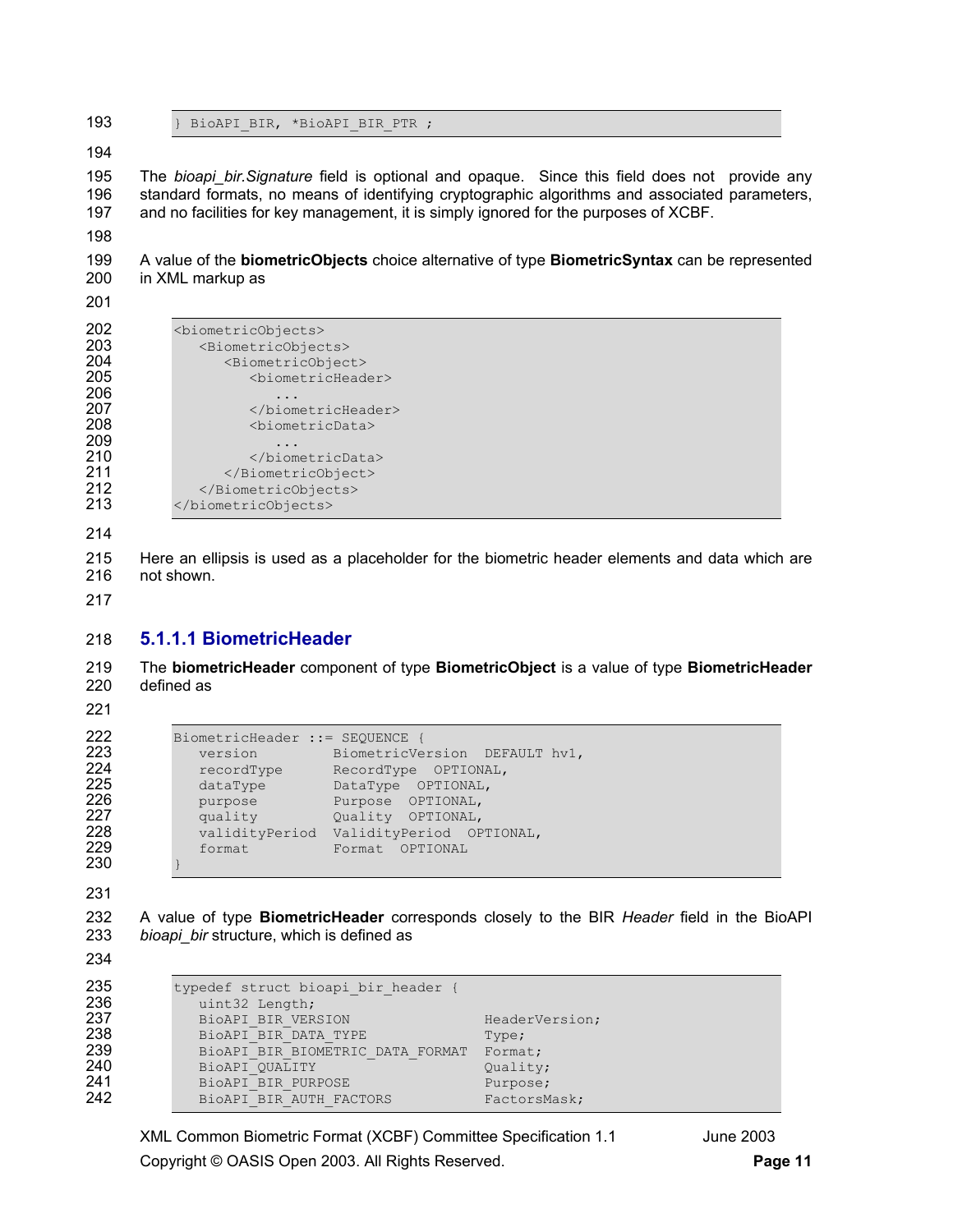```
} BioAPI_BIR, *BioAPI_BIR_PTR ;
```

The *bioapi_bir.Signature* field is optional and opaque. Since this field does not provide any standard formats, no means of identifying cryptographic algorithms and associated parameters, and no facilities for key management, it is simply ignored for the purposes of XCBF.

A value of the **biometricObjects** choice alternative of type **BiometricSyntax** can be represented in XML markup as

```
<biometricObjects>
   <BiometricObjects>
      <BiometricObject>
         <biometricHeader>
            ...
         </biometricHeader>
         <biometricData>
            ...
         </biometricData>
      </BiometricObject>
   </BiometricObjects>
</biometricObjects>
```

Here an ellipsis is used as a placeholder for the biometric header elements and data which are not shown.

#### 5.1.1.1 BiometricHeader

The **biometricHeader** component of type **BiometricObject** is a value of type **BiometricHeader** defined as

```
BiometricHeader ::= SEQUENCE {
   version         BiometricVersion  DEFAULT hv1,
   recordType      RecordType  OPTIONAL,
   dataType        DataType  OPTIONAL,
   purpose         Purpose  OPTIONAL,
   quality         Quality  OPTIONAL,
   validityPeriod  ValidityPeriod  OPTIONAL,
   format          Format  OPTIONAL
}
```

A value of type **BiometricHeader** corresponds closely to the BIR *Header* field in the BioAPI *bioapi_bir* structure, which is defined as

```
typedef struct bioapi_bir_header {
   uint32 Length;
   BioAPI_BIR_VERSION                HeaderVersion;
   BioAPI_BIR_DATA_TYPE              Type;
   BioAPI_BIR_BIOMETRIC_DATA_FORMAT  Format;
   BioAPI_QUALITY                    Quality;
   BioAPI_BIR_PURPOSE                Purpose;
   BioAPI_BIR_AUTH_FACTORS           FactorsMask;
```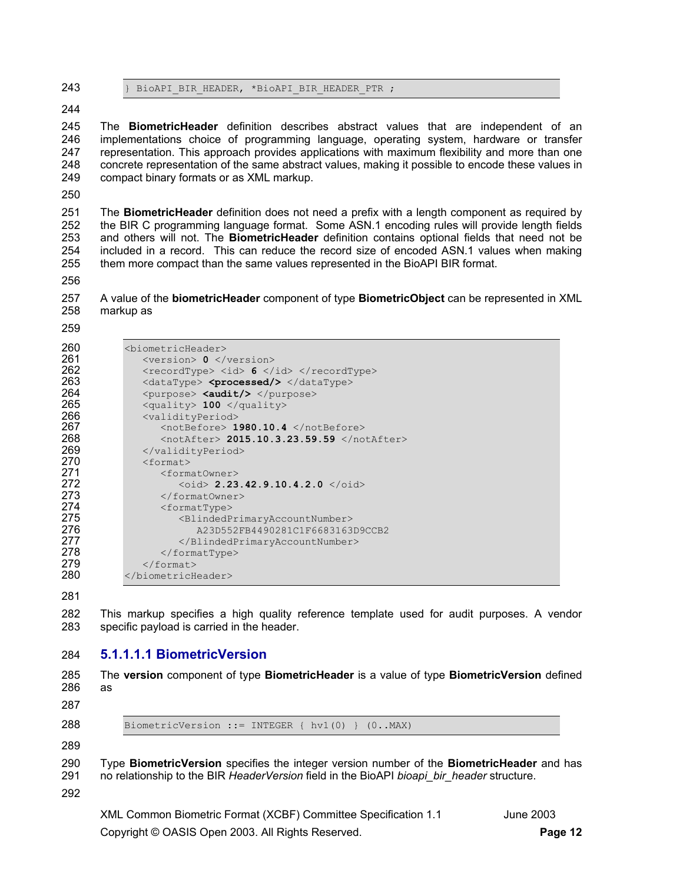```
} BioAPI_BIR_HEADER, *BioAPI_BIR_HEADER_PTR ;
```

The **BiometricHeader** definition describes abstract values that are independent of an implementations choice of programming language, operating system, hardware or transfer representation. This approach provides applications with maximum flexibility and more than one concrete representation of the same abstract values, making it possible to encode these values in compact binary formats or as XML markup.

The **BiometricHeader** definition does not need a prefix with a length component as required by the BIR C programming language format. Some ASN.1 encoding rules will provide length fields and others will not. The **BiometricHeader** definition contains optional fields that need not be included in a record. This can reduce the record size of encoded ASN.1 values when making them more compact than the same values represented in the BioAPI BIR format.

A value of the **biometricHeader** component of type **BiometricObject** can be represented in XML markup as

```
<biometricHeader>
   <version> 0 </version>
   <recordType> <id> 6 </id> </recordType>
   <dataType> <processed/> </dataType>
   <purpose> <audit/> </purpose>
   <quality> 100 </quality>
   <validityPeriod>
      <notBefore> 1980.10.4 </notBefore>
      <notAfter> 2015.10.3.23.59.59 </notAfter>
   </validityPeriod>
   <format>
      <formatOwner>
         <oid> 2.23.42.9.10.4.2.0 </oid>
      </formatOwner>
      <formatType>
         <BlindedPrimaryAccountNumber>
            A23D552FB4490281C1F6683163D9CCB2
         </BlindedPrimaryAccountNumber>
      </formatType>
   </format>
</biometricHeader>
```

This markup specifies a high quality reference template used for audit purposes. A vendor specific payload is carried in the header.

## 5.1.1.1.1 BiometricVersion

The **version** component of type **BiometricHeader** is a value of type **BiometricVersion** defined as

```
BiometricVersion ::= INTEGER { hv1(0) } (0..MAX)
```

Type **BiometricVersion** specifies the integer version number of the **BiometricHeader** and has no relationship to the BIR *HeaderVersion* field in the BioAPI *bioapi_bir_header* structure.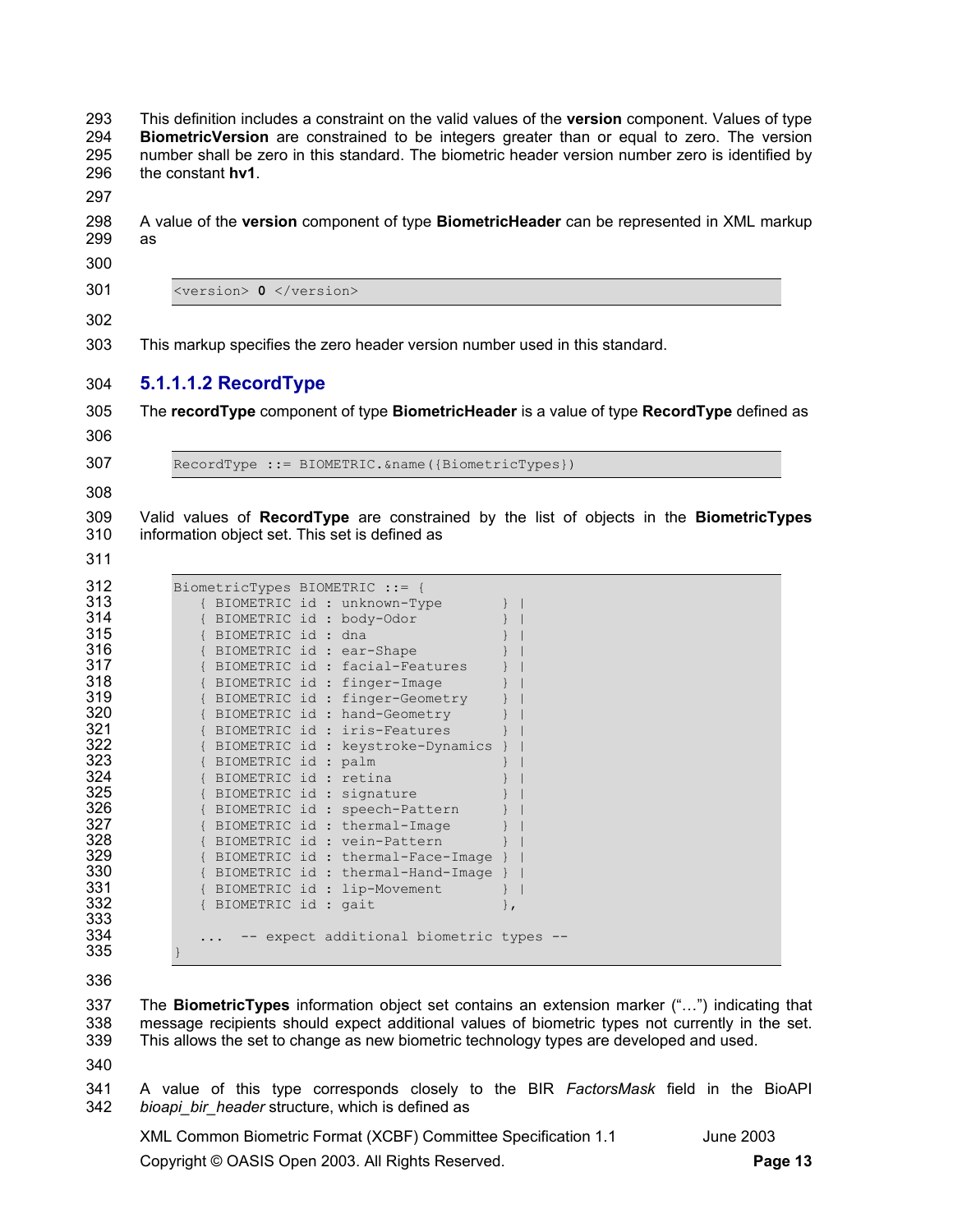This definition includes a constraint on the valid values of the **version** component. Values of type **BiometricVersion** are constrained to be integers greater than or equal to zero. The version number shall be zero in this standard. The biometric header version number zero is identified by the constant **hv1**.

A value of the **version** component of type **BiometricHeader** can be represented in XML markup as

```
<version> 0 </version>
```

This markup specifies the zero header version number used in this standard.

#### 5.1.1.1.2 RecordType

The **recordType** component of type **BiometricHeader** is a value of type **RecordType** defined as

```
RecordType ::= BIOMETRIC.&name({BiometricTypes})
```

Valid values of **RecordType** are constrained by the list of objects in the **BiometricTypes** information object set. This set is defined as

```
BiometricTypes BIOMETRIC ::= {
   { BIOMETRIC id : unknown-Type       } |
   { BIOMETRIC id : body-Odor          } |
   { BIOMETRIC id : dna                } |
   { BIOMETRIC id : ear-Shape          } |
   { BIOMETRIC id : facial-Features    } |
   { BIOMETRIC id : finger-Image       } |
   { BIOMETRIC id : finger-Geometry    } |
   { BIOMETRIC id : hand-Geometry      } |
   { BIOMETRIC id : iris-Features      } |
   { BIOMETRIC id : keystroke-Dynamics } |
   { BIOMETRIC id : palm               } |
   { BIOMETRIC id : retina             } |
   { BIOMETRIC id : signature          } |
   { BIOMETRIC id : speech-Pattern     } |
   { BIOMETRIC id : thermal-Image      } |
   { BIOMETRIC id : vein-Pattern       } |
   { BIOMETRIC id : thermal-Face-Image } |
   { BIOMETRIC id : thermal-Hand-Image } |
   { BIOMETRIC id : lip-Movement       } |
   { BIOMETRIC id : gait               },

   ...  -- expect additional biometric types --
}
```

The **BiometricTypes** information object set contains an extension marker ("…") indicating that message recipients should expect additional values of biometric types not currently in the set. This allows the set to change as new biometric technology types are developed and used.

A value of this type corresponds closely to the BIR *FactorsMask* field in the BioAPI *bioapi_bir_header* structure, which is defined as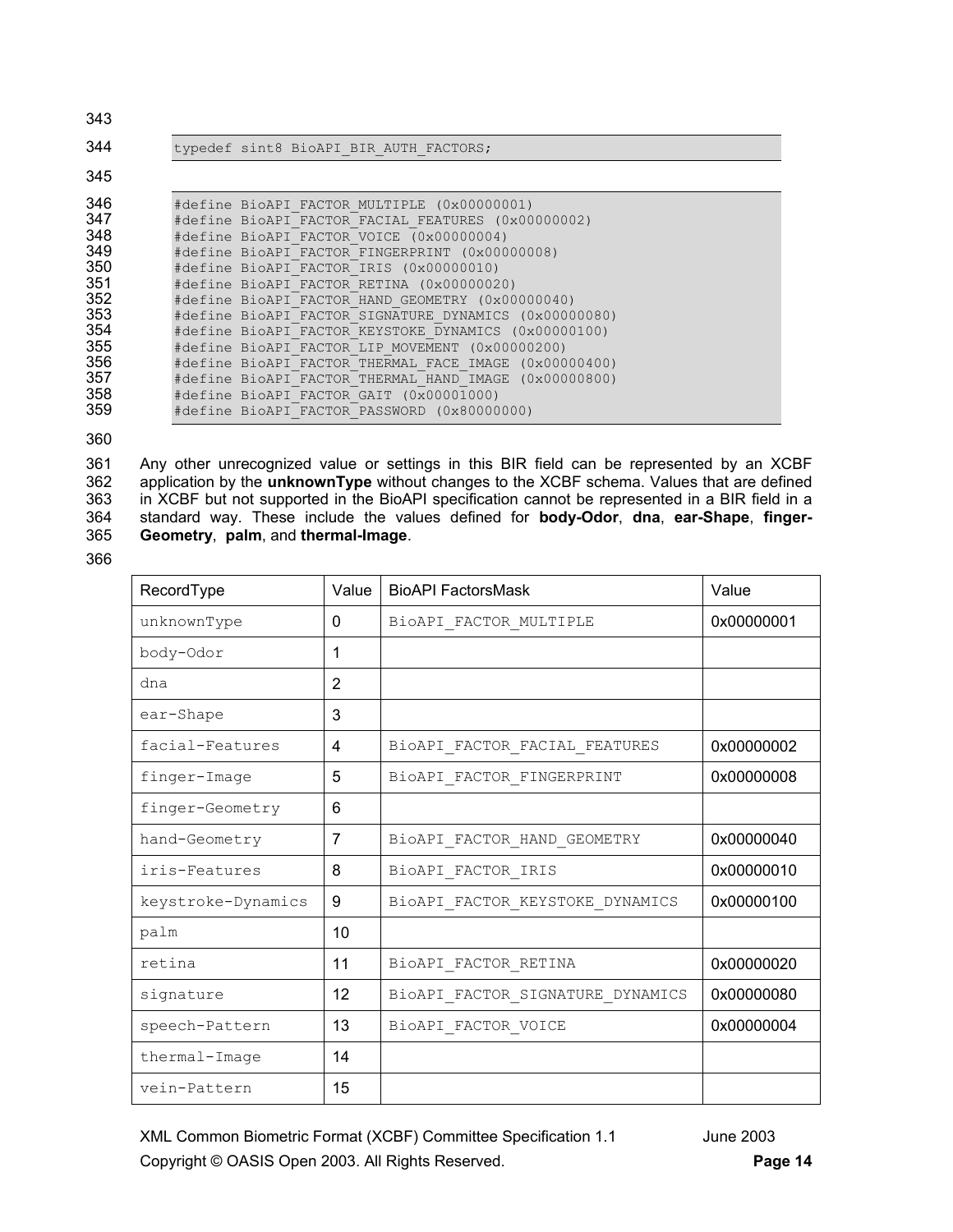```
typedef sint8 BioAPI_BIR_AUTH_FACTORS;
```

```
#define BioAPI_FACTOR_MULTIPLE (0x00000001)
#define BioAPI_FACTOR_FACIAL_FEATURES (0x00000002)
#define BioAPI_FACTOR_VOICE (0x00000004)
#define BioAPI_FACTOR_FINGERPRINT (0x00000008)
#define BioAPI_FACTOR_IRIS (0x00000010)
#define BioAPI_FACTOR_RETINA (0x00000020)
#define BioAPI_FACTOR_HAND_GEOMETRY (0x00000040)
#define BioAPI_FACTOR_SIGNATURE_DYNAMICS (0x00000080)
#define BioAPI_FACTOR_KEYSTOKE_DYNAMICS (0x00000100)
#define BioAPI_FACTOR_LIP_MOVEMENT (0x00000200)
#define BioAPI_FACTOR_THERMAL_FACE_IMAGE (0x00000400)
#define BioAPI_FACTOR_THERMAL_HAND_IMAGE (0x00000800)
#define BioAPI_FACTOR_GAIT (0x00001000)
#define BioAPI_FACTOR_PASSWORD (0x80000000)
```

Any other unrecognized value or settings in this BIR field can be represented by an XCBF application by the **unknownType** without changes to the XCBF schema. Values that are defined in XCBF but not supported in the BioAPI specification cannot be represented in a BIR field in a standard way. These include the values defined for **body-Odor**, **dna**, **ear-Shape**, **finger-Geometry**, **palm**, and **thermal-Image**.

| RecordType | Value | BioAPI FactorsMask | Value |
|---|---|---|---|
| unknownType | 0 | BioAPI_FACTOR_MULTIPLE | 0x00000001 |
| body-Odor | 1 | | |
| dna | 2 | | |
| ear-Shape | 3 | | |
| facial-Features | 4 | BioAPI_FACTOR_FACIAL_FEATURES | 0x00000002 |
| finger-Image | 5 | BioAPI_FACTOR_FINGERPRINT | 0x00000008 |
| finger-Geometry | 6 | | |
| hand-Geometry | 7 | BioAPI_FACTOR_HAND_GEOMETRY | 0x00000040 |
| iris-Features | 8 | BioAPI_FACTOR_IRIS | 0x00000010 |
| keystroke-Dynamics | 9 | BioAPI_FACTOR_KEYSTOKE_DYNAMICS | 0x00000100 |
| palm | 10 | | |
| retina | 11 | BioAPI_FACTOR_RETINA | 0x00000020 |
| signature | 12 | BioAPI_FACTOR_SIGNATURE_DYNAMICS | 0x00000080 |
| speech-Pattern | 13 | BioAPI_FACTOR_VOICE | 0x00000004 |
| thermal-Image | 14 | | |
| vein-Pattern | 15 | | |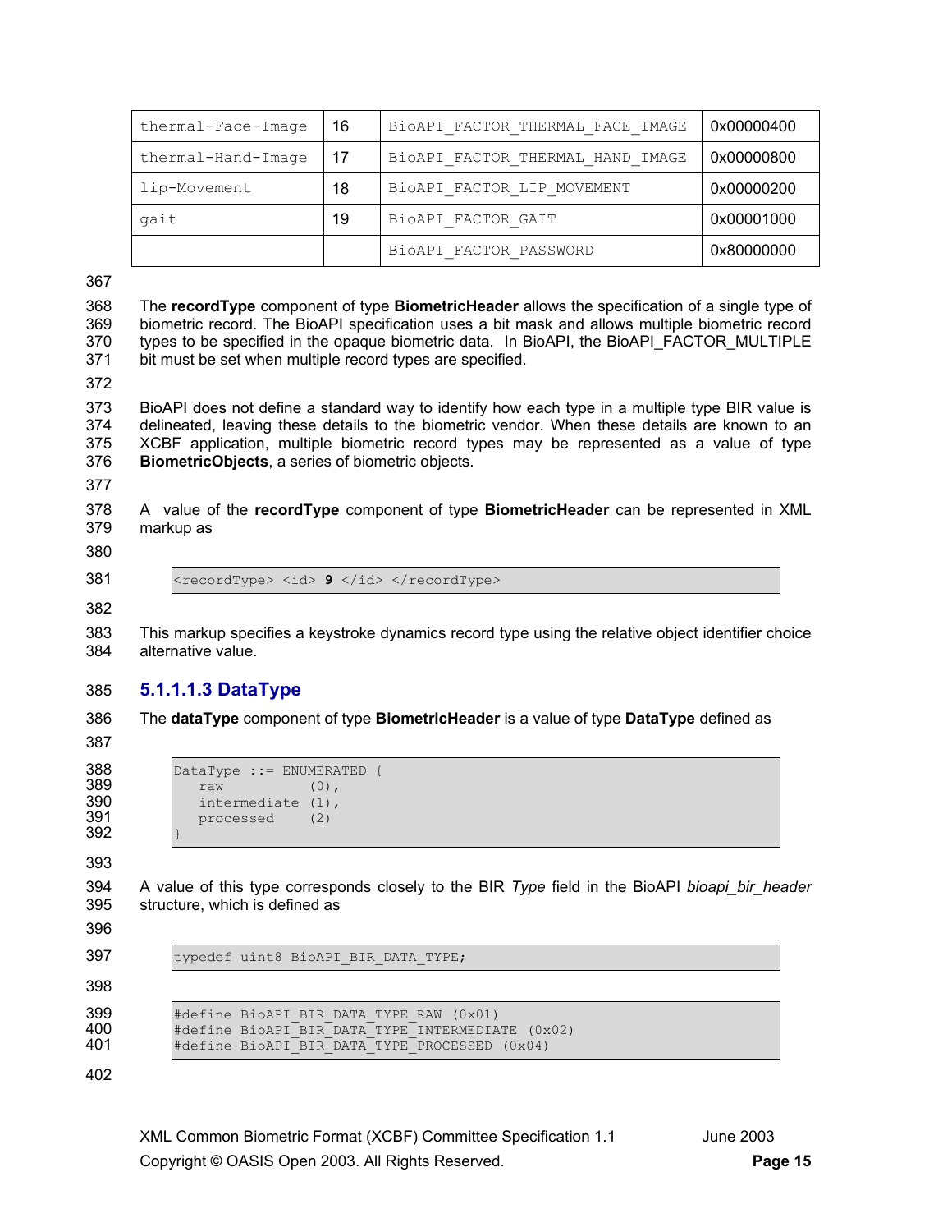| thermal-Face-Image | 16 | BioAPI_FACTOR_THERMAL_FACE_IMAGE | 0x00000400 |
|---|---|---|---|
| thermal-Hand-Image | 17 | BioAPI_FACTOR_THERMAL_HAND_IMAGE | 0x00000800 |
| lip-Movement | 18 | BioAPI_FACTOR_LIP_MOVEMENT | 0x00000200 |
| gait | 19 | BioAPI_FACTOR_GAIT | 0x00001000 |
| | | BioAPI_FACTOR_PASSWORD | 0x80000000 |

The **recordType** component of type **BiometricHeader** allows the specification of a single type of biometric record. The BioAPI specification uses a bit mask and allows multiple biometric record types to be specified in the opaque biometric data. In BioAPI, the BioAPI_FACTOR_MULTIPLE bit must be set when multiple record types are specified.

BioAPI does not define a standard way to identify how each type in a multiple type BIR value is delineated, leaving these details to the biometric vendor. When these details are known to an XCBF application, multiple biometric record types may be represented as a value of type **BiometricObjects**, a series of biometric objects.

A value of the **recordType** component of type **BiometricHeader** can be represented in XML markup as

```
<recordType> <id> 9 </id> </recordType>
```

This markup specifies a keystroke dynamics record type using the relative object identifier choice alternative value.

##### 5.1.1.1.3 DataType

The **dataType** component of type **BiometricHeader** is a value of type **DataType** defined as

```
DataType ::= ENUMERATED {
   raw          (0),
   intermediate (1),
   processed    (2)
}
```

A value of this type corresponds closely to the BIR *Type* field in the BioAPI *bioapi_bir_header* structure, which is defined as

```
typedef uint8 BioAPI_BIR_DATA_TYPE;
```

```
#define BioAPI_BIR_DATA_TYPE_RAW (0x01)
#define BioAPI_BIR_DATA_TYPE_INTERMEDIATE (0x02)
#define BioAPI_BIR_DATA_TYPE_PROCESSED (0x04)
```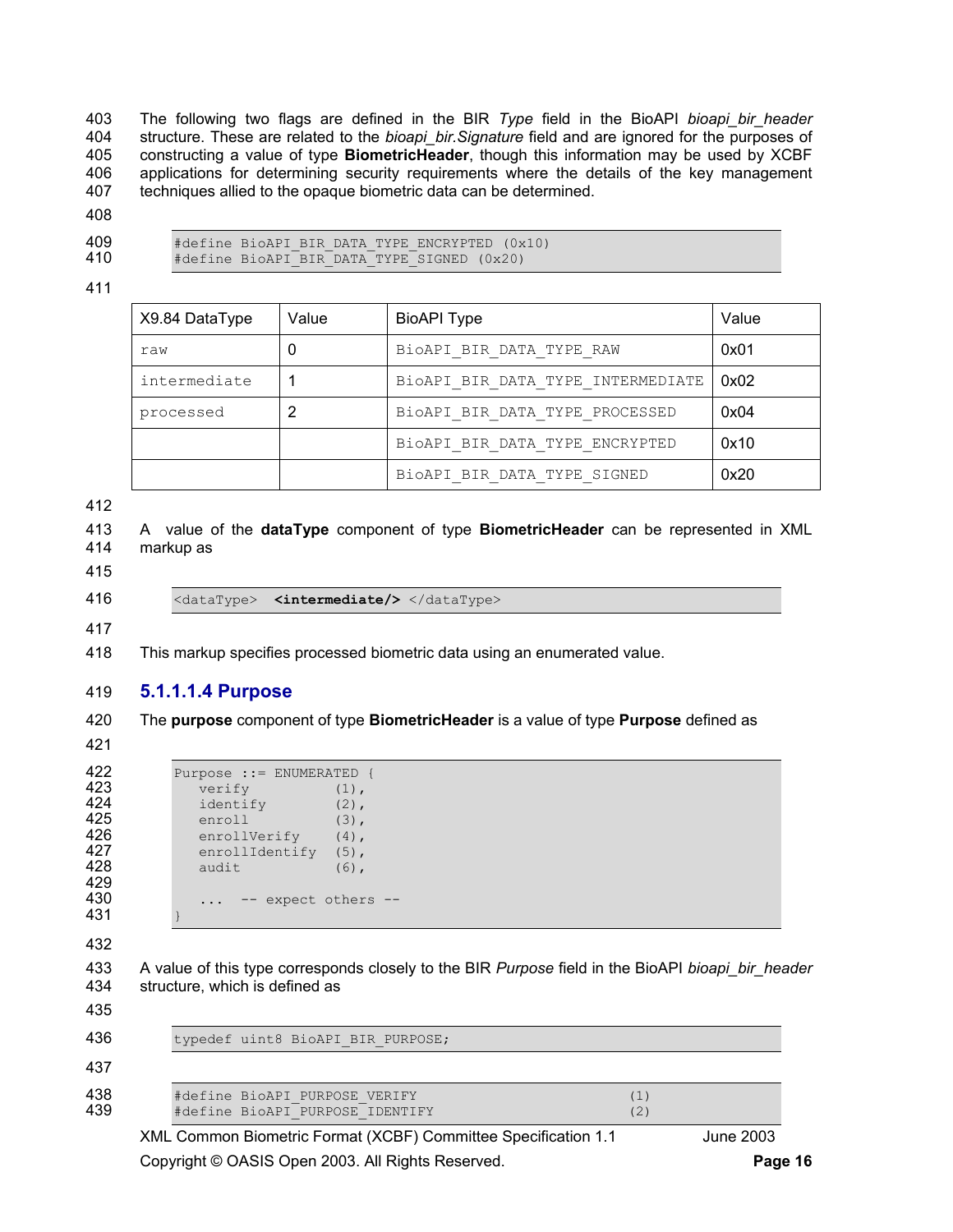The following two flags are defined in the BIR *Type* field in the BioAPI *bioapi_bir_header* structure. These are related to the *bioapi_bir.Signature* field and are ignored for the purposes of constructing a value of type **BiometricHeader**, though this information may be used by XCBF applications for determining security requirements where the details of the key management techniques allied to the opaque biometric data can be determined.

```
#define BioAPI_BIR_DATA_TYPE_ENCRYPTED (0x10)
#define BioAPI_BIR_DATA_TYPE_SIGNED (0x20)
```

| X9.84 DataType | Value | BioAPI Type | Value |
|---|---|---|---|
| raw | 0 | BioAPI_BIR_DATA_TYPE_RAW | 0x01 |
| intermediate | 1 | BioAPI_BIR_DATA_TYPE_INTERMEDIATE | 0x02 |
| processed | 2 | BioAPI_BIR_DATA_TYPE_PROCESSED | 0x04 |
| | | BioAPI_BIR_DATA_TYPE_ENCRYPTED | 0x10 |
| | | BioAPI_BIR_DATA_TYPE_SIGNED | 0x20 |

A value of the **dataType** component of type **BiometricHeader** can be represented in XML markup as

```
<dataType>  <intermediate/> </dataType>
```

This markup specifies processed biometric data using an enumerated value.

#### 5.1.1.1.4 Purpose

The **purpose** component of type **BiometricHeader** is a value of type **Purpose** defined as

```
Purpose ::= ENUMERATED {
   verify          (1),
   identify        (2),
   enroll          (3),
   enrollVerify    (4),
   enrollIdentify  (5),
   audit           (6),

   ...  -- expect others --
}
```

A value of this type corresponds closely to the BIR *Purpose* field in the BioAPI *bioapi_bir_header* structure, which is defined as

```
typedef uint8 BioAPI_BIR_PURPOSE;
```

```
#define BioAPI_PURPOSE_VERIFY                              (1)
#define BioAPI_PURPOSE_IDENTIFY                            (2)
```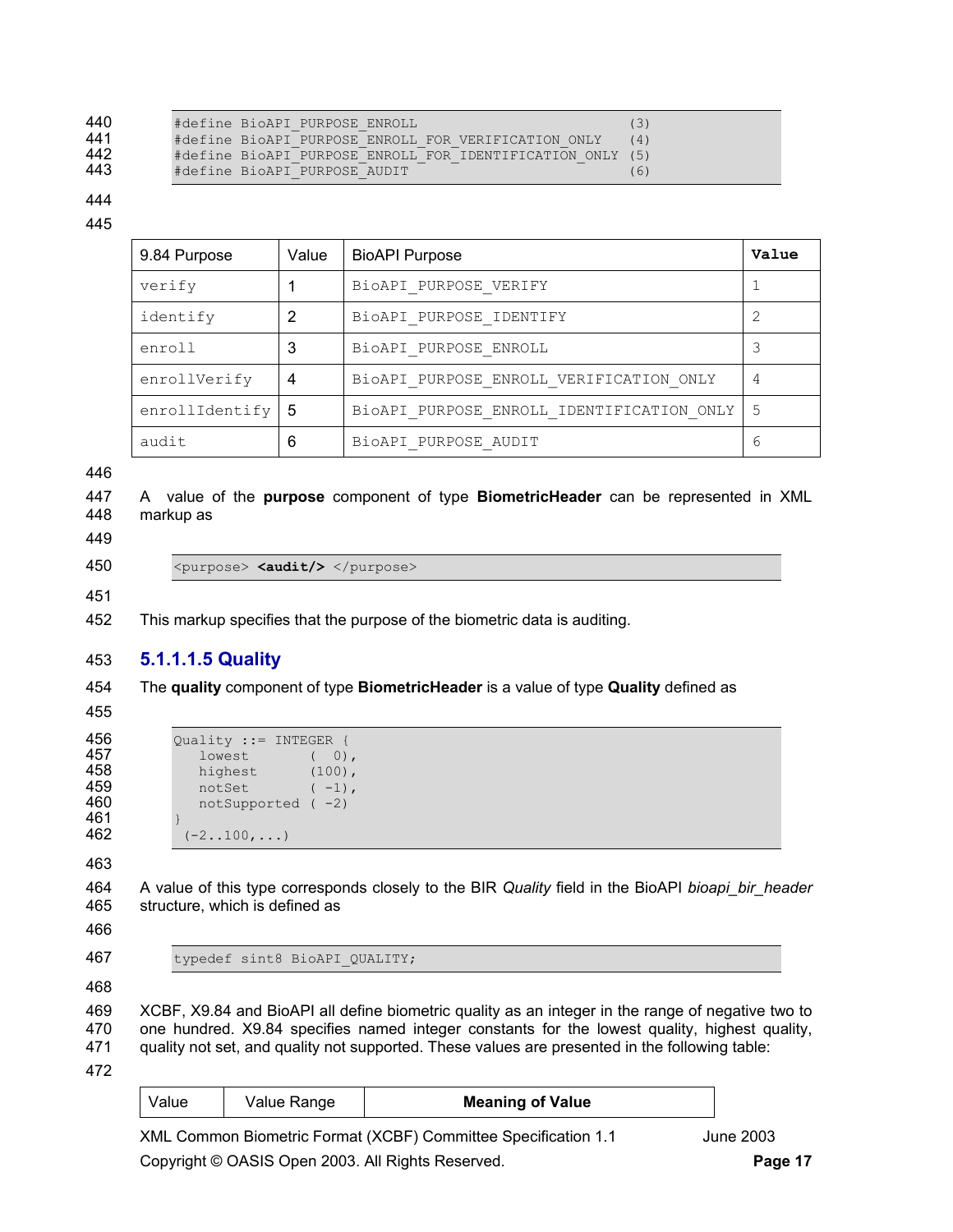```
#define BioAPI_PURPOSE_ENROLL                         (3)
#define BioAPI_PURPOSE_ENROLL_FOR_VERIFICATION_ONLY   (4)
#define BioAPI_PURPOSE_ENROLL_FOR_IDENTIFICATION_ONLY (5)
#define BioAPI_PURPOSE_AUDIT                          (6)
```

| 9.84 Purpose | Value | BioAPI Purpose | **Value** |
|---|---|---|---|
| verify | 1 | BioAPI_PURPOSE_VERIFY | 1 |
| identify | 2 | BioAPI_PURPOSE_IDENTIFY | 2 |
| enroll | 3 | BioAPI_PURPOSE_ENROLL | 3 |
| enrollVerify | 4 | BioAPI_PURPOSE_ENROLL_VERIFICATION_ONLY | 4 |
| enrollIdentify | 5 | BioAPI_PURPOSE_ENROLL_IDENTIFICATION_ONLY | 5 |
| audit | 6 | BioAPI_PURPOSE_AUDIT | 6 |

A value of the **purpose** component of type **BiometricHeader** can be represented in XML markup as

```
<purpose> <audit/> </purpose>
```

This markup specifies that the purpose of the biometric data is auditing.

#### 5.1.1.1.5 Quality

The **quality** component of type **BiometricHeader** is a value of type **Quality** defined as

```
Quality ::= INTEGER {
   lowest       (  0),
   highest      (100),
   notSet       ( -1),
   notSupported ( -2)
}
 (-2..100,...)
```

A value of this type corresponds closely to the BIR *Quality* field in the BioAPI *bioapi_bir_header* structure, which is defined as

```
typedef sint8 BioAPI_QUALITY;
```

XCBF, X9.84 and BioAPI all define biometric quality as an integer in the range of negative two to one hundred. X9.84 specifies named integer constants for the lowest quality, highest quality, quality not set, and quality not supported. These values are presented in the following table:

| Value | Value Range | **Meaning of Value** |
|---|---|---|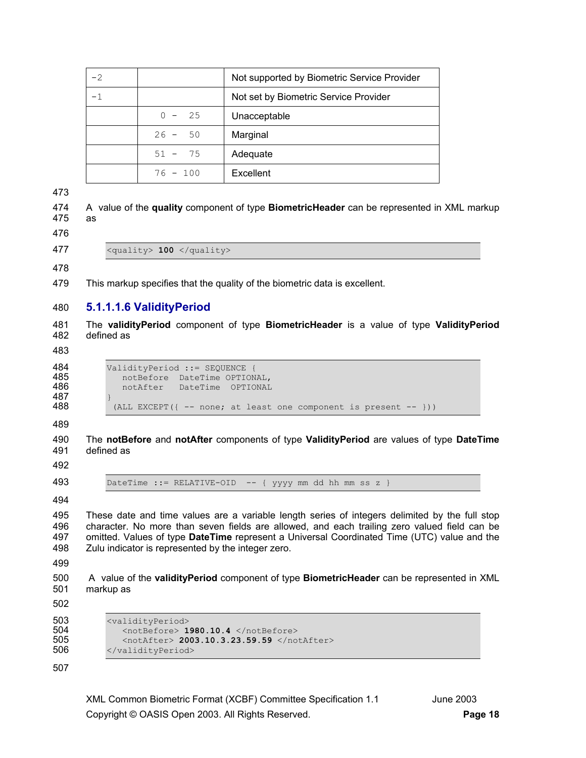| | | |
|---|---|---|
| -2 | | Not supported by Biometric Service Provider |
| -1 | | Not set by Biometric Service Provider |
| | 0 - 25 | Unacceptable |
| | 26 - 50 | Marginal |
| | 51 - 75 | Adequate |
| | 76 - 100 | Excellent |

A value of the **quality** component of type **BiometricHeader** can be represented in XML markup as

```
<quality> 100 </quality>
```

This markup specifies that the quality of the biometric data is excellent.

#### 5.1.1.1.6 ValidityPeriod

The **validityPeriod** component of type **BiometricHeader** is a value of type **ValidityPeriod** defined as

```
ValidityPeriod ::= SEQUENCE {
   notBefore  DateTime OPTIONAL,
   notAfter   DateTime  OPTIONAL
}
 (ALL EXCEPT({ -- none; at least one component is present -- }))
```

The **notBefore** and **notAfter** components of type **ValidityPeriod** are values of type **DateTime** defined as

```
DateTime ::= RELATIVE-OID  -- { yyyy mm dd hh mm ss z }
```

These date and time values are a variable length series of integers delimited by the full stop character. No more than seven fields are allowed, and each trailing zero valued field can be omitted. Values of type **DateTime** represent a Universal Coordinated Time (UTC) value and the Zulu indicator is represented by the integer zero.

A value of the **validityPeriod** component of type **BiometricHeader** can be represented in XML markup as

```
<validityPeriod>
   <notBefore> 1980.10.4 </notBefore>
   <notAfter> 2003.10.3.23.59.59 </notAfter>
</validityPeriod>
```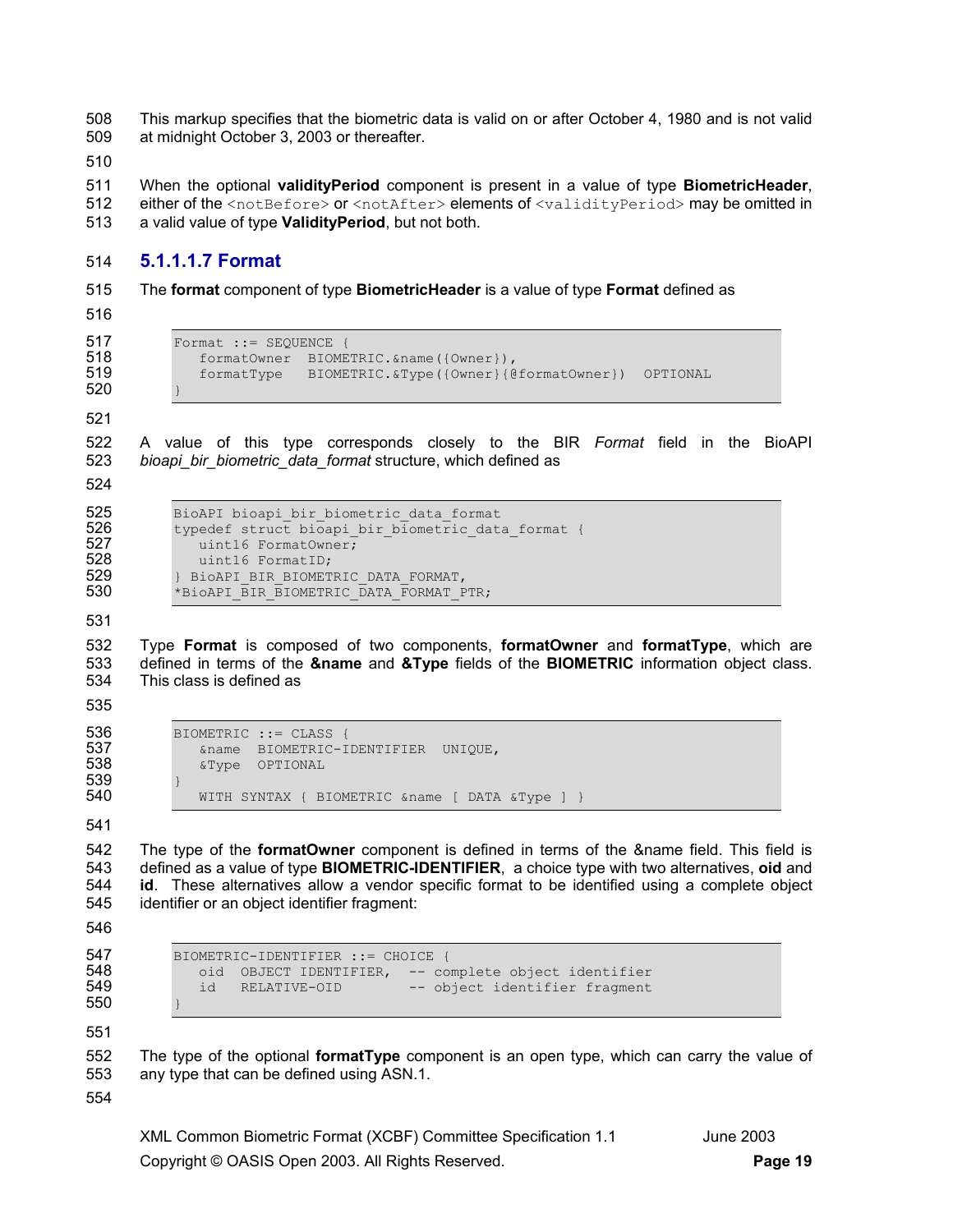This markup specifies that the biometric data is valid on or after October 4, 1980 and is not valid at midnight October 3, 2003 or thereafter.

When the optional **validityPeriod** component is present in a value of type **BiometricHeader**, either of the `<notBefore>` or `<notAfter>` elements of `<validityPeriod>` may be omitted in a valid value of type **ValidityPeriod**, but not both.

#### 5.1.1.1.7 Format

The **format** component of type **BiometricHeader** is a value of type **Format** defined as

```
Format ::= SEQUENCE {
   formatOwner  BIOMETRIC.&name({Owner}),
   formatType   BIOMETRIC.&Type({Owner}{@formatOwner})  OPTIONAL
}
```

A value of this type corresponds closely to the BIR *Format* field in the BioAPI *bioapi_bir_biometric_data_format* structure, which defined as

```
BioAPI bioapi_bir_biometric_data_format
typedef struct bioapi_bir_biometric_data_format {
   uint16 FormatOwner;
   uint16 FormatID;
} BioAPI_BIR_BIOMETRIC_DATA_FORMAT,
*BioAPI_BIR_BIOMETRIC_DATA_FORMAT_PTR;
```

Type **Format** is composed of two components, **formatOwner** and **formatType**, which are defined in terms of the **&name** and **&Type** fields of the **BIOMETRIC** information object class. This class is defined as

```
BIOMETRIC ::= CLASS {
   &name  BIOMETRIC-IDENTIFIER  UNIQUE,
   &Type  OPTIONAL
}
   WITH SYNTAX { BIOMETRIC &name [ DATA &Type ] }
```

The type of the **formatOwner** component is defined in terms of the &name field. This field is defined as a value of type **BIOMETRIC-IDENTIFIER**, a choice type with two alternatives, **oid** and **id**. These alternatives allow a vendor specific format to be identified using a complete object identifier or an object identifier fragment:

```
BIOMETRIC-IDENTIFIER ::= CHOICE {
   oid  OBJECT IDENTIFIER,  -- complete object identifier
   id   RELATIVE-OID        -- object identifier fragment
}
```

The type of the optional **formatType** component is an open type, which can carry the value of any type that can be defined using ASN.1.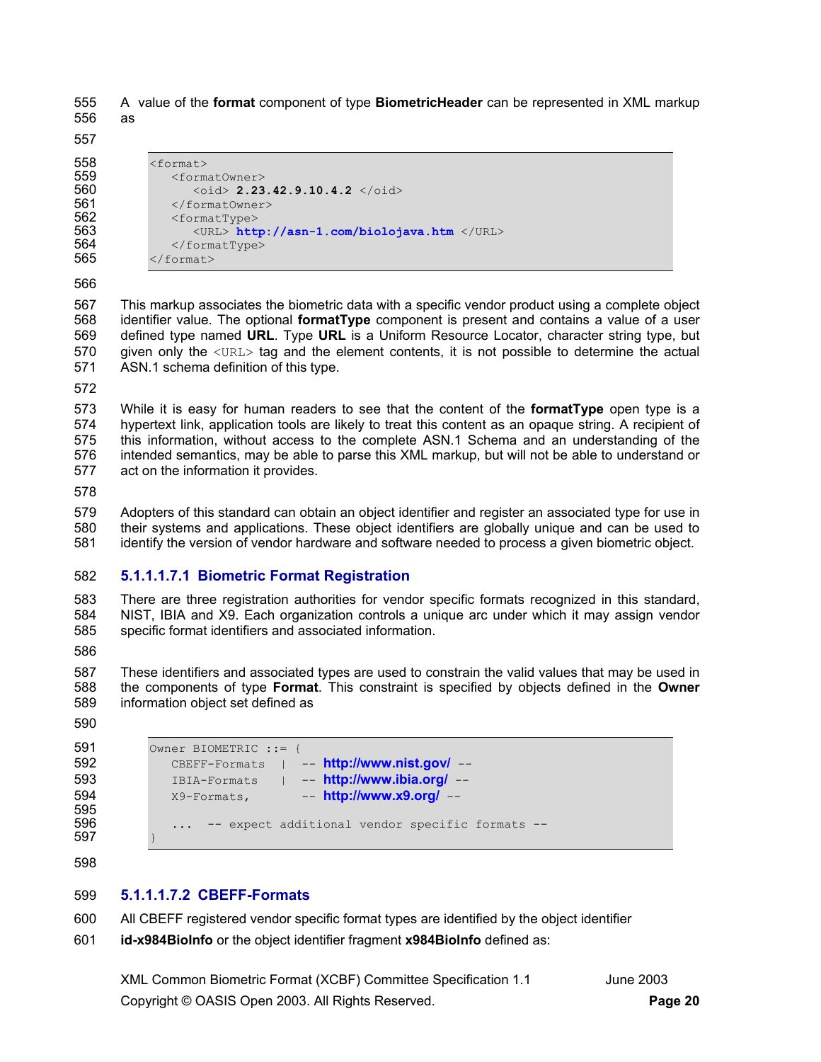A value of the **format** component of type **BiometricHeader** can be represented in XML markup as

```
<format>
   <formatOwner>
      <oid> 2.23.42.9.10.4.2 </oid>
   </formatOwner>
   <formatType>
      <URL> http://asn-1.com/biolojava.htm </URL>
   </formatType>
</format>
```

This markup associates the biometric data with a specific vendor product using a complete object identifier value. The optional **formatType** component is present and contains a value of a user defined type named **URL**. Type **URL** is a Uniform Resource Locator, character string type, but given only the `<URL>` tag and the element contents, it is not possible to determine the actual ASN.1 schema definition of this type.

While it is easy for human readers to see that the content of the **formatType** open type is a hypertext link, application tools are likely to treat this content as an opaque string. A recipient of this information, without access to the complete ASN.1 Schema and an understanding of the intended semantics, may be able to parse this XML markup, but will not be able to understand or act on the information it provides.

Adopters of this standard can obtain an object identifier and register an associated type for use in their systems and applications. These object identifiers are globally unique and can be used to identify the version of vendor hardware and software needed to process a given biometric object.

##### 5.1.1.1.7.1 Biometric Format Registration

There are three registration authorities for vendor specific formats recognized in this standard, NIST, IBIA and X9. Each organization controls a unique arc under which it may assign vendor specific format identifiers and associated information.

These identifiers and associated types are used to constrain the valid values that may be used in the components of type **Format**. This constraint is specified by objects defined in the **Owner** information object set defined as

```
Owner BIOMETRIC ::= {
   CBEFF-Formats  |  -- http://www.nist.gov/ --
   IBIA-Formats   |  -- http://www.ibia.org/ --
   X9-Formats,       -- http://www.x9.org/ --

   ...  -- expect additional vendor specific formats --
}
```

##### 5.1.1.1.7.2 CBEFF-Formats

All CBEFF registered vendor specific format types are identified by the object identifier **id-x984BioInfo** or the object identifier fragment **x984BioInfo** defined as: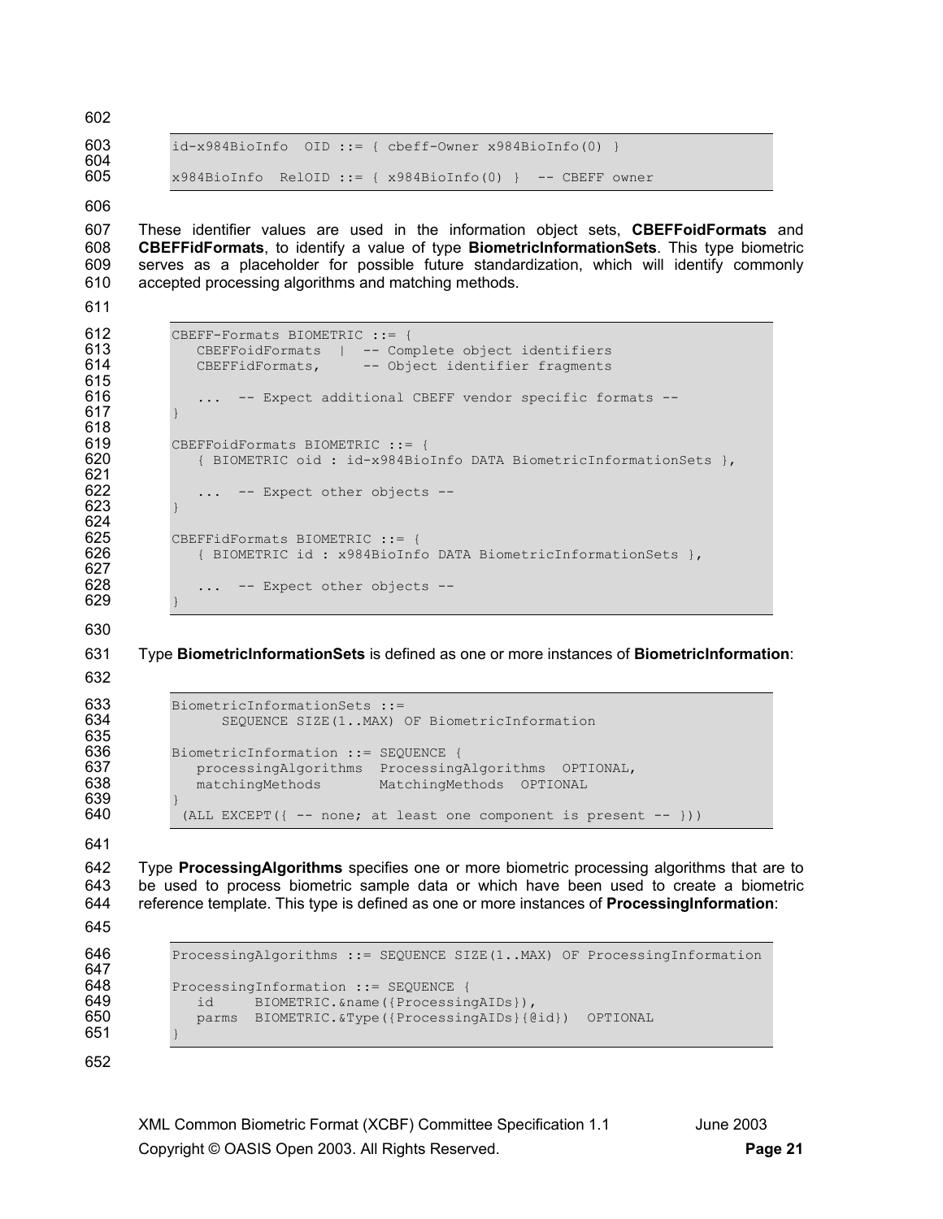```
id-x984BioInfo  OID ::= { cbeff-Owner x984BioInfo(0) }

x984BioInfo  RelOID ::= { x984BioInfo(0) }  -- CBEFF owner
```

These identifier values are used in the information object sets, **CBEFFoidFormats** and **CBEFFidFormats**, to identify a value of type **BiometricInformationSets**. This type biometric serves as a placeholder for possible future standardization, which will identify commonly accepted processing algorithms and matching methods.

```
CBEFF-Formats BIOMETRIC ::= {
   CBEFFoidFormats  |  -- Complete object identifiers
   CBEFFidFormats,     -- Object identifier fragments

   ...  -- Expect additional CBEFF vendor specific formats --
}

CBEFFoidFormats BIOMETRIC ::= {
   { BIOMETRIC oid : id-x984BioInfo DATA BiometricInformationSets },

   ...  -- Expect other objects --
}

CBEFFidFormats BIOMETRIC ::= {
   { BIOMETRIC id : x984BioInfo DATA BiometricInformationSets },

   ...  -- Expect other objects --
}
```

Type **BiometricInformationSets** is defined as one or more instances of **BiometricInformation**:

```
BiometricInformationSets ::=
      SEQUENCE SIZE(1..MAX) OF BiometricInformation

BiometricInformation ::= SEQUENCE {
   processingAlgorithms  ProcessingAlgorithms  OPTIONAL,
   matchingMethods       MatchingMethods  OPTIONAL
}
 (ALL EXCEPT({ -- none; at least one component is present -- }))
```

Type **ProcessingAlgorithms** specifies one or more biometric processing algorithms that are to be used to process biometric sample data or which have been used to create a biometric reference template. This type is defined as one or more instances of **ProcessingInformation**:

```
ProcessingAlgorithms ::= SEQUENCE SIZE(1..MAX) OF ProcessingInformation

ProcessingInformation ::= SEQUENCE {
   id     BIOMETRIC.&name({ProcessingAIDs}),
   parms  BIOMETRIC.&Type({ProcessingAIDs}{@id})  OPTIONAL
}
```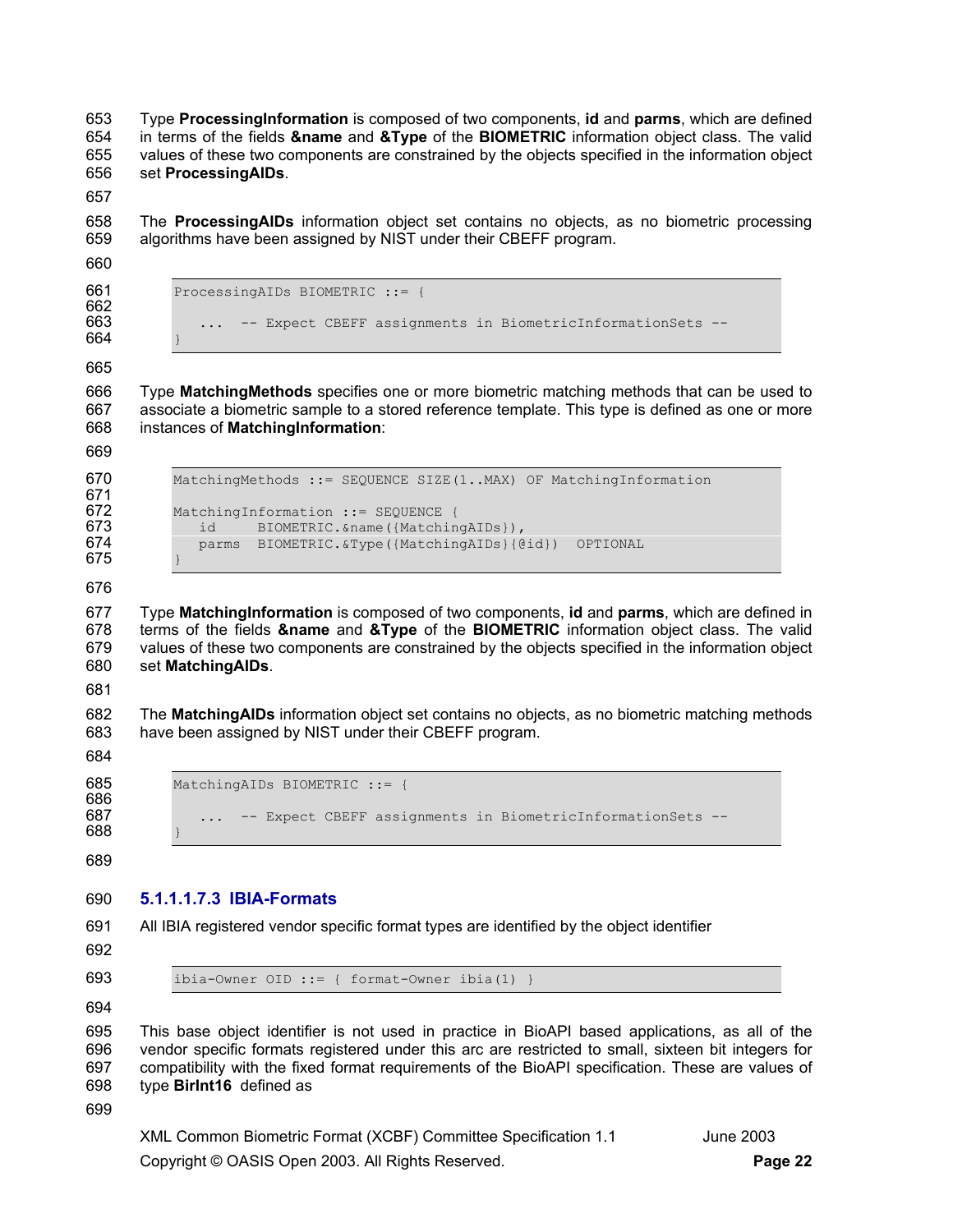Type **ProcessingInformation** is composed of two components, **id** and **parms**, which are defined in terms of the fields **&name** and **&Type** of the **BIOMETRIC** information object class. The valid values of these two components are constrained by the objects specified in the information object set **ProcessingAIDs**.

The **ProcessingAIDs** information object set contains no objects, as no biometric processing algorithms have been assigned by NIST under their CBEFF program.

```
ProcessingAIDs BIOMETRIC ::= {

   ...  -- Expect CBEFF assignments in BiometricInformationSets --
}
```

Type **MatchingMethods** specifies one or more biometric matching methods that can be used to associate a biometric sample to a stored reference template. This type is defined as one or more instances of **MatchingInformation**:

```
MatchingMethods ::= SEQUENCE SIZE(1..MAX) OF MatchingInformation

MatchingInformation ::= SEQUENCE {
   id     BIOMETRIC.&name({MatchingAIDs}),
   parms  BIOMETRIC.&Type({MatchingAIDs}{@id})  OPTIONAL
}
```

Type **MatchingInformation** is composed of two components, **id** and **parms**, which are defined in terms of the fields **&name** and **&Type** of the **BIOMETRIC** information object class. The valid values of these two components are constrained by the objects specified in the information object set **MatchingAIDs**.

The **MatchingAIDs** information object set contains no objects, as no biometric matching methods have been assigned by NIST under their CBEFF program.

```
MatchingAIDs BIOMETRIC ::= {

   ...  -- Expect CBEFF assignments in BiometricInformationSets --
}
```

##### 5.1.1.1.7.3 IBIA-Formats

All IBIA registered vendor specific format types are identified by the object identifier

```
ibia-Owner OID ::= { format-Owner ibia(1) }
```

This base object identifier is not used in practice in BioAPI based applications, as all of the vendor specific formats registered under this arc are restricted to small, sixteen bit integers for compatibility with the fixed format requirements of the BioAPI specification. These are values of type **BirInt16** defined as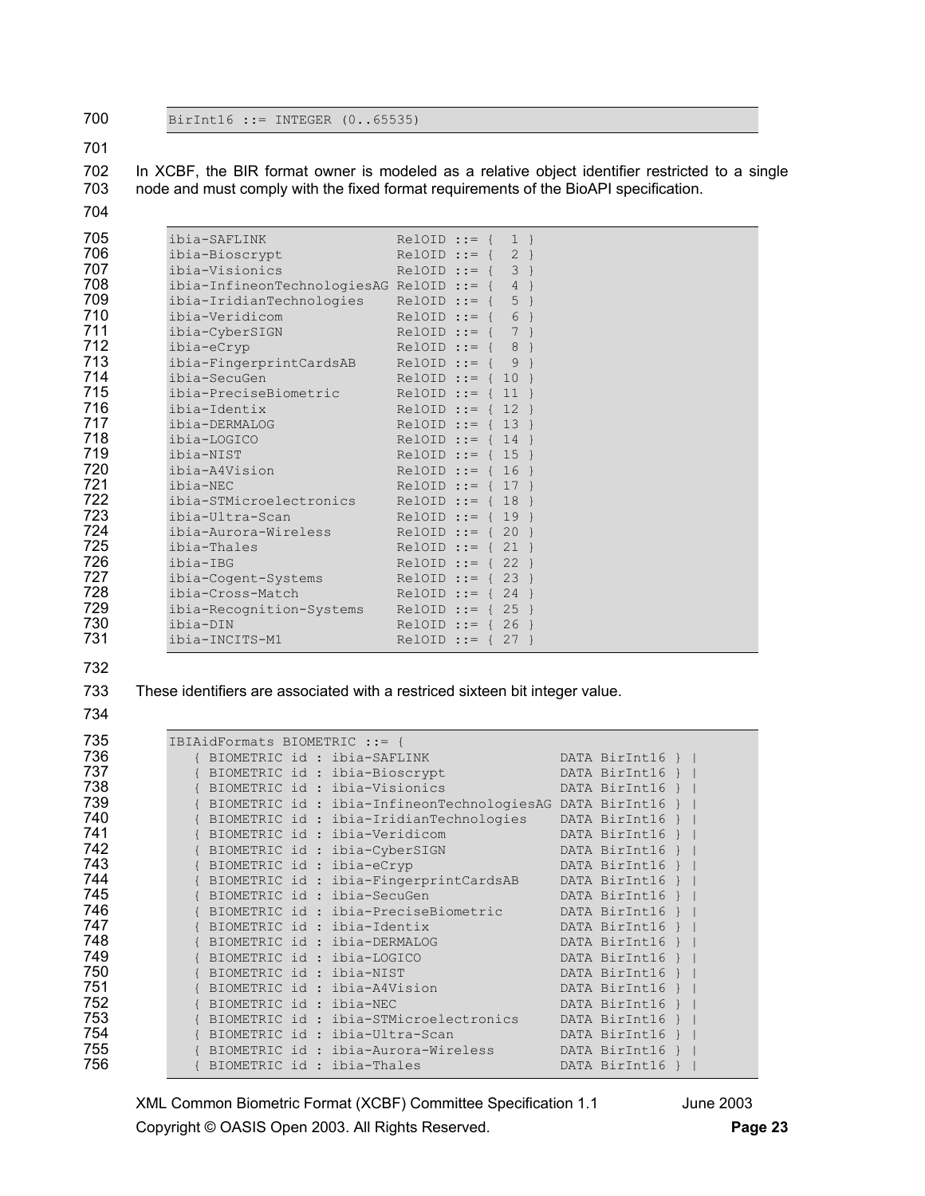```
BirInt16 ::= INTEGER (0..65535)
```

In XCBF, the BIR format owner is modeled as a relative object identifier restricted to a single node and must comply with the fixed format requirements of the BioAPI specification.

```
ibia-SAFLINK                RelOID ::= {  1 }
ibia-Bioscrypt              RelOID ::= {  2 }
ibia-Visionics              RelOID ::= {  3 }
ibia-InfineonTechnologiesAG RelOID ::= {  4 }
ibia-IridianTechnologies    RelOID ::= {  5 }
ibia-Veridicom              RelOID ::= {  6 }
ibia-CyberSIGN              RelOID ::= {  7 }
ibia-eCryp                  RelOID ::= {  8 }
ibia-FingerprintCardsAB     RelOID ::= {  9 }
ibia-SecuGen                RelOID ::= { 10 }
ibia-PreciseBiometric       RelOID ::= { 11 }
ibia-Identix                RelOID ::= { 12 }
ibia-DERMALOG               RelOID ::= { 13 }
ibia-LOGICO                 RelOID ::= { 14 }
ibia-NIST                   RelOID ::= { 15 }
ibia-A4Vision               RelOID ::= { 16 }
ibia-NEC                    RelOID ::= { 17 }
ibia-STMicroelectronics     RelOID ::= { 18 }
ibia-Ultra-Scan             RelOID ::= { 19 }
ibia-Aurora-Wireless        RelOID ::= { 20 }
ibia-Thales                 RelOID ::= { 21 }
ibia-IBG                    RelOID ::= { 22 }
ibia-Cogent-Systems         RelOID ::= { 23 }
ibia-Cross-Match            RelOID ::= { 24 }
ibia-Recognition-Systems    RelOID ::= { 25 }
ibia-DIN                    RelOID ::= { 26 }
ibia-INCITS-M1              RelOID ::= { 27 }
```

These identifiers are associated with a restriced sixteen bit integer value.

```
IBIAidFormats BIOMETRIC ::= {
   { BIOMETRIC id : ibia-SAFLINK                DATA BirInt16 } |
   { BIOMETRIC id : ibia-Bioscrypt              DATA BirInt16 } |
   { BIOMETRIC id : ibia-Visionics              DATA BirInt16 } |
   { BIOMETRIC id : ibia-InfineonTechnologiesAG DATA BirInt16 } |
   { BIOMETRIC id : ibia-IridianTechnologies    DATA BirInt16 } |
   { BIOMETRIC id : ibia-Veridicom              DATA BirInt16 } |
   { BIOMETRIC id : ibia-CyberSIGN              DATA BirInt16 } |
   { BIOMETRIC id : ibia-eCryp                  DATA BirInt16 } |
   { BIOMETRIC id : ibia-FingerprintCardsAB     DATA BirInt16 } |
   { BIOMETRIC id : ibia-SecuGen                DATA BirInt16 } |
   { BIOMETRIC id : ibia-PreciseBiometric       DATA BirInt16 } |
   { BIOMETRIC id : ibia-Identix                DATA BirInt16 } |
   { BIOMETRIC id : ibia-DERMALOG               DATA BirInt16 } |
   { BIOMETRIC id : ibia-LOGICO                 DATA BirInt16 } |
   { BIOMETRIC id : ibia-NIST                   DATA BirInt16 } |
   { BIOMETRIC id : ibia-A4Vision               DATA BirInt16 } |
   { BIOMETRIC id : ibia-NEC                    DATA BirInt16 } |
   { BIOMETRIC id : ibia-STMicroelectronics     DATA BirInt16 } |
   { BIOMETRIC id : ibia-Ultra-Scan             DATA BirInt16 } |
   { BIOMETRIC id : ibia-Aurora-Wireless        DATA BirInt16 } |
   { BIOMETRIC id : ibia-Thales                 DATA BirInt16 } |
```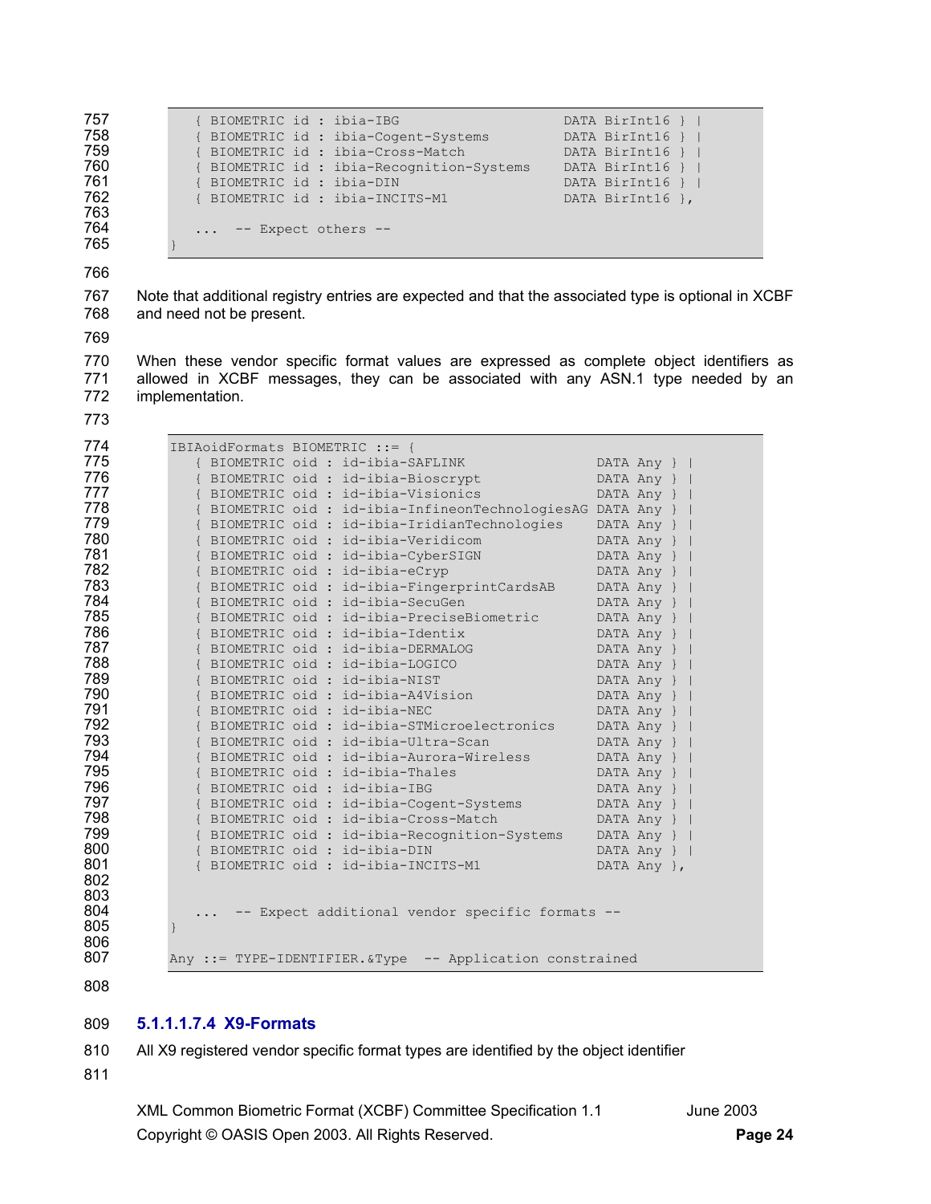```
   { BIOMETRIC id : ibia-IBG                   DATA BirInt16 } |
   { BIOMETRIC id : ibia-Cogent-Systems        DATA BirInt16 } |
   { BIOMETRIC id : ibia-Cross-Match           DATA BirInt16 } |
   { BIOMETRIC id : ibia-Recognition-Systems   DATA BirInt16 } |
   { BIOMETRIC id : ibia-DIN                   DATA BirInt16 } |
   { BIOMETRIC id : ibia-INCITS-M1             DATA BirInt16 },

   ... -- Expect others --
}
```

Note that additional registry entries are expected and that the associated type is optional in XCBF and need not be present.

When these vendor specific format values are expressed as complete object identifiers as allowed in XCBF messages, they can be associated with any ASN.1 type needed by an implementation.

```
IBIAoidFormats BIOMETRIC ::= {
   { BIOMETRIC oid : id-ibia-SAFLINK                DATA Any } |
   { BIOMETRIC oid : id-ibia-Bioscrypt              DATA Any } |
   { BIOMETRIC oid : id-ibia-Visionics              DATA Any } |
   { BIOMETRIC oid : id-ibia-InfineonTechnologiesAG DATA Any } |
   { BIOMETRIC oid : id-ibia-IridianTechnologies    DATA Any } |
   { BIOMETRIC oid : id-ibia-Veridicom              DATA Any } |
   { BIOMETRIC oid : id-ibia-CyberSIGN              DATA Any } |
   { BIOMETRIC oid : id-ibia-eCryp                  DATA Any } |
   { BIOMETRIC oid : id-ibia-FingerprintCardsAB     DATA Any } |
   { BIOMETRIC oid : id-ibia-SecuGen                DATA Any } |
   { BIOMETRIC oid : id-ibia-PreciseBiometric       DATA Any } |
   { BIOMETRIC oid : id-ibia-Identix                DATA Any } |
   { BIOMETRIC oid : id-ibia-DERMALOG               DATA Any } |
   { BIOMETRIC oid : id-ibia-LOGICO                 DATA Any } |
   { BIOMETRIC oid : id-ibia-NIST                   DATA Any } |
   { BIOMETRIC oid : id-ibia-A4Vision               DATA Any } |
   { BIOMETRIC oid : id-ibia-NEC                    DATA Any } |
   { BIOMETRIC oid : id-ibia-STMicroelectronics     DATA Any } |
   { BIOMETRIC oid : id-ibia-Ultra-Scan             DATA Any } |
   { BIOMETRIC oid : id-ibia-Aurora-Wireless        DATA Any } |
   { BIOMETRIC oid : id-ibia-Thales                 DATA Any } |
   { BIOMETRIC oid : id-ibia-IBG                    DATA Any } |
   { BIOMETRIC oid : id-ibia-Cogent-Systems         DATA Any } |
   { BIOMETRIC oid : id-ibia-Cross-Match            DATA Any } |
   { BIOMETRIC oid : id-ibia-Recognition-Systems    DATA Any } |
   { BIOMETRIC oid : id-ibia-DIN                    DATA Any } |
   { BIOMETRIC oid : id-ibia-INCITS-M1              DATA Any },


   ... -- Expect additional vendor specific formats --
}

Any ::= TYPE-IDENTIFIER.&Type  -- Application constrained
```

##### 5.1.1.1.7.4 X9-Formats

All X9 registered vendor specific format types are identified by the object identifier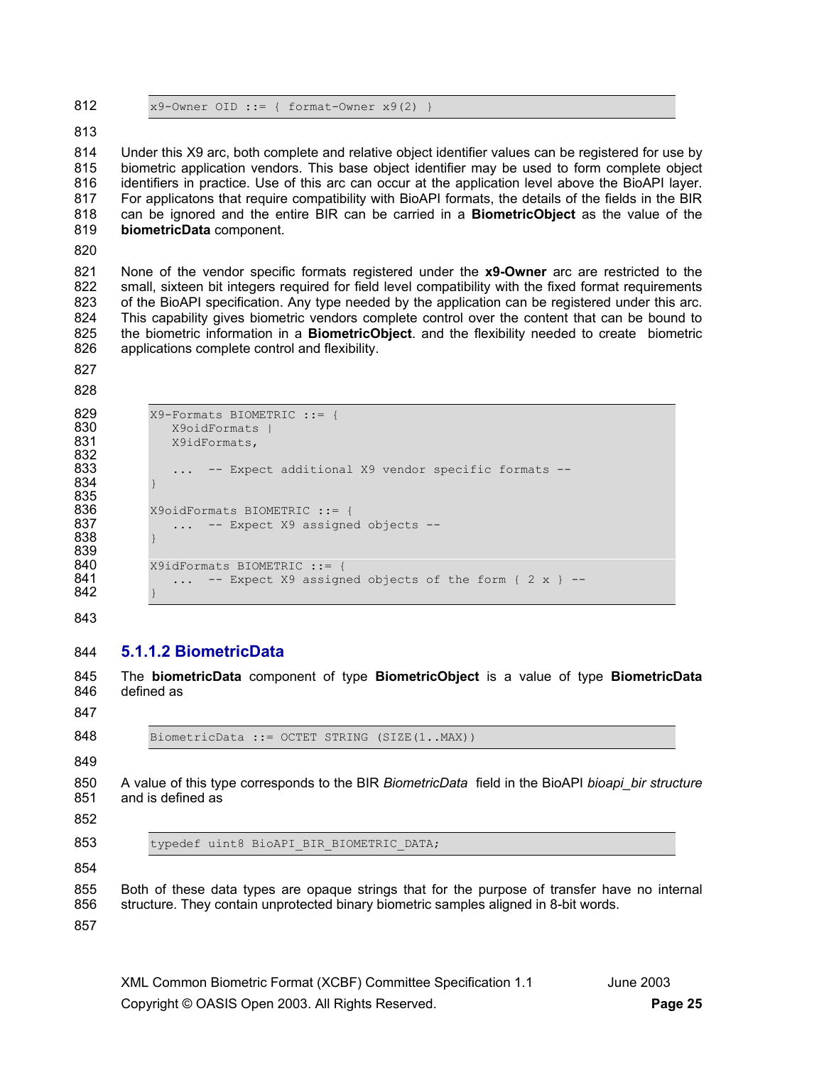```
x9-Owner OID ::= { format-Owner x9(2) }
```

Under this X9 arc, both complete and relative object identifier values can be registered for use by biometric application vendors. This base object identifier may be used to form complete object identifiers in practice. Use of this arc can occur at the application level above the BioAPI layer. For applicatons that require compatibility with BioAPI formats, the details of the fields in the BIR can be ignored and the entire BIR can be carried in a **BiometricObject** as the value of the **biometricData** component.

None of the vendor specific formats registered under the **x9-Owner** arc are restricted to the small, sixteen bit integers required for field level compatibility with the fixed format requirements of the BioAPI specification. Any type needed by the application can be registered under this arc. This capability gives biometric vendors complete control over the content that can be bound to the biometric information in a **BiometricObject**. and the flexibility needed to create biometric applications complete control and flexibility.

```
X9-Formats BIOMETRIC ::= {
   X9oidFormats |
   X9idFormats,

   ...  -- Expect additional X9 vendor specific formats --
}

X9oidFormats BIOMETRIC ::= {
   ...  -- Expect X9 assigned objects --
}

X9idFormats BIOMETRIC ::= {
   ...  -- Expect X9 assigned objects of the form { 2 x } --
}
```

### 5.1.1.2 BiometricData

The **biometricData** component of type **BiometricObject** is a value of type **BiometricData** defined as

```
BiometricData ::= OCTET STRING (SIZE(1..MAX))
```

A value of this type corresponds to the BIR *BiometricData* field in the BioAPI *bioapi_bir structure* and is defined as

```
typedef uint8 BioAPI_BIR_BIOMETRIC_DATA;
```

Both of these data types are opaque strings that for the purpose of transfer have no internal structure. They contain unprotected binary biometric samples aligned in 8-bit words.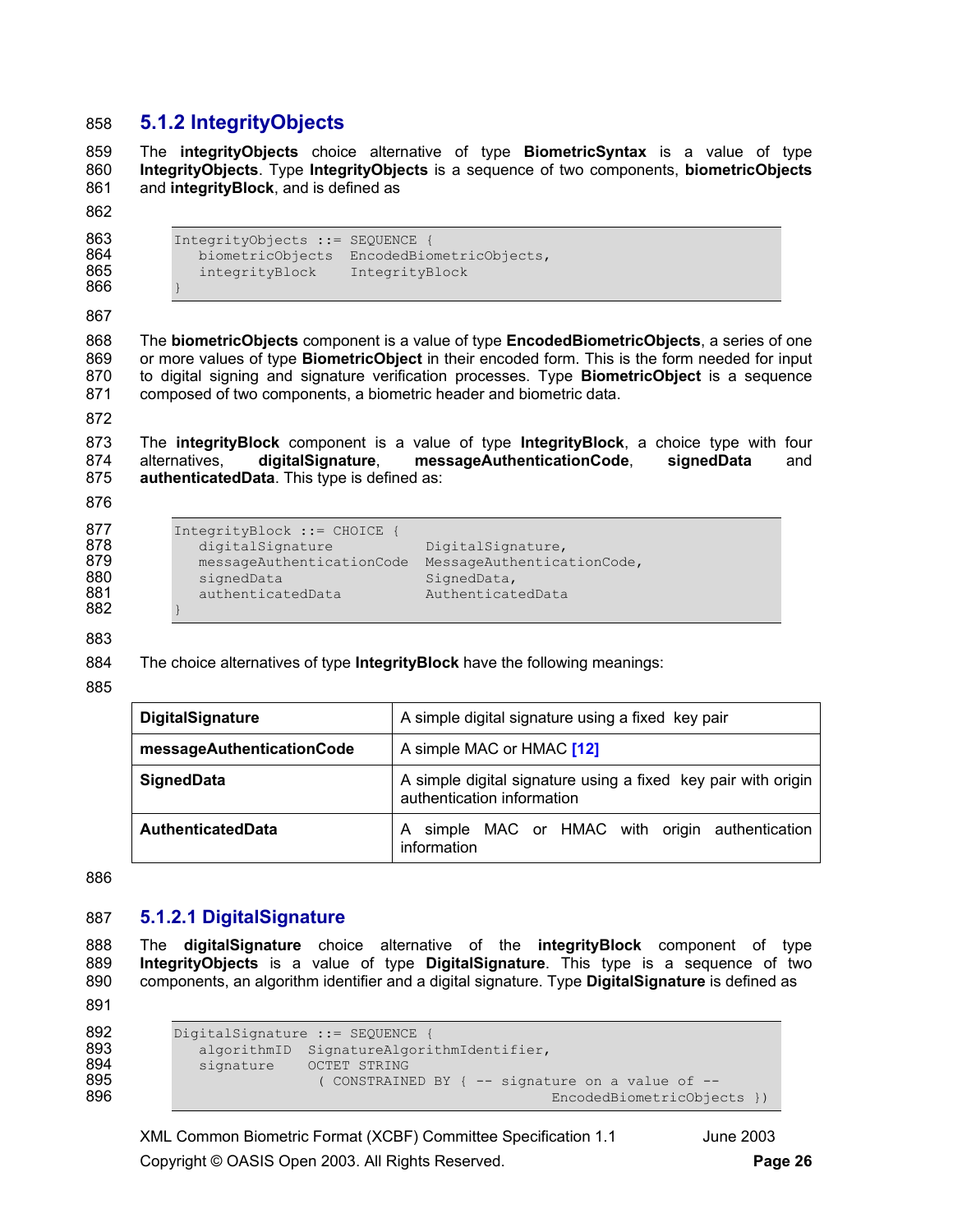## 5.1.2 IntegrityObjects

The **integrityObjects** choice alternative of type **BiometricSyntax** is a value of type **IntegrityObjects**. Type **IntegrityObjects** is a sequence of two components, **biometricObjects** and **integrityBlock**, and is defined as

```
IntegrityObjects ::= SEQUENCE {
   biometricObjects  EncodedBiometricObjects,
   integrityBlock    IntegrityBlock
}
```

The **biometricObjects** component is a value of type **EncodedBiometricObjects**, a series of one or more values of type **BiometricObject** in their encoded form. This is the form needed for input to digital signing and signature verification processes. Type **BiometricObject** is a sequence composed of two components, a biometric header and biometric data.

The **integrityBlock** component is a value of type **IntegrityBlock**, a choice type with four alternatives, **digitalSignature**, **messageAuthenticationCode**, **signedData** and **authenticatedData**. This type is defined as:

```
IntegrityBlock ::= CHOICE {
   digitalSignature           DigitalSignature,
   messageAuthenticationCode  MessageAuthenticationCode,
   signedData                 SignedData,
   authenticatedData          AuthenticatedData
}
```

The choice alternatives of type **IntegrityBlock** have the following meanings:

| | |
|---|---|
| **DigitalSignature** | A simple digital signature using a fixed key pair |
| **messageAuthenticationCode** | A simple MAC or HMAC [12] |
| **SignedData** | A simple digital signature using a fixed key pair with origin authentication information |
| **AuthenticatedData** | A simple MAC or HMAC with origin authentication information |

### 5.1.2.1 DigitalSignature

The **digitalSignature** choice alternative of the **integrityBlock** component of type **IntegrityObjects** is a value of type **DigitalSignature**. This type is a sequence of two components, an algorithm identifier and a digital signature. Type **DigitalSignature** is defined as

```
DigitalSignature ::= SEQUENCE {
   algorithmID  SignatureAlgorithmIdentifier,
   signature    OCTET STRING
                  ( CONSTRAINED BY { -- signature on a value of --
                                       EncodedBiometricObjects })
```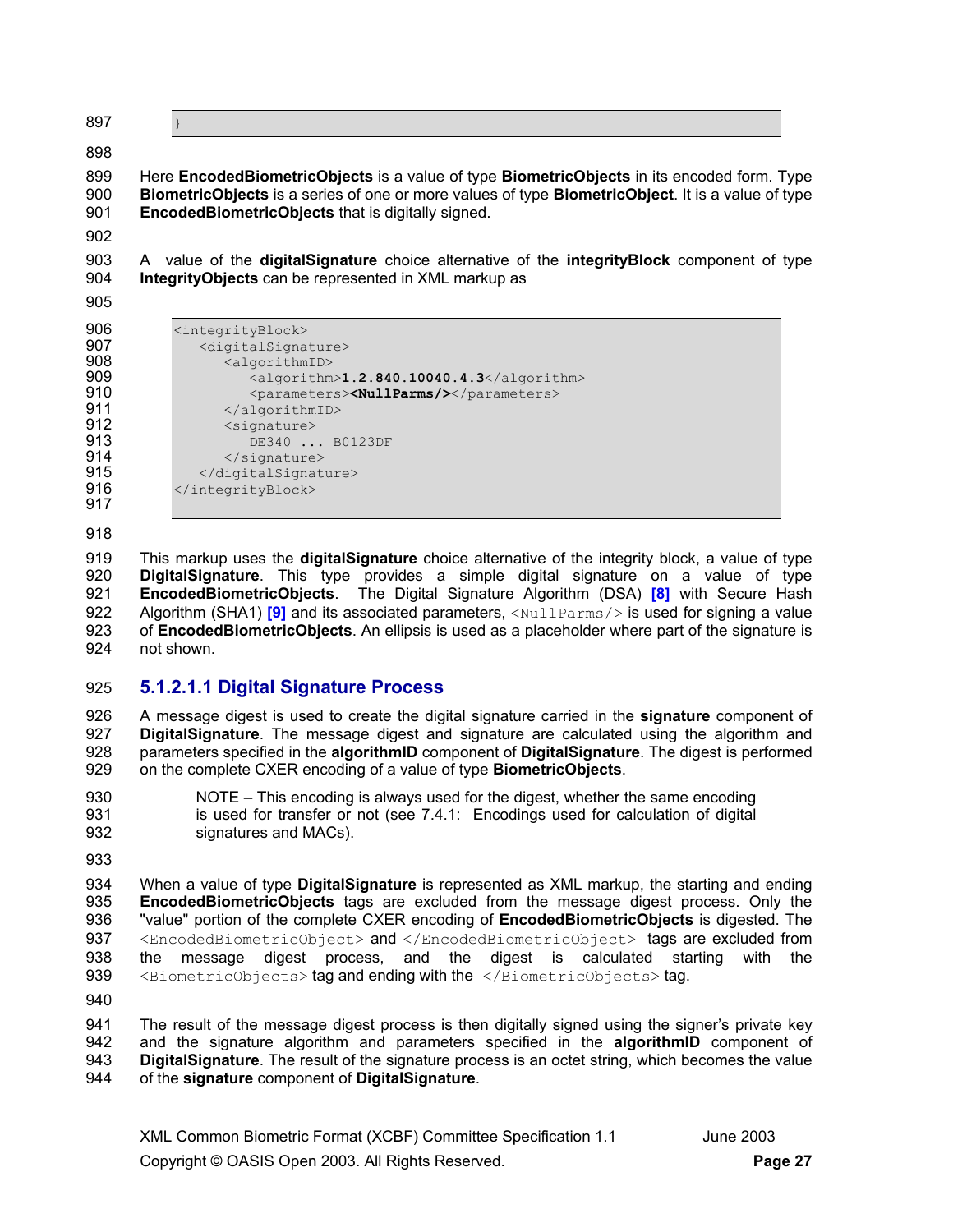```
}
```

Here **EncodedBiometricObjects** is a value of type **BiometricObjects** in its encoded form. Type **BiometricObjects** is a series of one or more values of type **BiometricObject**. It is a value of type **EncodedBiometricObjects** that is digitally signed.

A value of the **digitalSignature** choice alternative of the **integrityBlock** component of type **IntegrityObjects** can be represented in XML markup as

```
<integrityBlock>
   <digitalSignature>
      <algorithmID>
         <algorithm>1.2.840.10040.4.3</algorithm>
         <parameters><NullParms/></parameters>
      </algorithmID>
      <signature>
         DE340 ... B0123DF
      </signature>
   </digitalSignature>
</integrityBlock>
```

This markup uses the **digitalSignature** choice alternative of the integrity block, a value of type **DigitalSignature**. This type provides a simple digital signature on a value of type **EncodedBiometricObjects**. The Digital Signature Algorithm (DSA) **[8]** with Secure Hash Algorithm (SHA1) **[9]** and its associated parameters, `<NullParms/>` is used for signing a value of **EncodedBiometricObjects**. An ellipsis is used as a placeholder where part of the signature is not shown.

### 5.1.2.1.1 Digital Signature Process

A message digest is used to create the digital signature carried in the **signature** component of **DigitalSignature**. The message digest and signature are calculated using the algorithm and parameters specified in the **algorithmID** component of **DigitalSignature**. The digest is performed on the complete CXER encoding of a value of type **BiometricObjects**.

> NOTE – This encoding is always used for the digest, whether the same encoding is used for transfer or not (see 7.4.1: Encodings used for calculation of digital signatures and MACs).

When a value of type **DigitalSignature** is represented as XML markup, the starting and ending **EncodedBiometricObjects** tags are excluded from the message digest process. Only the "value" portion of the complete CXER encoding of **EncodedBiometricObjects** is digested. The `<EncodedBiometricObject>` and `</EncodedBiometricObject>` tags are excluded from the message digest process, and the digest is calculated starting with the `<BiometricObjects>` tag and ending with the `</BiometricObjects>` tag.

The result of the message digest process is then digitally signed using the signer's private key and the signature algorithm and parameters specified in the **algorithmID** component of **DigitalSignature**. The result of the signature process is an octet string, which becomes the value of the **signature** component of **DigitalSignature**.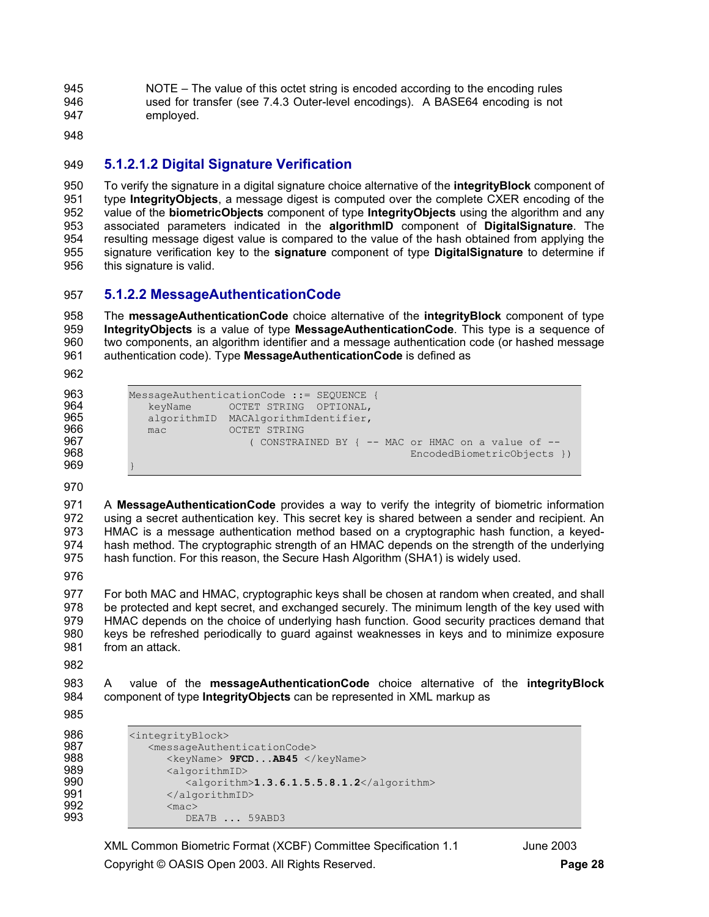NOTE – The value of this octet string is encoded according to the encoding rules used for transfer (see 7.4.3 Outer-level encodings). A BASE64 encoding is not employed.

#### 5.1.2.1.2 Digital Signature Verification

To verify the signature in a digital signature choice alternative of the **integrityBlock** component of type **IntegrityObjects**, a message digest is computed over the complete CXER encoding of the value of the **biometricObjects** component of type **IntegrityObjects** using the algorithm and any associated parameters indicated in the **algorithmID** component of **DigitalSignature**. The resulting message digest value is compared to the value of the hash obtained from applying the signature verification key to the **signature** component of type **DigitalSignature** to determine if this signature is valid.

### 5.1.2.2 MessageAuthenticationCode

The **messageAuthenticationCode** choice alternative of the **integrityBlock** component of type **IntegrityObjects** is a value of type **MessageAuthenticationCode**. This type is a sequence of two components, an algorithm identifier and a message authentication code (or hashed message authentication code). Type **MessageAuthenticationCode** is defined as

```
MessageAuthenticationCode ::= SEQUENCE {
   keyName      OCTET STRING  OPTIONAL,
   algorithmID  MACAlgorithmIdentifier,
   mac          OCTET STRING
                   ( CONSTRAINED BY { -- MAC or HMAC on a value of --
                                         EncodedBiometricObjects })
}
```

A **MessageAuthenticationCode** provides a way to verify the integrity of biometric information using a secret authentication key. This secret key is shared between a sender and recipient. An HMAC is a message authentication method based on a cryptographic hash function, a keyed-hash method. The cryptographic strength of an HMAC depends on the strength of the underlying hash function. For this reason, the Secure Hash Algorithm (SHA1) is widely used.

For both MAC and HMAC, cryptographic keys shall be chosen at random when created, and shall be protected and kept secret, and exchanged securely. The minimum length of the key used with HMAC depends on the choice of underlying hash function. Good security practices demand that keys be refreshed periodically to guard against weaknesses in keys and to minimize exposure from an attack.

A value of the **messageAuthenticationCode** choice alternative of the **integrityBlock** component of type **IntegrityObjects** can be represented in XML markup as

```
<integrityBlock>
   <messageAuthenticationCode>
      <keyName> 9FCD...AB45 </keyName>
      <algorithmID>
         <algorithm>1.3.6.1.5.5.8.1.2</algorithm>
      </algorithmID>
      <mac>
         DEA7B ... 59ABD3
```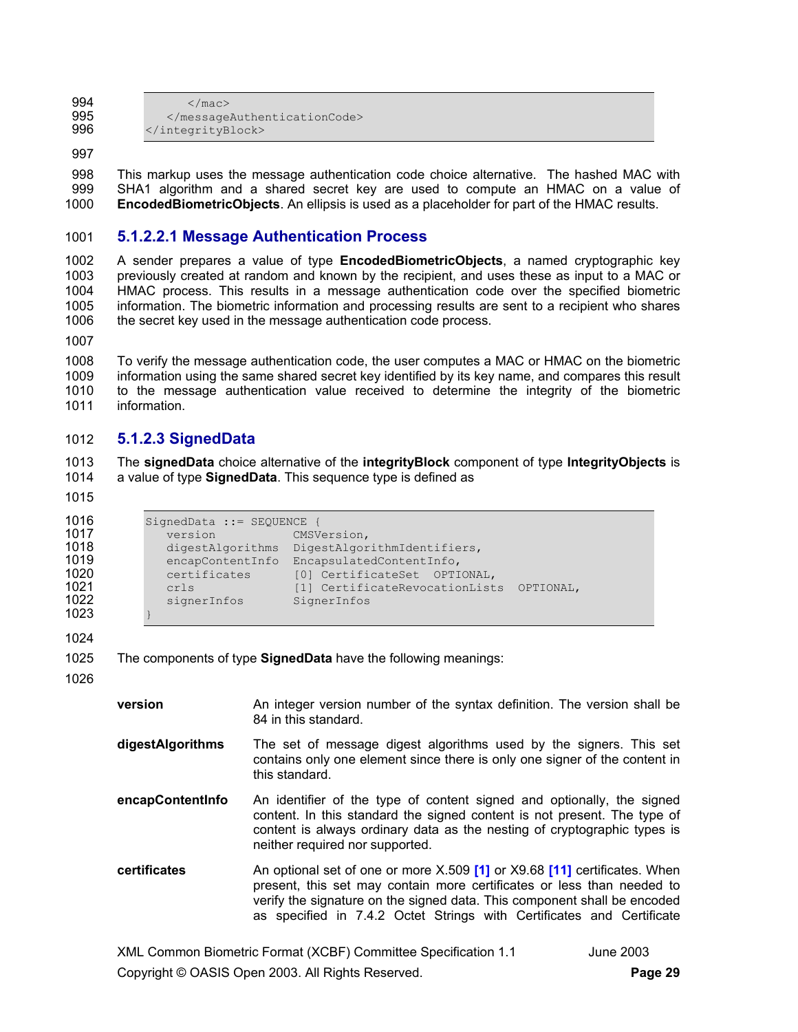```
        </mac>
    </messageAuthenticationCode>
</integrityBlock>
```

This markup uses the message authentication code choice alternative. The hashed MAC with SHA1 algorithm and a shared secret key are used to compute an HMAC on a value of **EncodedBiometricObjects**. An ellipsis is used as a placeholder for part of the HMAC results.

#### 5.1.2.2.1 Message Authentication Process

A sender prepares a value of type **EncodedBiometricObjects**, a named cryptographic key previously created at random and known by the recipient, and uses these as input to a MAC or HMAC process. This results in a message authentication code over the specified biometric information. The biometric information and processing results are sent to a recipient who shares the secret key used in the message authentication code process.

To verify the message authentication code, the user computes a MAC or HMAC on the biometric information using the same shared secret key identified by its key name, and compares this result to the message authentication value received to determine the integrity of the biometric information.

### 5.1.2.3 SignedData

The **signedData** choice alternative of the **integrityBlock** component of type **IntegrityObjects** is a value of type **SignedData**. This sequence type is defined as

```
SignedData ::= SEQUENCE {
   version           CMSVersion,
   digestAlgorithms  DigestAlgorithmIdentifiers,
   encapContentInfo  EncapsulatedContentInfo,
   certificates      [0] CertificateSet  OPTIONAL,
   crls              [1] CertificateRevocationLists  OPTIONAL,
   signerInfos       SignerInfos
}
```

The components of type **SignedData** have the following meanings:

**version** An integer version number of the syntax definition. The version shall be 84 in this standard.

**digestAlgorithms** The set of message digest algorithms used by the signers. This set contains only one element since there is only one signer of the content in this standard.

**encapContentInfo** An identifier of the type of content signed and optionally, the signed content. In this standard the signed content is not present. The type of content is always ordinary data as the nesting of cryptographic types is neither required nor supported.

**certificates** An optional set of one or more X.509 [1] or X9.68 [11] certificates. When present, this set may contain more certificates or less than needed to verify the signature on the signed data. This component shall be encoded as specified in 7.4.2 Octet Strings with Certificates and Certificate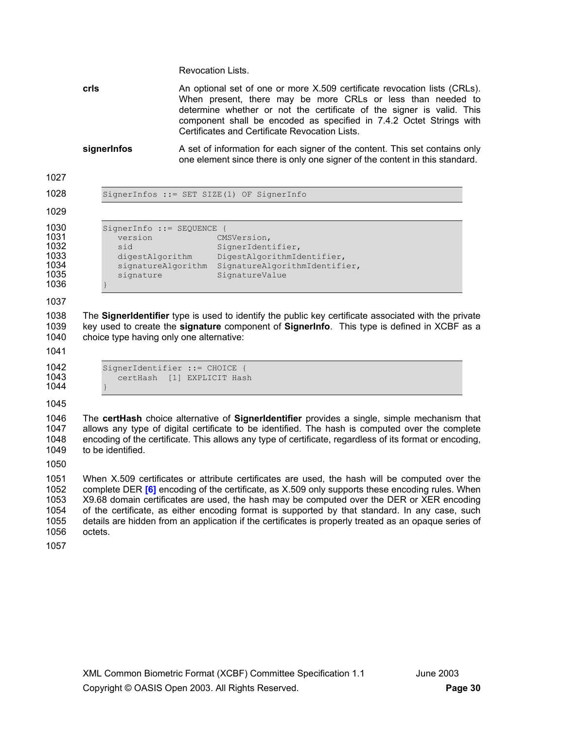Revocation Lists.

**crls** An optional set of one or more X.509 certificate revocation lists (CRLs). When present, there may be more CRLs or less than needed to determine whether or not the certificate of the signer is valid. This component shall be encoded as specified in 7.4.2 Octet Strings with Certificates and Certificate Revocation Lists.

**signerInfos** A set of information for each signer of the content. This set contains only one element since there is only one signer of the content in this standard.

```
SignerInfos ::= SET SIZE(1) OF SignerInfo
```

```
SignerInfo ::= SEQUENCE {
   version             CMSVersion,
   sid                 SignerIdentifier,
   digestAlgorithm     DigestAlgorithmIdentifier,
   signatureAlgorithm  SignatureAlgorithmIdentifier,
   signature           SignatureValue
}
```

The **SignerIdentifier** type is used to identify the public key certificate associated with the private key used to create the **signature** component of **SignerInfo**. This type is defined in XCBF as a choice type having only one alternative:

```
SignerIdentifier ::= CHOICE {
   certHash  [1] EXPLICIT Hash
}
```

The **certHash** choice alternative of **SignerIdentifier** provides a single, simple mechanism that allows any type of digital certificate to be identified. The hash is computed over the complete encoding of the certificate. This allows any type of certificate, regardless of its format or encoding, to be identified.

When X.509 certificates or attribute certificates are used, the hash will be computed over the complete DER **[6]** encoding of the certificate, as X.509 only supports these encoding rules. When X9.68 domain certificates are used, the hash may be computed over the DER or XER encoding of the certificate, as either encoding format is supported by that standard. In any case, such details are hidden from an application if the certificates is properly treated as an opaque series of octets.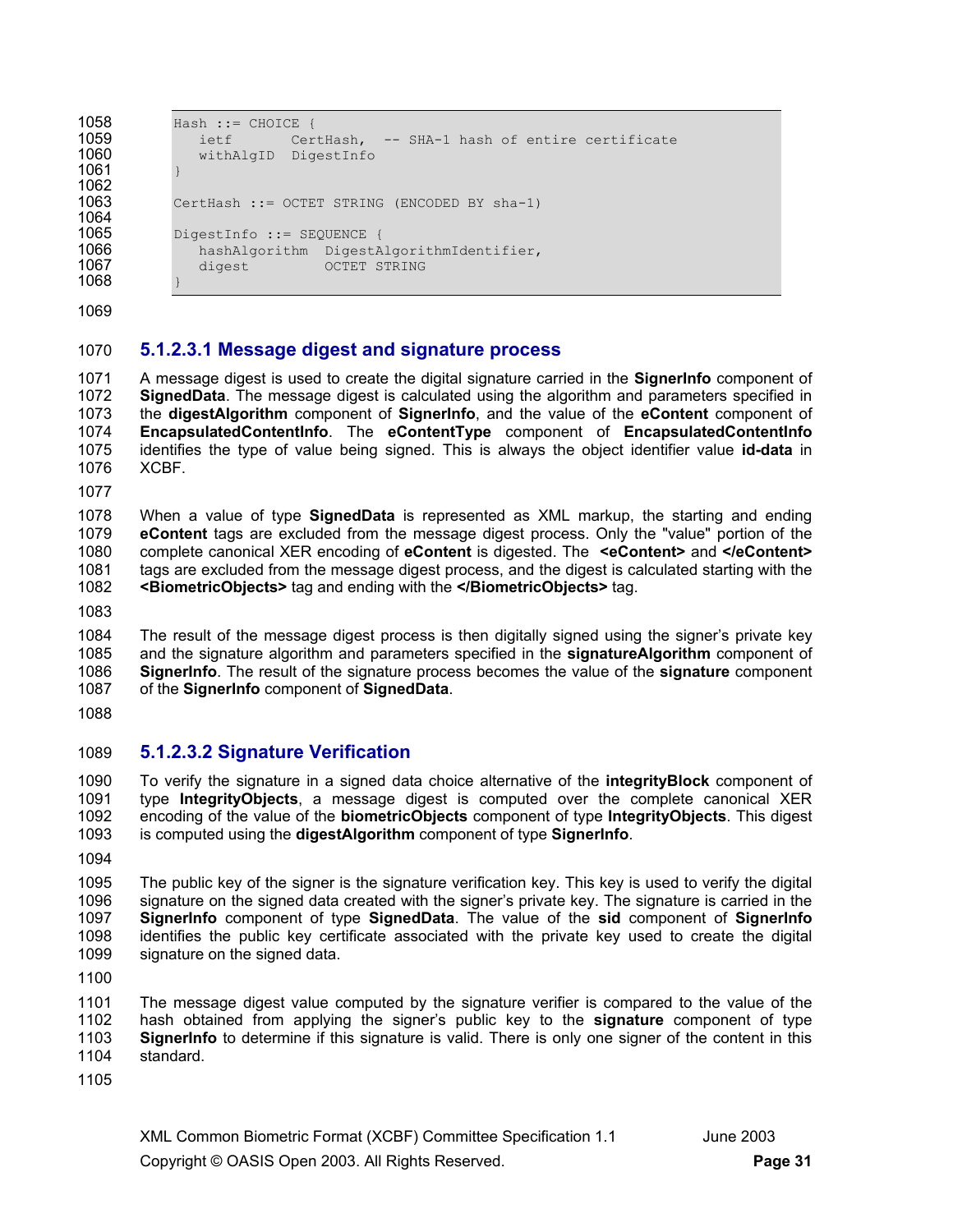```
Hash ::= CHOICE {
   ietf       CertHash,  -- SHA-1 hash of entire certificate
   withAlgID  DigestInfo
}

CertHash ::= OCTET STRING (ENCODED BY sha-1)

DigestInfo ::= SEQUENCE {
   hashAlgorithm  DigestAlgorithmIdentifier,
   digest         OCTET STRING
}
```

#### 5.1.2.3.1 Message digest and signature process

A message digest is used to create the digital signature carried in the **SignerInfo** component of **SignedData**. The message digest is calculated using the algorithm and parameters specified in the **digestAlgorithm** component of **SignerInfo**, and the value of the **eContent** component of **EncapsulatedContentInfo**. The **eContentType** component of **EncapsulatedContentInfo** identifies the type of value being signed. This is always the object identifier value **id-data** in XCBF.

When a value of type **SignedData** is represented as XML markup, the starting and ending **eContent** tags are excluded from the message digest process. Only the "value" portion of the complete canonical XER encoding of **eContent** is digested. The **<eContent>** and **</eContent>** tags are excluded from the message digest process, and the digest is calculated starting with the **<BiometricObjects>** tag and ending with the **</BiometricObjects>** tag.

The result of the message digest process is then digitally signed using the signer's private key and the signature algorithm and parameters specified in the **signatureAlgorithm** component of **SignerInfo**. The result of the signature process becomes the value of the **signature** component of the **SignerInfo** component of **SignedData**.

#### 5.1.2.3.2 Signature Verification

To verify the signature in a signed data choice alternative of the **integrityBlock** component of type **IntegrityObjects**, a message digest is computed over the complete canonical XER encoding of the value of the **biometricObjects** component of type **IntegrityObjects**. This digest is computed using the **digestAlgorithm** component of type **SignerInfo**.

The public key of the signer is the signature verification key. This key is used to verify the digital signature on the signed data created with the signer's private key. The signature is carried in the **SignerInfo** component of type **SignedData**. The value of the **sid** component of **SignerInfo** identifies the public key certificate associated with the private key used to create the digital signature on the signed data.

The message digest value computed by the signature verifier is compared to the value of the hash obtained from applying the signer's public key to the **signature** component of type **SignerInfo** to determine if this signature is valid. There is only one signer of the content in this standard.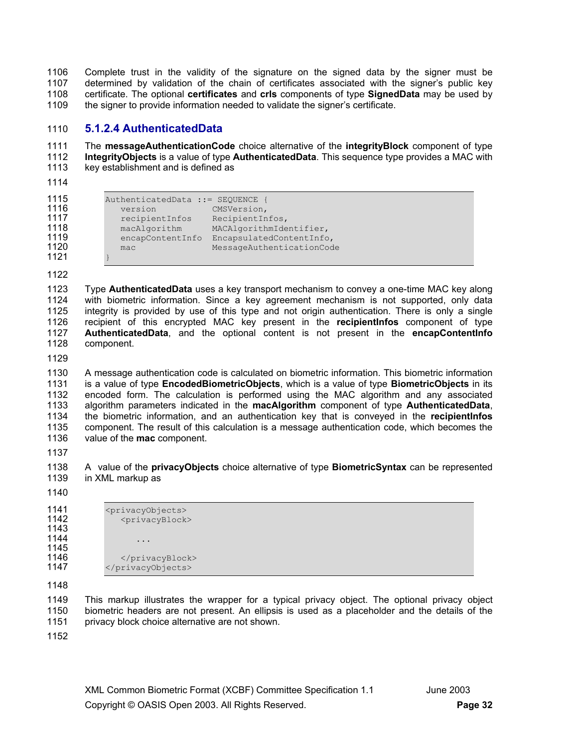Complete trust in the validity of the signature on the signed data by the signer must be determined by validation of the chain of certificates associated with the signer's public key certificate. The optional **certificates** and **crls** components of type **SignedData** may be used by the signer to provide information needed to validate the signer's certificate.

#### 5.1.2.4 AuthenticatedData

The **messageAuthenticationCode** choice alternative of the **integrityBlock** component of type **IntegrityObjects** is a value of type **AuthenticatedData**. This sequence type provides a MAC with key establishment and is defined as

```
AuthenticatedData ::= SEQUENCE {
   version            CMSVersion,
   recipientInfos     RecipientInfos,
   macAlgorithm       MACAlgorithmIdentifier,
   encapContentInfo   EncapsulatedContentInfo,
   mac                MessageAuthenticationCode
}
```

Type **AuthenticatedData** uses a key transport mechanism to convey a one-time MAC key along with biometric information. Since a key agreement mechanism is not supported, only data integrity is provided by use of this type and not origin authentication. There is only a single recipient of this encrypted MAC key present in the **recipientInfos** component of type **AuthenticatedData**, and the optional content is not present in the **encapContentInfo** component.

A message authentication code is calculated on biometric information. This biometric information is a value of type **EncodedBiometricObjects**, which is a value of type **BiometricObjects** in its encoded form. The calculation is performed using the MAC algorithm and any associated algorithm parameters indicated in the **macAlgorithm** component of type **AuthenticatedData**, the biometric information, and an authentication key that is conveyed in the **recipientInfos** component. The result of this calculation is a message authentication code, which becomes the value of the **mac** component.

A value of the **privacyObjects** choice alternative of type **BiometricSyntax** can be represented in XML markup as

```
<privacyObjects>
   <privacyBlock>

      ...

   </privacyBlock>
</privacyObjects>
```

This markup illustrates the wrapper for a typical privacy object. The optional privacy object biometric headers are not present. An ellipsis is used as a placeholder and the details of the privacy block choice alternative are not shown.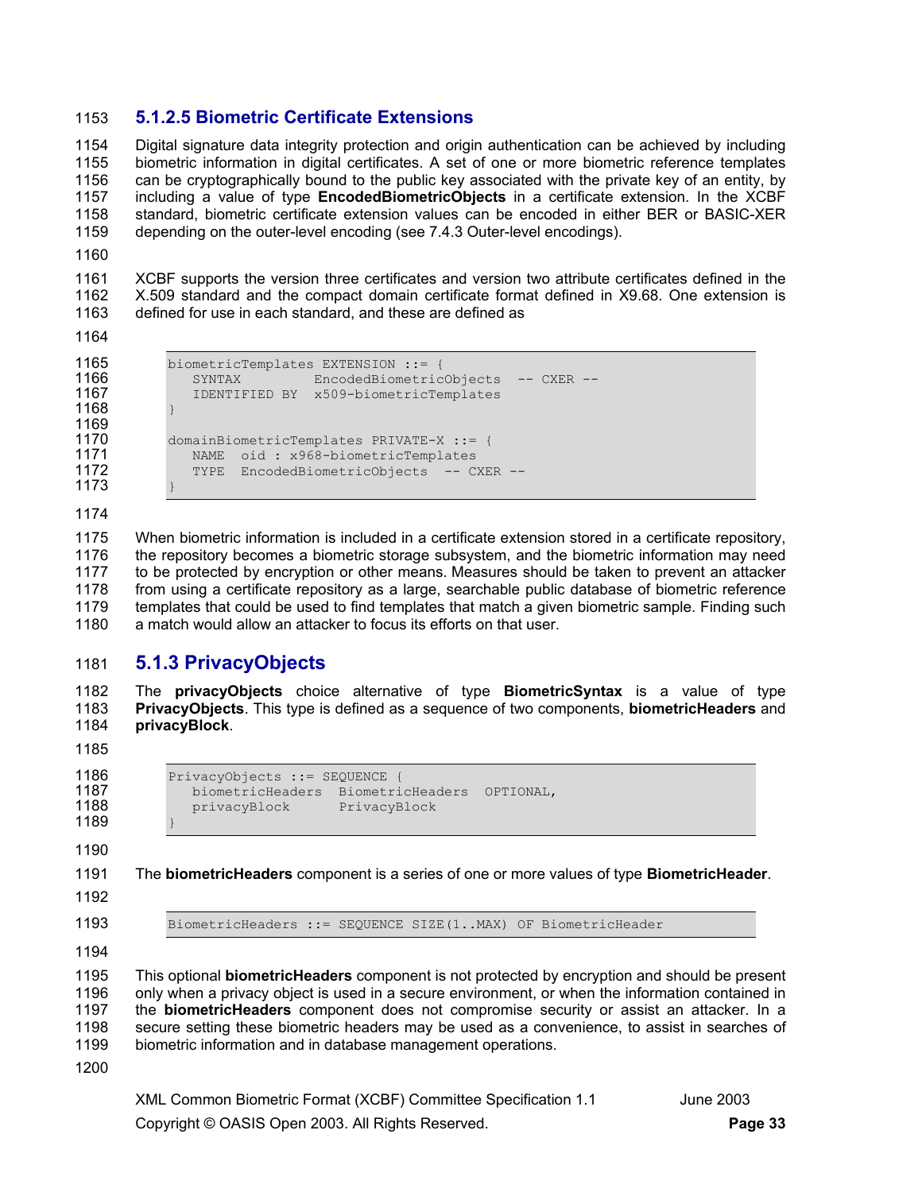#### 5.1.2.5 Biometric Certificate Extensions

Digital signature data integrity protection and origin authentication can be achieved by including biometric information in digital certificates. A set of one or more biometric reference templates can be cryptographically bound to the public key associated with the private key of an entity, by including a value of type **EncodedBiometricObjects** in a certificate extension. In the XCBF standard, biometric certificate extension values can be encoded in either BER or BASIC-XER depending on the outer-level encoding (see 7.4.3 Outer-level encodings).

XCBF supports the version three certificates and version two attribute certificates defined in the X.509 standard and the compact domain certificate format defined in X9.68. One extension is defined for use in each standard, and these are defined as

```
biometricTemplates EXTENSION ::= {
   SYNTAX        EncodedBiometricObjects  -- CXER --
   IDENTIFIED BY  x509-biometricTemplates
}

domainBiometricTemplates PRIVATE-X ::= {
   NAME  oid : x968-biometricTemplates
   TYPE  EncodedBiometricObjects  -- CXER --
}
```

When biometric information is included in a certificate extension stored in a certificate repository, the repository becomes a biometric storage subsystem, and the biometric information may need to be protected by encryption or other means. Measures should be taken to prevent an attacker from using a certificate repository as a large, searchable public database of biometric reference templates that could be used to find templates that match a given biometric sample. Finding such a match would allow an attacker to focus its efforts on that user.

### 5.1.3 PrivacyObjects

The **privacyObjects** choice alternative of type **BiometricSyntax** is a value of type **PrivacyObjects**. This type is defined as a sequence of two components, **biometricHeaders** and **privacyBlock**.

```
PrivacyObjects ::= SEQUENCE {
   biometricHeaders  BiometricHeaders  OPTIONAL,
   privacyBlock      PrivacyBlock
}
```

The **biometricHeaders** component is a series of one or more values of type **BiometricHeader**.

```
BiometricHeaders ::= SEQUENCE SIZE(1..MAX) OF BiometricHeader
```

This optional **biometricHeaders** component is not protected by encryption and should be present only when a privacy object is used in a secure environment, or when the information contained in the **biometricHeaders** component does not compromise security or assist an attacker. In a secure setting these biometric headers may be used as a convenience, to assist in searches of biometric information and in database management operations.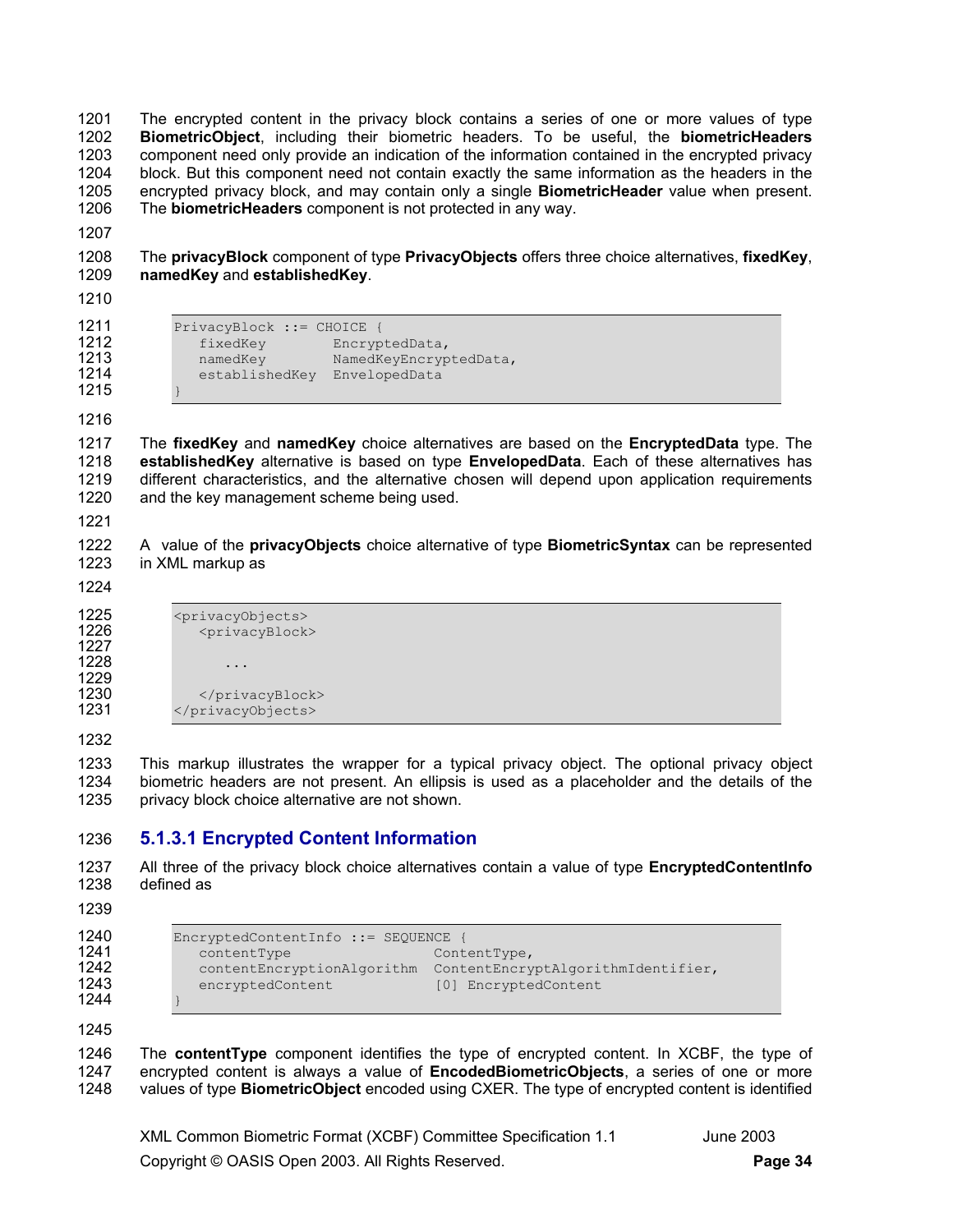The encrypted content in the privacy block contains a series of one or more values of type **BiometricObject**, including their biometric headers. To be useful, the **biometricHeaders** component need only provide an indication of the information contained in the encrypted privacy block. But this component need not contain exactly the same information as the headers in the encrypted privacy block, and may contain only a single **BiometricHeader** value when present. The **biometricHeaders** component is not protected in any way.

The **privacyBlock** component of type **PrivacyObjects** offers three choice alternatives, **fixedKey**, **namedKey** and **establishedKey**.

```
PrivacyBlock ::= CHOICE {
   fixedKey        EncryptedData,
   namedKey        NamedKeyEncryptedData,
   establishedKey  EnvelopedData
}
```

The **fixedKey** and **namedKey** choice alternatives are based on the **EncryptedData** type. The **establishedKey** alternative is based on type **EnvelopedData**. Each of these alternatives has different characteristics, and the alternative chosen will depend upon application requirements and the key management scheme being used.

A value of the **privacyObjects** choice alternative of type **BiometricSyntax** can be represented in XML markup as

```
<privacyObjects>
   <privacyBlock>

      ...

   </privacyBlock>
</privacyObjects>
```

This markup illustrates the wrapper for a typical privacy object. The optional privacy object biometric headers are not present. An ellipsis is used as a placeholder and the details of the privacy block choice alternative are not shown.

### 5.1.3.1 Encrypted Content Information

All three of the privacy block choice alternatives contain a value of type **EncryptedContentInfo** defined as

```
EncryptedContentInfo ::= SEQUENCE {
   contentType                 ContentType,
   contentEncryptionAlgorithm  ContentEncryptAlgorithmIdentifier,
   encryptedContent            [0] EncryptedContent
}
```

The **contentType** component identifies the type of encrypted content. In XCBF, the type of encrypted content is always a value of **EncodedBiometricObjects**, a series of one or more values of type **BiometricObject** encoded using CXER. The type of encrypted content is identified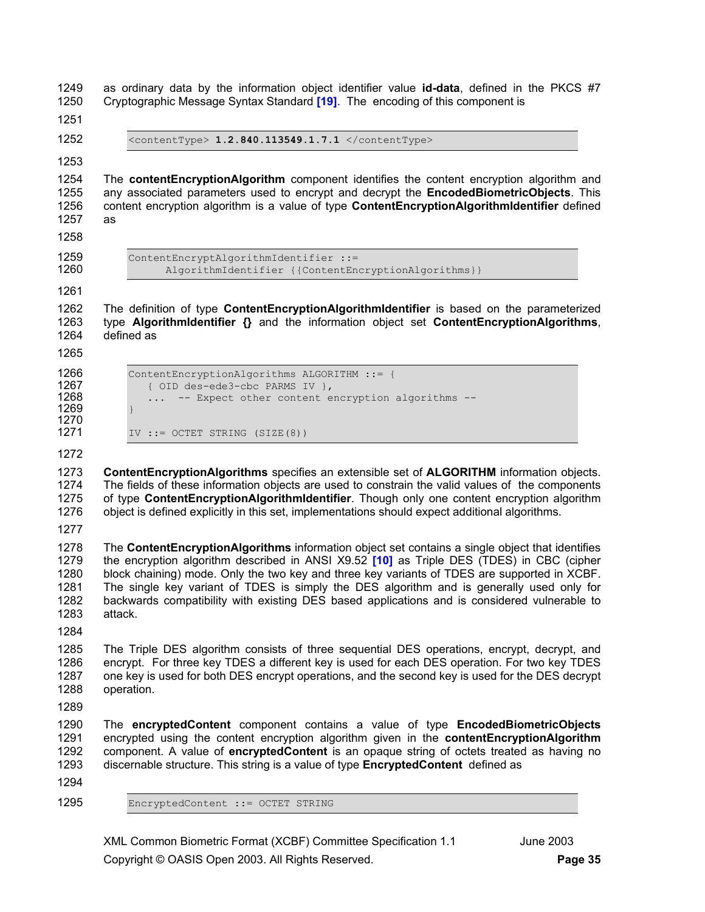as ordinary data by the information object identifier value **id-data**, defined in the PKCS #7 Cryptographic Message Syntax Standard **[19]**. The encoding of this component is

```
<contentType> 1.2.840.113549.1.7.1 </contentType>
```

The **contentEncryptionAlgorithm** component identifies the content encryption algorithm and any associated parameters used to encrypt and decrypt the **EncodedBiometricObjects**. This content encryption algorithm is a value of type **ContentEncryptionAlgorithmIdentifier** defined as

```
ContentEncryptAlgorithmIdentifier ::=
      AlgorithmIdentifier {{ContentEncryptionAlgorithms}}
```

The definition of type **ContentEncryptionAlgorithmIdentifier** is based on the parameterized type **AlgorithmIdentifier {}** and the information object set **ContentEncryptionAlgorithms**, defined as

```
ContentEncryptionAlgorithms ALGORITHM ::= {
   { OID des-ede3-cbc PARMS IV },
   ...  -- Expect other content encryption algorithms --
}

IV ::= OCTET STRING (SIZE(8))
```

**ContentEncryptionAlgorithms** specifies an extensible set of **ALGORITHM** information objects. The fields of these information objects are used to constrain the valid values of the components of type **ContentEncryptionAlgorithmIdentifier**. Though only one content encryption algorithm object is defined explicitly in this set, implementations should expect additional algorithms.

The **ContentEncryptionAlgorithms** information object set contains a single object that identifies the encryption algorithm described in ANSI X9.52 **[10]** as Triple DES (TDES) in CBC (cipher block chaining) mode. Only the two key and three key variants of TDES are supported in XCBF. The single key variant of TDES is simply the DES algorithm and is generally used only for backwards compatibility with existing DES based applications and is considered vulnerable to attack.

The Triple DES algorithm consists of three sequential DES operations, encrypt, decrypt, and encrypt. For three key TDES a different key is used for each DES operation. For two key TDES one key is used for both DES encrypt operations, and the second key is used for the DES decrypt operation.

The **encryptedContent** component contains a value of type **EncodedBiometricObjects** encrypted using the content encryption algorithm given in the **contentEncryptionAlgorithm** component. A value of **encryptedContent** is an opaque string of octets treated as having no discernable structure. This string is a value of type **EncryptedContent** defined as

```
EncryptedContent ::= OCTET STRING
```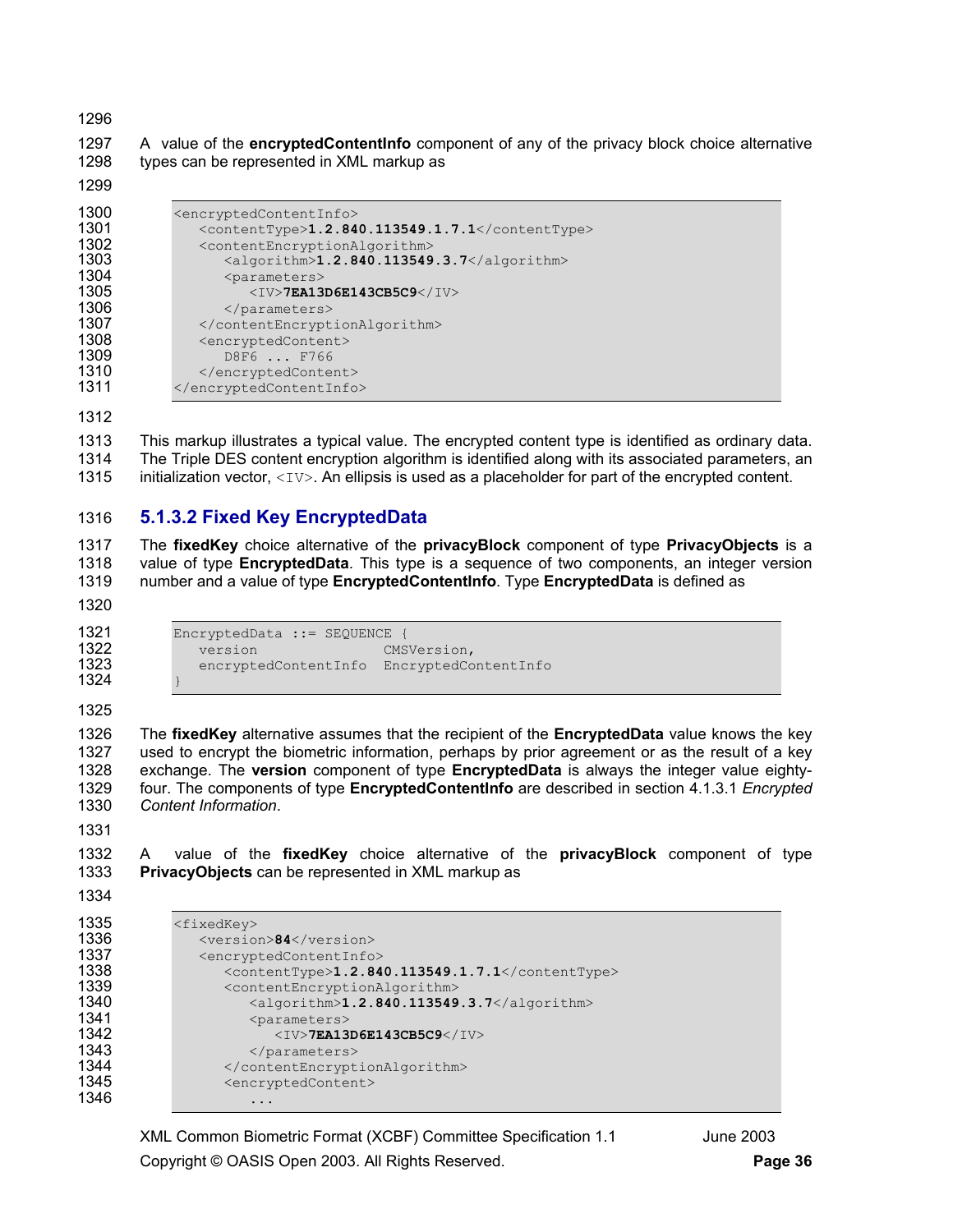A value of the **encryptedContentInfo** component of any of the privacy block choice alternative types can be represented in XML markup as

```
<encryptedContentInfo>
   <contentType>1.2.840.113549.1.7.1</contentType>
   <contentEncryptionAlgorithm>
      <algorithm>1.2.840.113549.3.7</algorithm>
      <parameters>
         <IV>7EA13D6E143CB5C9</IV>
      </parameters>
   </contentEncryptionAlgorithm>
   <encryptedContent>
      D8F6 ... F766
   </encryptedContent>
</encryptedContentInfo>
```

This markup illustrates a typical value. The encrypted content type is identified as ordinary data. The Triple DES content encryption algorithm is identified along with its associated parameters, an initialization vector, `<IV>`. An ellipsis is used as a placeholder for part of the encrypted content.

### 5.1.3.2 Fixed Key EncryptedData

The **fixedKey** choice alternative of the **privacyBlock** component of type **PrivacyObjects** is a value of type **EncryptedData**. This type is a sequence of two components, an integer version number and a value of type **EncryptedContentInfo**. Type **EncryptedData** is defined as

```
EncryptedData ::= SEQUENCE {
   version              CMSVersion,
   encryptedContentInfo  EncryptedContentInfo
}
```

The **fixedKey** alternative assumes that the recipient of the **EncryptedData** value knows the key used to encrypt the biometric information, perhaps by prior agreement or as the result of a key exchange. The **version** component of type **EncryptedData** is always the integer value eighty-four. The components of type **EncryptedContentInfo** are described in section 4.1.3.1 *Encrypted Content Information*.

A value of the **fixedKey** choice alternative of the **privacyBlock** component of type **PrivacyObjects** can be represented in XML markup as

```
<fixedKey>
   <version>84</version>
   <encryptedContentInfo>
      <contentType>1.2.840.113549.1.7.1</contentType>
      <contentEncryptionAlgorithm>
         <algorithm>1.2.840.113549.3.7</algorithm>
         <parameters>
            <IV>7EA13D6E143CB5C9</IV>
         </parameters>
      </contentEncryptionAlgorithm>
      <encryptedContent>
         ...
```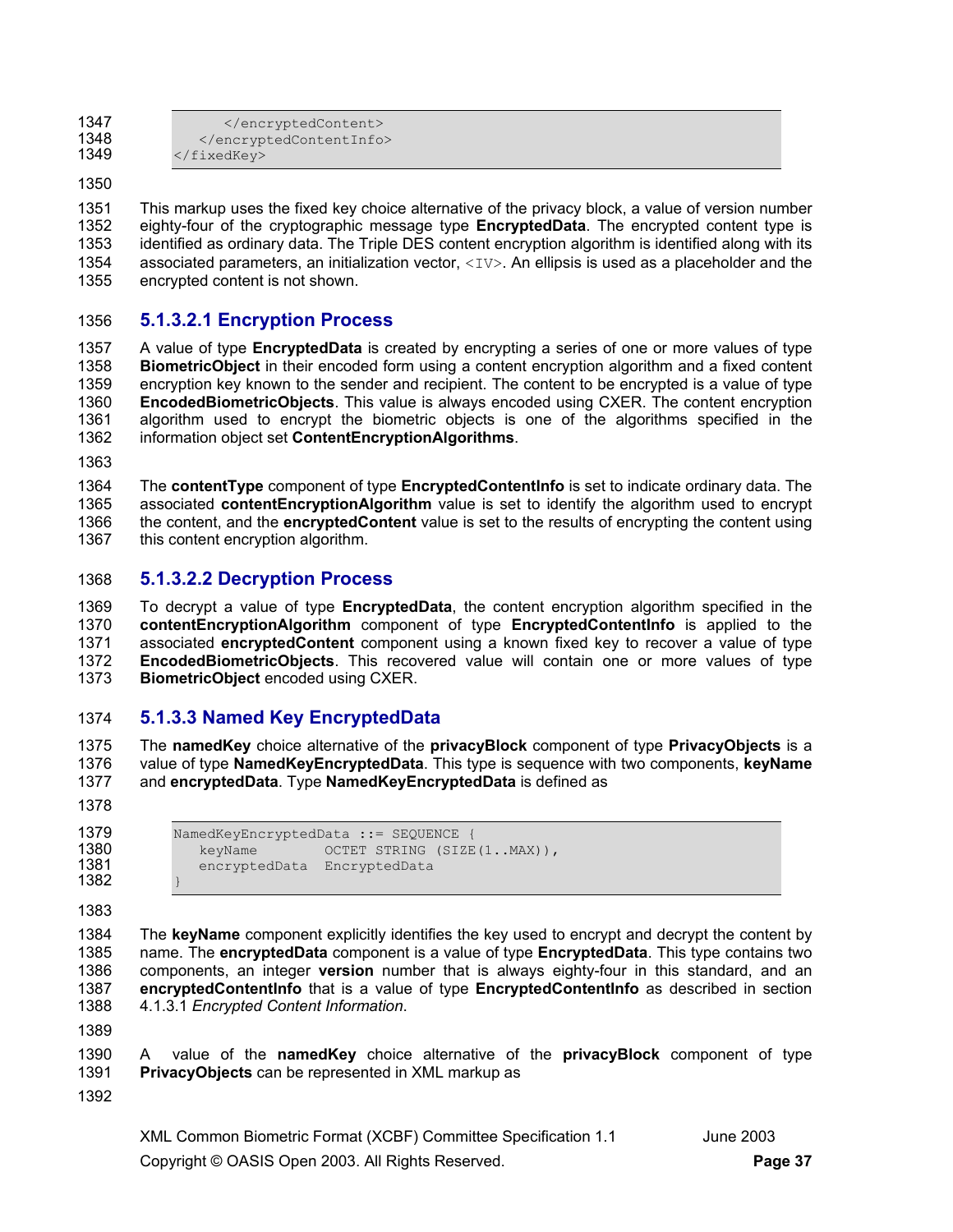```
      </encryptedContent>
   </encryptedContentInfo>
</fixedKey>
```

This markup uses the fixed key choice alternative of the privacy block, a value of version number eighty-four of the cryptographic message type **EncryptedData**. The encrypted content type is identified as ordinary data. The Triple DES content encryption algorithm is identified along with its associated parameters, an initialization vector, `<IV>`. An ellipsis is used as a placeholder and the encrypted content is not shown.

#### 5.1.3.2.1 Encryption Process

A value of type **EncryptedData** is created by encrypting a series of one or more values of type **BiometricObject** in their encoded form using a content encryption algorithm and a fixed content encryption key known to the sender and recipient. The content to be encrypted is a value of type **EncodedBiometricObjects**. This value is always encoded using CXER. The content encryption algorithm used to encrypt the biometric objects is one of the algorithms specified in the information object set **ContentEncryptionAlgorithms**.

The **contentType** component of type **EncryptedContentInfo** is set to indicate ordinary data. The associated **contentEncryptionAlgorithm** value is set to identify the algorithm used to encrypt the content, and the **encryptedContent** value is set to the results of encrypting the content using this content encryption algorithm.

#### 5.1.3.2.2 Decryption Process

To decrypt a value of type **EncryptedData**, the content encryption algorithm specified in the **contentEncryptionAlgorithm** component of type **EncryptedContentInfo** is applied to the associated **encryptedContent** component using a known fixed key to recover a value of type **EncodedBiometricObjects**. This recovered value will contain one or more values of type **BiometricObject** encoded using CXER.

### 5.1.3.3 Named Key EncryptedData

The **namedKey** choice alternative of the **privacyBlock** component of type **PrivacyObjects** is a value of type **NamedKeyEncryptedData**. This type is sequence with two components, **keyName** and **encryptedData**. Type **NamedKeyEncryptedData** is defined as

```
NamedKeyEncryptedData ::= SEQUENCE {
   keyName        OCTET STRING (SIZE(1..MAX)),
   encryptedData  EncryptedData
}
```

The **keyName** component explicitly identifies the key used to encrypt and decrypt the content by name. The **encryptedData** component is a value of type **EncryptedData**. This type contains two components, an integer **version** number that is always eighty-four in this standard, and an **encryptedContentInfo** that is a value of type **EncryptedContentInfo** as described in section 4.1.3.1 *Encrypted Content Information*.

A value of the **namedKey** choice alternative of the **privacyBlock** component of type **PrivacyObjects** can be represented in XML markup as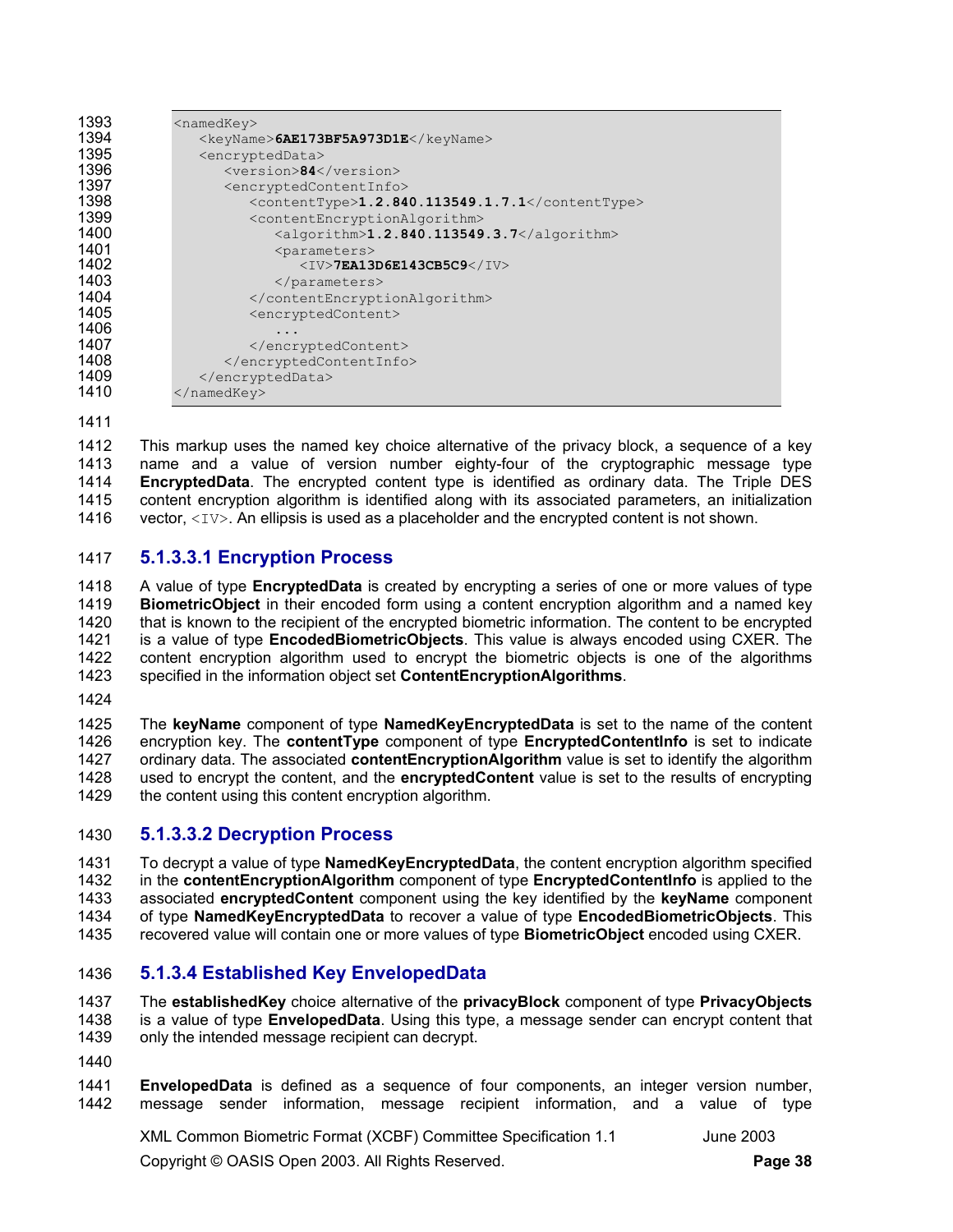```
<namedKey>
   <keyName>6AE173BF5A973D1E</keyName>
   <encryptedData>
      <version>84</version>
      <encryptedContentInfo>
         <contentType>1.2.840.113549.1.7.1</contentType>
         <contentEncryptionAlgorithm>
            <algorithm>1.2.840.113549.3.7</algorithm>
            <parameters>
               <IV>7EA13D6E143CB5C9</IV>
            </parameters>
         </contentEncryptionAlgorithm>
         <encryptedContent>
            ...
         </encryptedContent>
      </encryptedContentInfo>
   </encryptedData>
</namedKey>
```

This markup uses the named key choice alternative of the privacy block, a sequence of a key name and a value of version number eighty-four of the cryptographic message type **EncryptedData**. The encrypted content type is identified as ordinary data. The Triple DES content encryption algorithm is identified along with its associated parameters, an initialization vector, `<IV>`. An ellipsis is used as a placeholder and the encrypted content is not shown.

#### 5.1.3.3.1 Encryption Process

A value of type **EncryptedData** is created by encrypting a series of one or more values of type **BiometricObject** in their encoded form using a content encryption algorithm and a named key that is known to the recipient of the encrypted biometric information. The content to be encrypted is a value of type **EncodedBiometricObjects**. This value is always encoded using CXER. The content encryption algorithm used to encrypt the biometric objects is one of the algorithms specified in the information object set **ContentEncryptionAlgorithms**.

The **keyName** component of type **NamedKeyEncryptedData** is set to the name of the content encryption key. The **contentType** component of type **EncryptedContentInfo** is set to indicate ordinary data. The associated **contentEncryptionAlgorithm** value is set to identify the algorithm used to encrypt the content, and the **encryptedContent** value is set to the results of encrypting the content using this content encryption algorithm.

#### 5.1.3.3.2 Decryption Process

To decrypt a value of type **NamedKeyEncryptedData**, the content encryption algorithm specified in the **contentEncryptionAlgorithm** component of type **EncryptedContentInfo** is applied to the associated **encryptedContent** component using the key identified by the **keyName** component of type **NamedKeyEncryptedData** to recover a value of type **EncodedBiometricObjects**. This recovered value will contain one or more values of type **BiometricObject** encoded using CXER.

### 5.1.3.4 Established Key EnvelopedData

The **establishedKey** choice alternative of the **privacyBlock** component of type **PrivacyObjects** is a value of type **EnvelopedData**. Using this type, a message sender can encrypt content that only the intended message recipient can decrypt.

**EnvelopedData** is defined as a sequence of four components, an integer version number, message sender information, message recipient information, and a value of type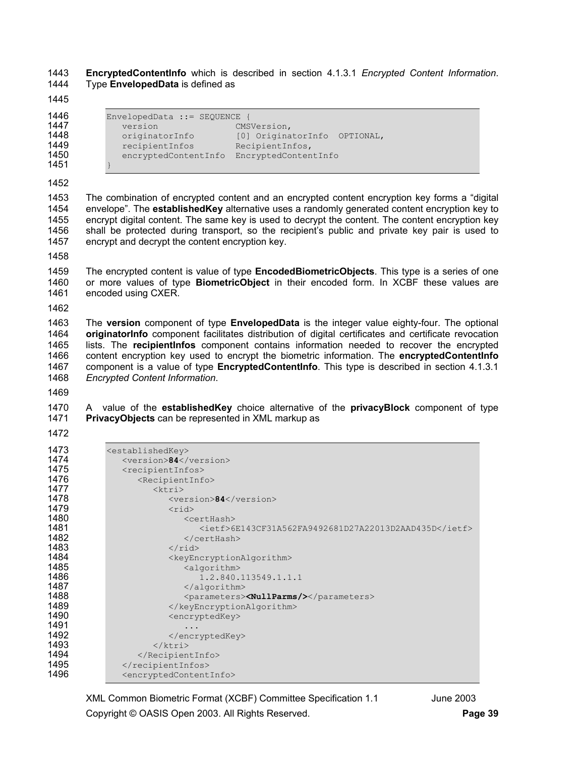**EncryptedContentInfo** which is described in section 4.1.3.1 *Encrypted Content Information*. Type **EnvelopedData** is defined as

```
EnvelopedData ::= SEQUENCE {
   version              CMSVersion,
   originatorInfo       [0] OriginatorInfo  OPTIONAL,
   recipientInfos       RecipientInfos,
   encryptedContentInfo  EncryptedContentInfo
}
```

The combination of encrypted content and an encrypted content encryption key forms a "digital envelope". The **establishedKey** alternative uses a randomly generated content encryption key to encrypt digital content. The same key is used to decrypt the content. The content encryption key shall be protected during transport, so the recipient's public and private key pair is used to encrypt and decrypt the content encryption key.

The encrypted content is value of type **EncodedBiometricObjects**. This type is a series of one or more values of type **BiometricObject** in their encoded form. In XCBF these values are encoded using CXER.

The **version** component of type **EnvelopedData** is the integer value eighty-four. The optional **originatorInfo** component facilitates distribution of digital certificates and certificate revocation lists. The **recipientInfos** component contains information needed to recover the encrypted content encryption key used to encrypt the biometric information. The **encryptedContentInfo** component is a value of type **EncryptedContentInfo**. This type is described in section 4.1.3.1 *Encrypted Content Information*.

A value of the **establishedKey** choice alternative of the **privacyBlock** component of type **PrivacyObjects** can be represented in XML markup as

```
<establishedKey>
   <version>84</version>
   <recipientInfos>
      <RecipientInfo>
         <ktri>
            <version>84</version>
            <rid>
               <certHash>
                  <ietf>6E143CF31A562FA9492681D27A22013D2AAD435D</ietf>
               </certHash>
            </rid>
            <keyEncryptionAlgorithm>
               <algorithm>
                  1.2.840.113549.1.1.1
               </algorithm>
               <parameters><NullParms/></parameters>
            </keyEncryptionAlgorithm>
            <encryptedKey>
               ...
            </encryptedKey>
         </ktri>
      </RecipientInfo>
   </recipientInfos>
   <encryptedContentInfo>
```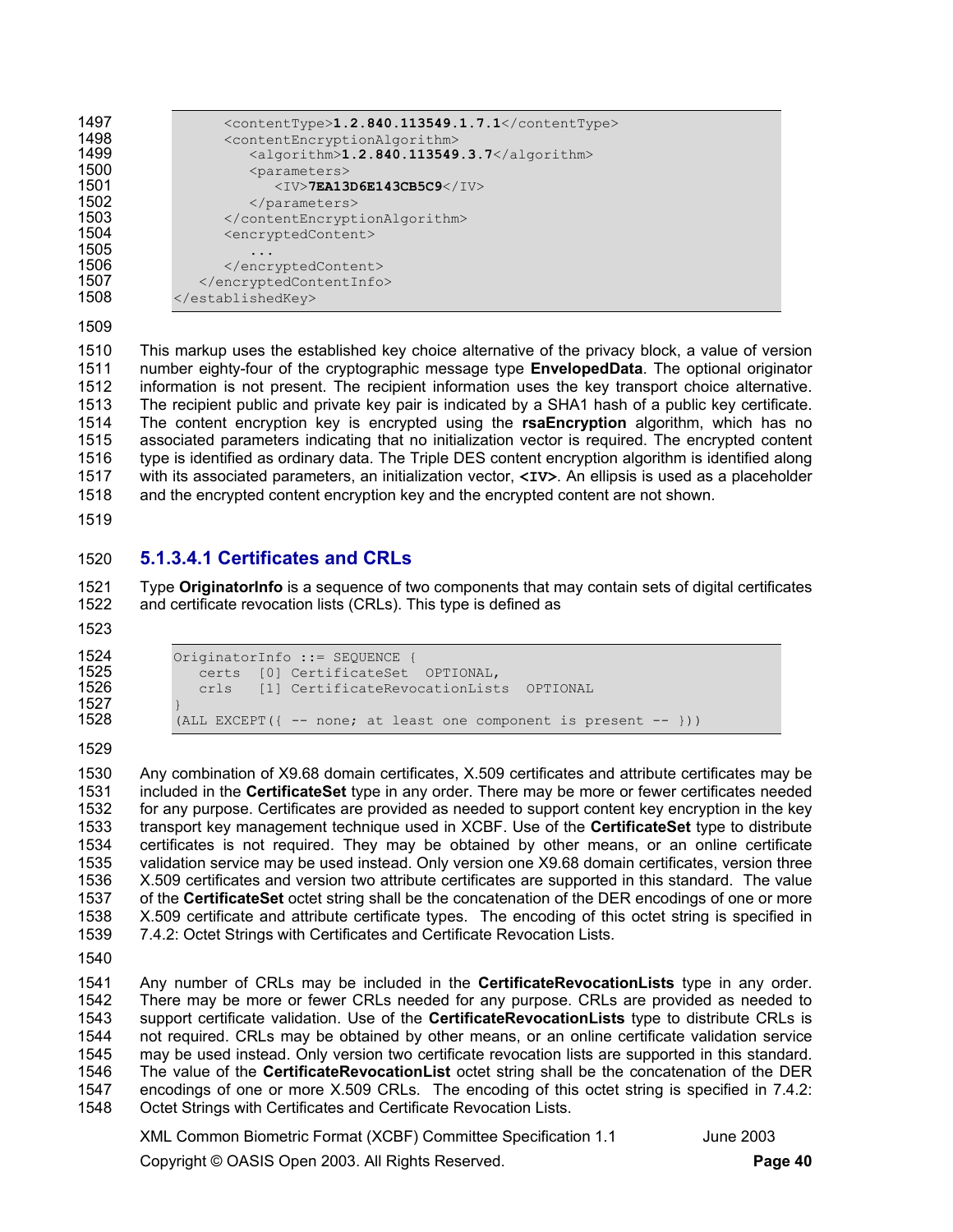```
        <contentType>1.2.840.113549.1.7.1</contentType>
        <contentEncryptionAlgorithm>
           <algorithm>1.2.840.113549.3.7</algorithm>
           <parameters>
              <IV>7EA13D6E143CB5C9</IV>
           </parameters>
        </contentEncryptionAlgorithm>
        <encryptedContent>
           ...
        </encryptedContent>
     </encryptedContentInfo>
  </establishedKey>
```

This markup uses the established key choice alternative of the privacy block, a value of version number eighty-four of the cryptographic message type **EnvelopedData**. The optional originator information is not present. The recipient information uses the key transport choice alternative. The recipient public and private key pair is indicated by a SHA1 hash of a public key certificate. The content encryption key is encrypted using the **rsaEncryption** algorithm, which has no associated parameters indicating that no initialization vector is required. The encrypted content type is identified as ordinary data. The Triple DES content encryption algorithm is identified along with its associated parameters, an initialization vector, **<IV>**. An ellipsis is used as a placeholder and the encrypted content encryption key and the encrypted content are not shown.

### 5.1.3.4.1 Certificates and CRLs

Type **OriginatorInfo** is a sequence of two components that may contain sets of digital certificates and certificate revocation lists (CRLs). This type is defined as

```
OriginatorInfo ::= SEQUENCE {
   certs  [0] CertificateSet  OPTIONAL,
   crls   [1] CertificateRevocationLists  OPTIONAL
}
(ALL EXCEPT({ -- none; at least one component is present -- }))
```

Any combination of X9.68 domain certificates, X.509 certificates and attribute certificates may be included in the **CertificateSet** type in any order. There may be more or fewer certificates needed for any purpose. Certificates are provided as needed to support content key encryption in the key transport key management technique used in XCBF. Use of the **CertificateSet** type to distribute certificates is not required. They may be obtained by other means, or an online certificate validation service may be used instead. Only version one X9.68 domain certificates, version three X.509 certificates and version two attribute certificates are supported in this standard. The value of the **CertificateSet** octet string shall be the concatenation of the DER encodings of one or more X.509 certificate and attribute certificate types. The encoding of this octet string is specified in 7.4.2: Octet Strings with Certificates and Certificate Revocation Lists.

Any number of CRLs may be included in the **CertificateRevocationLists** type in any order. There may be more or fewer CRLs needed for any purpose. CRLs are provided as needed to support certificate validation. Use of the **CertificateRevocationLists** type to distribute CRLs is not required. CRLs may be obtained by other means, or an online certificate validation service may be used instead. Only version two certificate revocation lists are supported in this standard. The value of the **CertificateRevocationList** octet string shall be the concatenation of the DER encodings of one or more X.509 CRLs. The encoding of this octet string is specified in 7.4.2: Octet Strings with Certificates and Certificate Revocation Lists.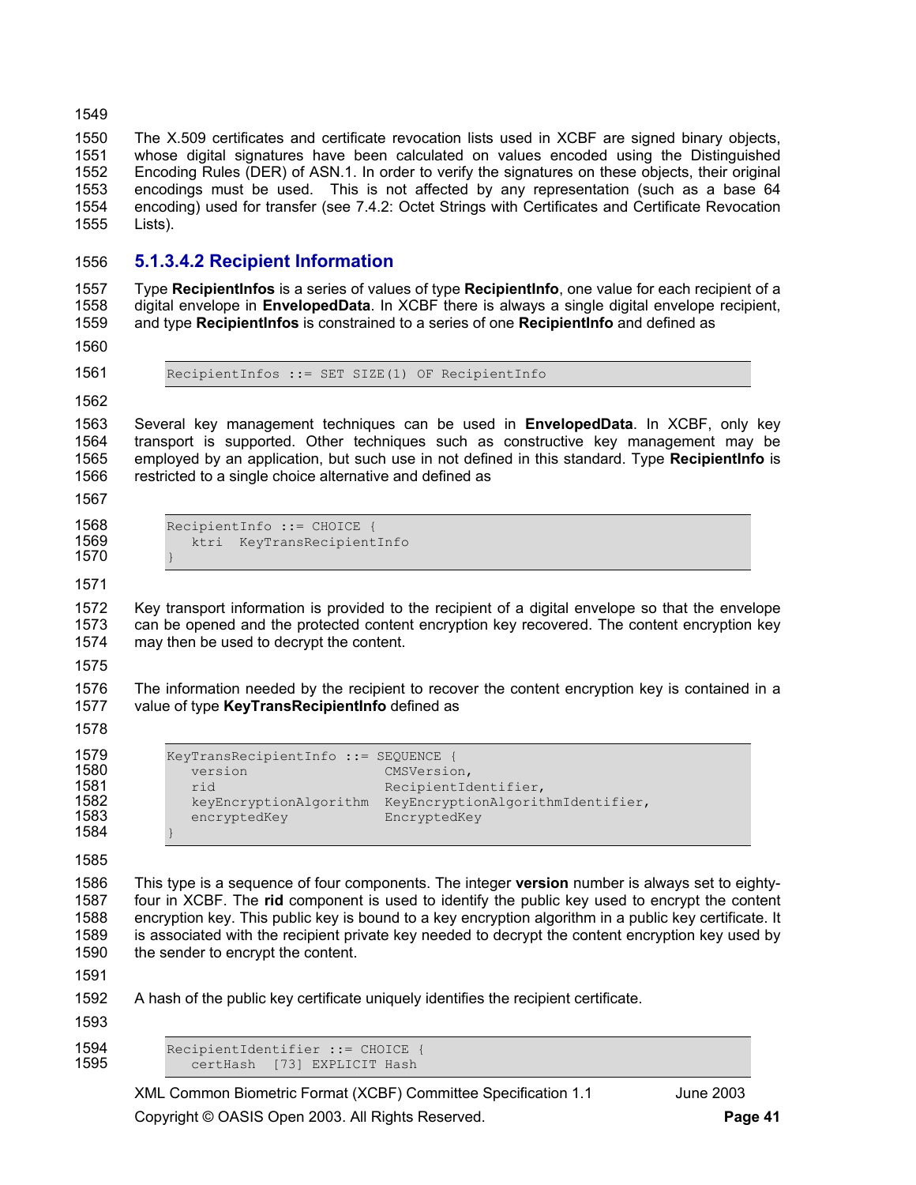The X.509 certificates and certificate revocation lists used in XCBF are signed binary objects, whose digital signatures have been calculated on values encoded using the Distinguished Encoding Rules (DER) of ASN.1. In order to verify the signatures on these objects, their original encodings must be used. This is not affected by any representation (such as a base 64 encoding) used for transfer (see 7.4.2: Octet Strings with Certificates and Certificate Revocation Lists).

#### 5.1.3.4.2 Recipient Information

Type **RecipientInfos** is a series of values of type **RecipientInfo**, one value for each recipient of a digital envelope in **EnvelopedData**. In XCBF there is always a single digital envelope recipient, and type **RecipientInfos** is constrained to a series of one **RecipientInfo** and defined as

```
RecipientInfos ::= SET SIZE(1) OF RecipientInfo
```

Several key management techniques can be used in **EnvelopedData**. In XCBF, only key transport is supported. Other techniques such as constructive key management may be employed by an application, but such use in not defined in this standard. Type **RecipientInfo** is restricted to a single choice alternative and defined as

```
RecipientInfo ::= CHOICE {
   ktri  KeyTransRecipientInfo
}
```

Key transport information is provided to the recipient of a digital envelope so that the envelope can be opened and the protected content encryption key recovered. The content encryption key may then be used to decrypt the content.

The information needed by the recipient to recover the content encryption key is contained in a value of type **KeyTransRecipientInfo** defined as

```
KeyTransRecipientInfo ::= SEQUENCE {
   version                 CMSVersion,
   rid                     RecipientIdentifier,
   keyEncryptionAlgorithm  KeyEncryptionAlgorithmIdentifier,
   encryptedKey            EncryptedKey
}
```

This type is a sequence of four components. The integer **version** number is always set to eighty-four in XCBF. The **rid** component is used to identify the public key used to encrypt the content encryption key. This public key is bound to a key encryption algorithm in a public key certificate. It is associated with the recipient private key needed to decrypt the content encryption key used by the sender to encrypt the content.

A hash of the public key certificate uniquely identifies the recipient certificate.

```
RecipientIdentifier ::= CHOICE {
   certHash  [73] EXPLICIT Hash
```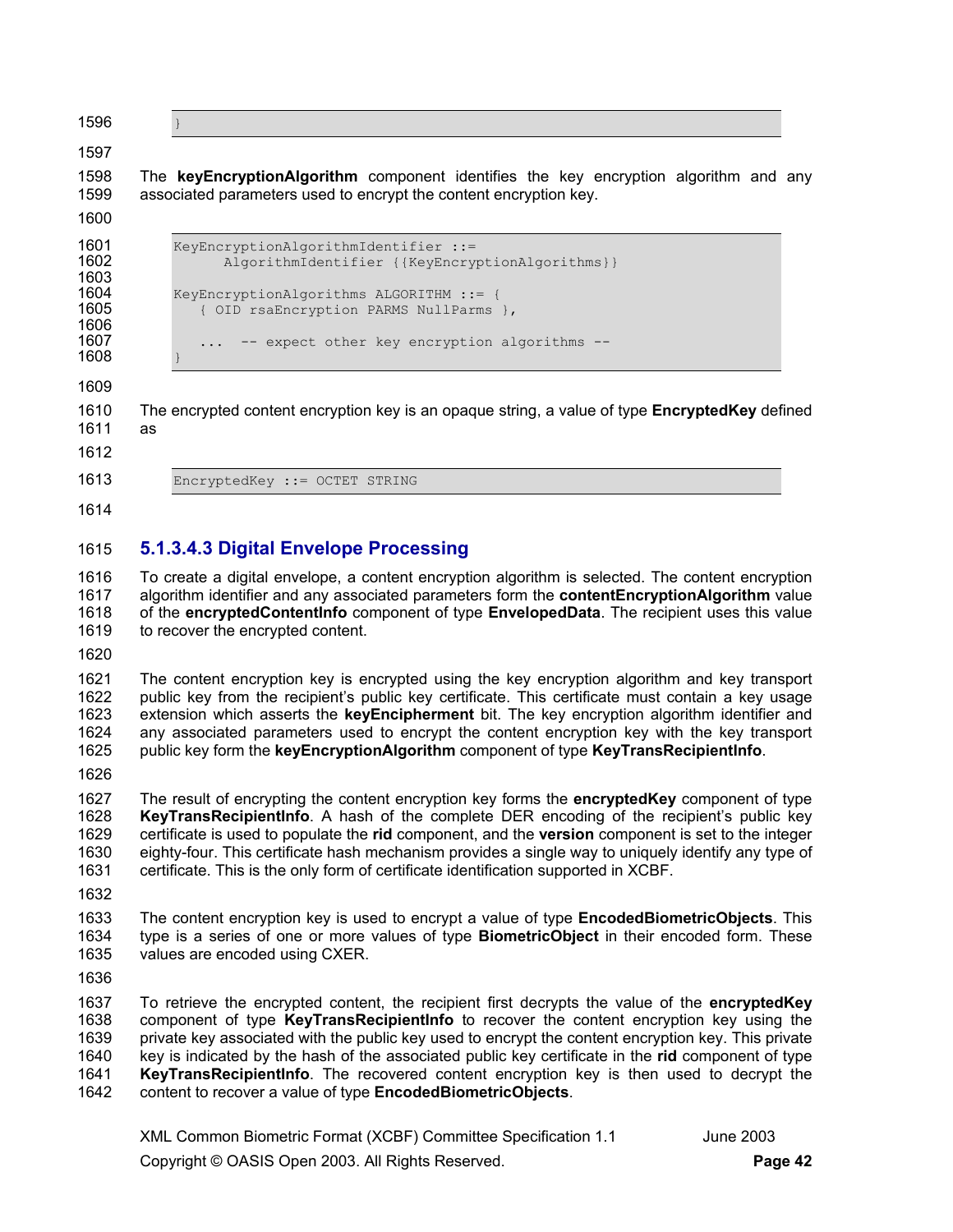```
}
```

The **keyEncryptionAlgorithm** component identifies the key encryption algorithm and any associated parameters used to encrypt the content encryption key.

```
KeyEncryptionAlgorithmIdentifier ::=
      AlgorithmIdentifier {{KeyEncryptionAlgorithms}}

KeyEncryptionAlgorithms ALGORITHM ::= {
   { OID rsaEncryption PARMS NullParms },

   ...  -- expect other key encryption algorithms --
}
```

The encrypted content encryption key is an opaque string, a value of type **EncryptedKey** defined as

```
EncryptedKey ::= OCTET STRING
```

### 5.1.3.4.3 Digital Envelope Processing

To create a digital envelope, a content encryption algorithm is selected. The content encryption algorithm identifier and any associated parameters form the **contentEncryptionAlgorithm** value of the **encryptedContentInfo** component of type **EnvelopedData**. The recipient uses this value to recover the encrypted content.

The content encryption key is encrypted using the key encryption algorithm and key transport public key from the recipient's public key certificate. This certificate must contain a key usage extension which asserts the **keyEncipherment** bit. The key encryption algorithm identifier and any associated parameters used to encrypt the content encryption key with the key transport public key form the **keyEncryptionAlgorithm** component of type **KeyTransRecipientInfo**.

The result of encrypting the content encryption key forms the **encryptedKey** component of type **KeyTransRecipientInfo**. A hash of the complete DER encoding of the recipient's public key certificate is used to populate the **rid** component, and the **version** component is set to the integer eighty-four. This certificate hash mechanism provides a single way to uniquely identify any type of certificate. This is the only form of certificate identification supported in XCBF.

The content encryption key is used to encrypt a value of type **EncodedBiometricObjects**. This type is a series of one or more values of type **BiometricObject** in their encoded form. These values are encoded using CXER.

To retrieve the encrypted content, the recipient first decrypts the value of the **encryptedKey** component of type **KeyTransRecipientInfo** to recover the content encryption key using the private key associated with the public key used to encrypt the content encryption key. This private key is indicated by the hash of the associated public key certificate in the **rid** component of type **KeyTransRecipientInfo**. The recovered content encryption key is then used to decrypt the content to recover a value of type **EncodedBiometricObjects**.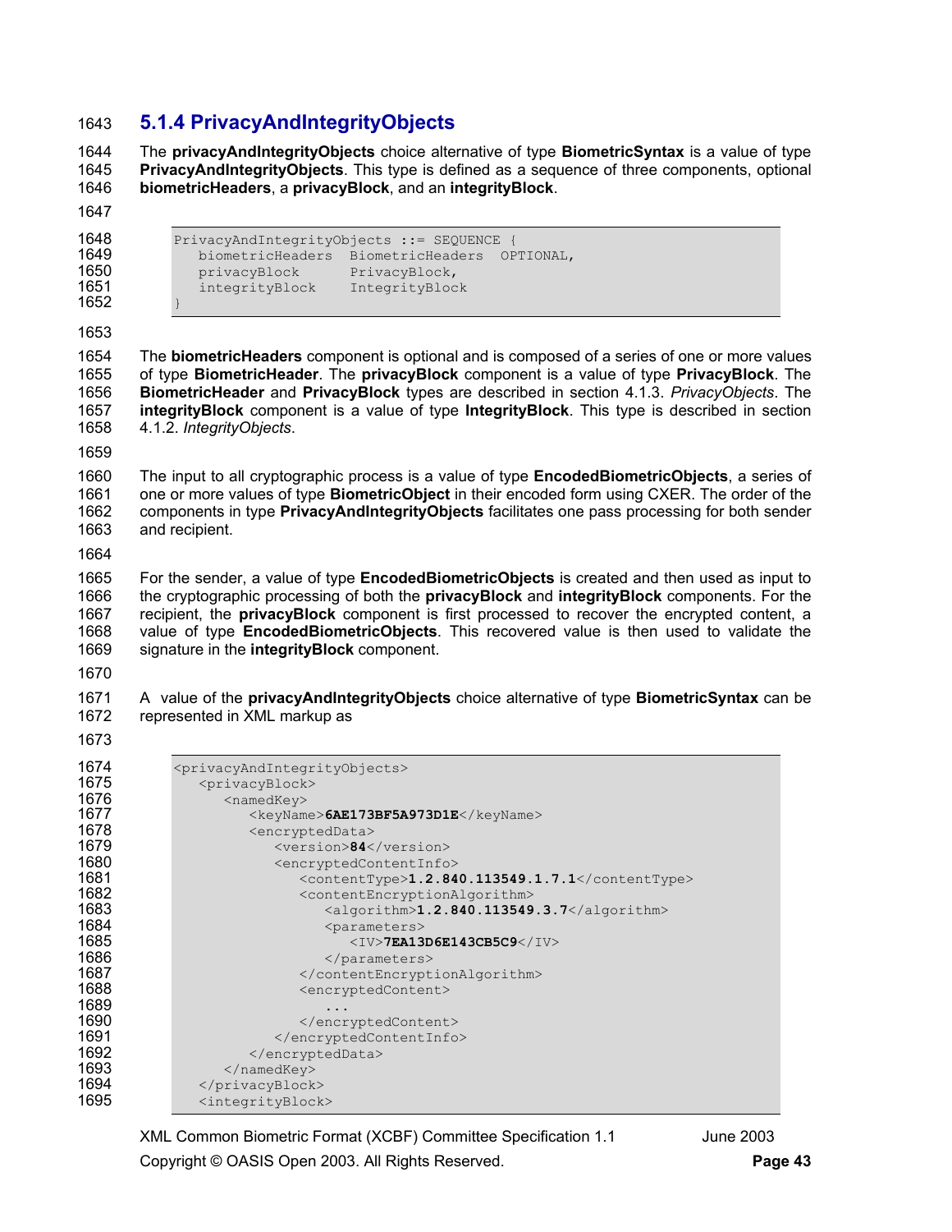### 5.1.4 PrivacyAndIntegrityObjects

The **privacyAndIntegrityObjects** choice alternative of type **BiometricSyntax** is a value of type **PrivacyAndIntegrityObjects**. This type is defined as a sequence of three components, optional **biometricHeaders**, a **privacyBlock**, and an **integrityBlock**.

```
PrivacyAndIntegrityObjects ::= SEQUENCE {
   biometricHeaders  BiometricHeaders  OPTIONAL,
   privacyBlock      PrivacyBlock,
   integrityBlock    IntegrityBlock
}
```

The **biometricHeaders** component is optional and is composed of a series of one or more values of type **BiometricHeader**. The **privacyBlock** component is a value of type **PrivacyBlock**. The **BiometricHeader** and **PrivacyBlock** types are described in section 4.1.3. *PrivacyObjects*. The **integrityBlock** component is a value of type **IntegrityBlock**. This type is described in section 4.1.2. *IntegrityObjects*.

The input to all cryptographic process is a value of type **EncodedBiometricObjects**, a series of one or more values of type **BiometricObject** in their encoded form using CXER. The order of the components in type **PrivacyAndIntegrityObjects** facilitates one pass processing for both sender and recipient.

For the sender, a value of type **EncodedBiometricObjects** is created and then used as input to the cryptographic processing of both the **privacyBlock** and **integrityBlock** components. For the recipient, the **privacyBlock** component is first processed to recover the encrypted content, a value of type **EncodedBiometricObjects**. This recovered value is then used to validate the signature in the **integrityBlock** component.

A value of the **privacyAndIntegrityObjects** choice alternative of type **BiometricSyntax** can be represented in XML markup as

```
<privacyAndIntegrityObjects>
   <privacyBlock>
      <namedKey>
         <keyName>6AE173BF5A973D1E</keyName>
         <encryptedData>
            <version>84</version>
            <encryptedContentInfo>
               <contentType>1.2.840.113549.1.7.1</contentType>
               <contentEncryptionAlgorithm>
                  <algorithm>1.2.840.113549.3.7</algorithm>
                  <parameters>
                     <IV>7EA13D6E143CB5C9</IV>
                  </parameters>
               </contentEncryptionAlgorithm>
               <encryptedContent>
                  ...
               </encryptedContent>
            </encryptedContentInfo>
         </encryptedData>
      </namedKey>
   </privacyBlock>
   <integrityBlock>
```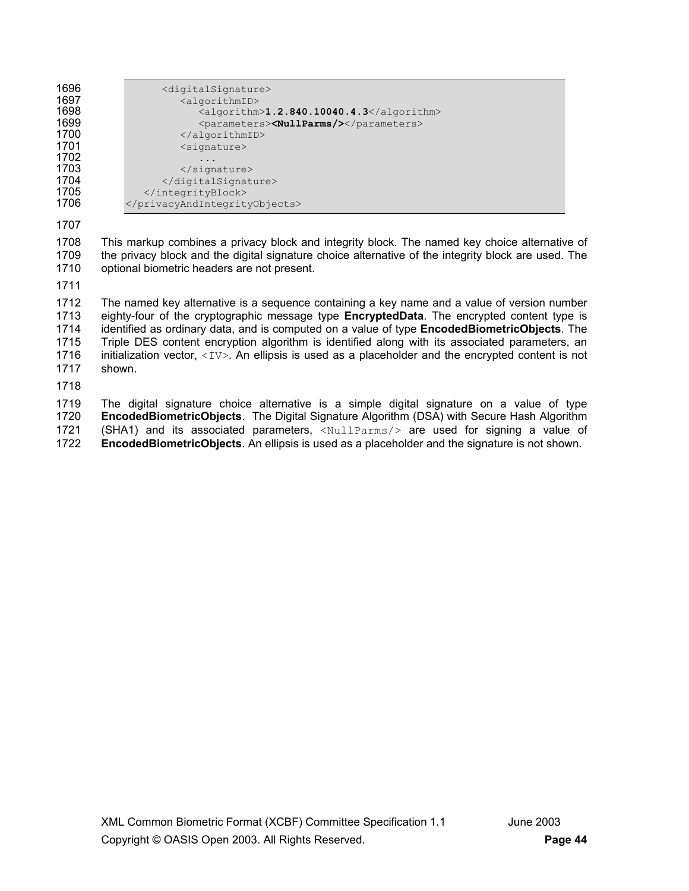```
            <digitalSignature>
               <algorithmID>
                  <algorithm>1.2.840.10040.4.3</algorithm>
                  <parameters><NullParms/></parameters>
               </algorithmID>
               <signature>
                  ...
               </signature>
            </digitalSignature>
         </integrityBlock>
      </privacyAndIntegrityObjects>
```

This markup combines a privacy block and integrity block. The named key choice alternative of the privacy block and the digital signature choice alternative of the integrity block are used. The optional biometric headers are not present.

The named key alternative is a sequence containing a key name and a value of version number eighty-four of the cryptographic message type **EncryptedData**. The encrypted content type is identified as ordinary data, and is computed on a value of type **EncodedBiometricObjects**. The Triple DES content encryption algorithm is identified along with its associated parameters, an initialization vector, `<IV>`. An ellipsis is used as a placeholder and the encrypted content is not shown.

The digital signature choice alternative is a simple digital signature on a value of type **EncodedBiometricObjects**. The Digital Signature Algorithm (DSA) with Secure Hash Algorithm (SHA1) and its associated parameters, `<NullParms/>` are used for signing a value of **EncodedBiometricObjects**. An ellipsis is used as a placeholder and the signature is not shown.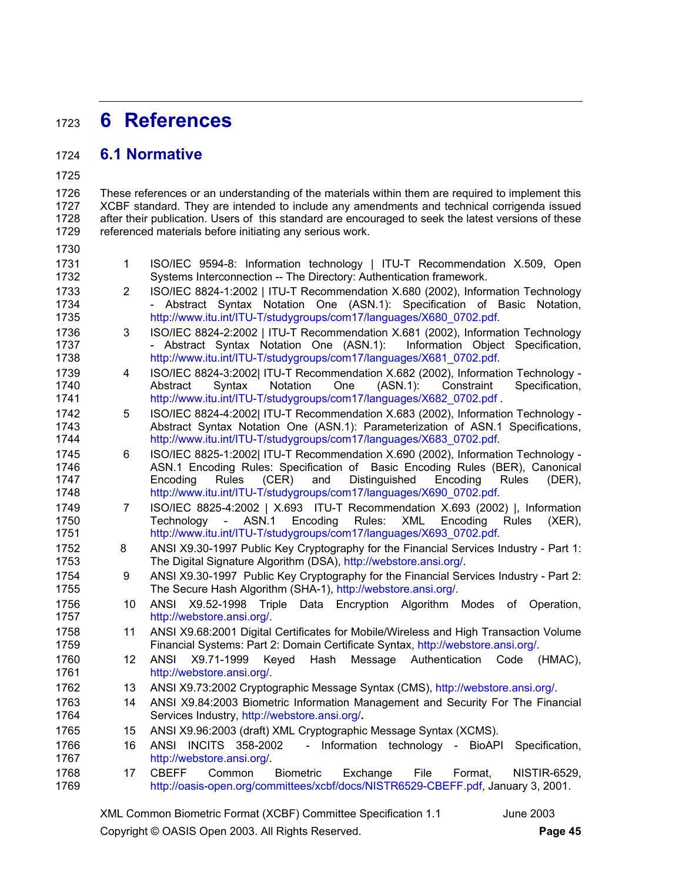# 6 References

## 6.1 Normative

These references or an understanding of the materials within them are required to implement this XCBF standard. They are intended to include any amendments and technical corrigenda issued after their publication. Users of this standard are encouraged to seek the latest versions of these referenced materials before initiating any serious work.

1. ISO/IEC 9594-8: Information technology | ITU-T Recommendation X.509, Open Systems Interconnection -- The Directory: Authentication framework.
2. ISO/IEC 8824-1:2002 | ITU-T Recommendation X.680 (2002), Information Technology - Abstract Syntax Notation One (ASN.1): Specification of Basic Notation, http://www.itu.int/ITU-T/studygroups/com17/languages/X680_0702.pdf.
3. ISO/IEC 8824-2:2002 | ITU-T Recommendation X.681 (2002), Information Technology - Abstract Syntax Notation One (ASN.1): Information Object Specification, http://www.itu.int/ITU-T/studygroups/com17/languages/X681_0702.pdf.
4. ISO/IEC 8824-3:2002| ITU-T Recommendation X.682 (2002), Information Technology - Abstract Syntax Notation One (ASN.1): Constraint Specification, http://www.itu.int/ITU-T/studygroups/com17/languages/X682_0702.pdf .
5. ISO/IEC 8824-4:2002| ITU-T Recommendation X.683 (2002), Information Technology - Abstract Syntax Notation One (ASN.1): Parameterization of ASN.1 Specifications, http://www.itu.int/ITU-T/studygroups/com17/languages/X683_0702.pdf.
6. ISO/IEC 8825-1:2002| ITU-T Recommendation X.690 (2002), Information Technology - ASN.1 Encoding Rules: Specification of Basic Encoding Rules (BER), Canonical Encoding Rules (CER) and Distinguished Encoding Rules (DER), http://www.itu.int/ITU-T/studygroups/com17/languages/X690_0702.pdf.
7. ISO/IEC 8825-4:2002 | X.693 ITU-T Recommendation X.693 (2002) |, Information Technology - ASN.1 Encoding Rules: XML Encoding Rules (XER), http://www.itu.int/ITU-T/studygroups/com17/languages/X693_0702.pdf.
8. ANSI X9.30-1997 Public Key Cryptography for the Financial Services Industry - Part 1: The Digital Signature Algorithm (DSA), http://webstore.ansi.org/.
9. ANSI X9.30-1997 Public Key Cryptography for the Financial Services Industry - Part 2: The Secure Hash Algorithm (SHA-1), http://webstore.ansi.org/.
10. ANSI X9.52-1998 Triple Data Encryption Algorithm Modes of Operation, http://webstore.ansi.org/.
11. ANSI X9.68:2001 Digital Certificates for Mobile/Wireless and High Transaction Volume Financial Systems: Part 2: Domain Certificate Syntax, http://webstore.ansi.org/.
12. ANSI X9.71-1999 Keyed Hash Message Authentication Code (HMAC), http://webstore.ansi.org/.
13. ANSI X9.73:2002 Cryptographic Message Syntax (CMS), http://webstore.ansi.org/.
14. ANSI X9.84:2003 Biometric Information Management and Security For The Financial Services Industry, http://webstore.ansi.org/**.**
15. ANSI X9.96:2003 (draft) XML Cryptographic Message Syntax (XCMS).
16. ANSI INCITS 358-2002 - Information technology - BioAPI Specification, http://webstore.ansi.org/.
17. CBEFF Common Biometric Exchange File Format, NISTIR-6529, http://oasis-open.org/committees/xcbf/docs/NISTR6529-CBEFF.pdf, January 3, 2001.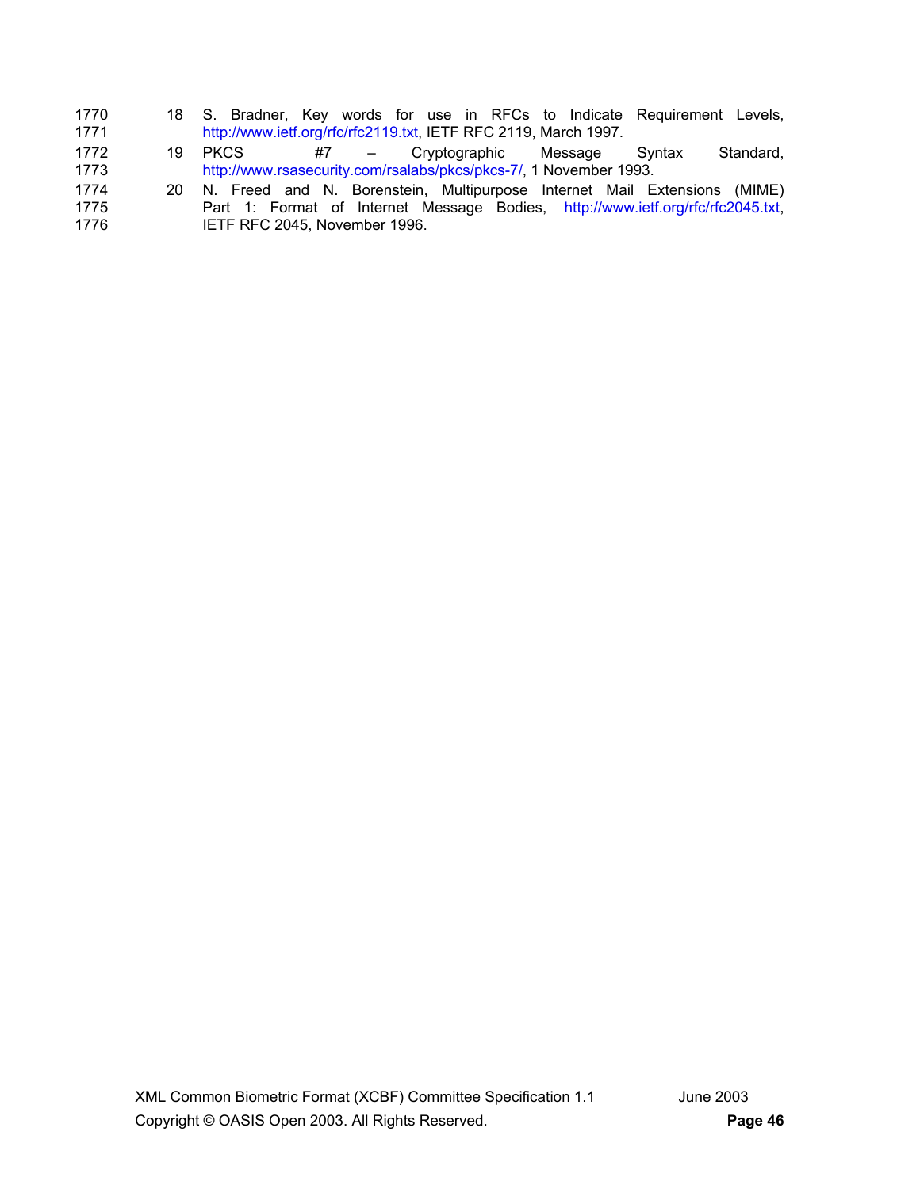1770 18 S. Bradner, Key words for use in RFCs to Indicate Requirement Levels,
1771 http://www.ietf.org/rfc/rfc2119.txt, IETF RFC 2119, March 1997.

1772 19 PKCS #7 – Cryptographic Message Syntax Standard,
1773 http://www.rsasecurity.com/rsalabs/pkcs/pkcs-7/, 1 November 1993.

1774 20 N. Freed and N. Borenstein, Multipurpose Internet Mail Extensions (MIME)
1775 Part 1: Format of Internet Message Bodies, http://www.ietf.org/rfc/rfc2045.txt,
1776 IETF RFC 2045, November 1996.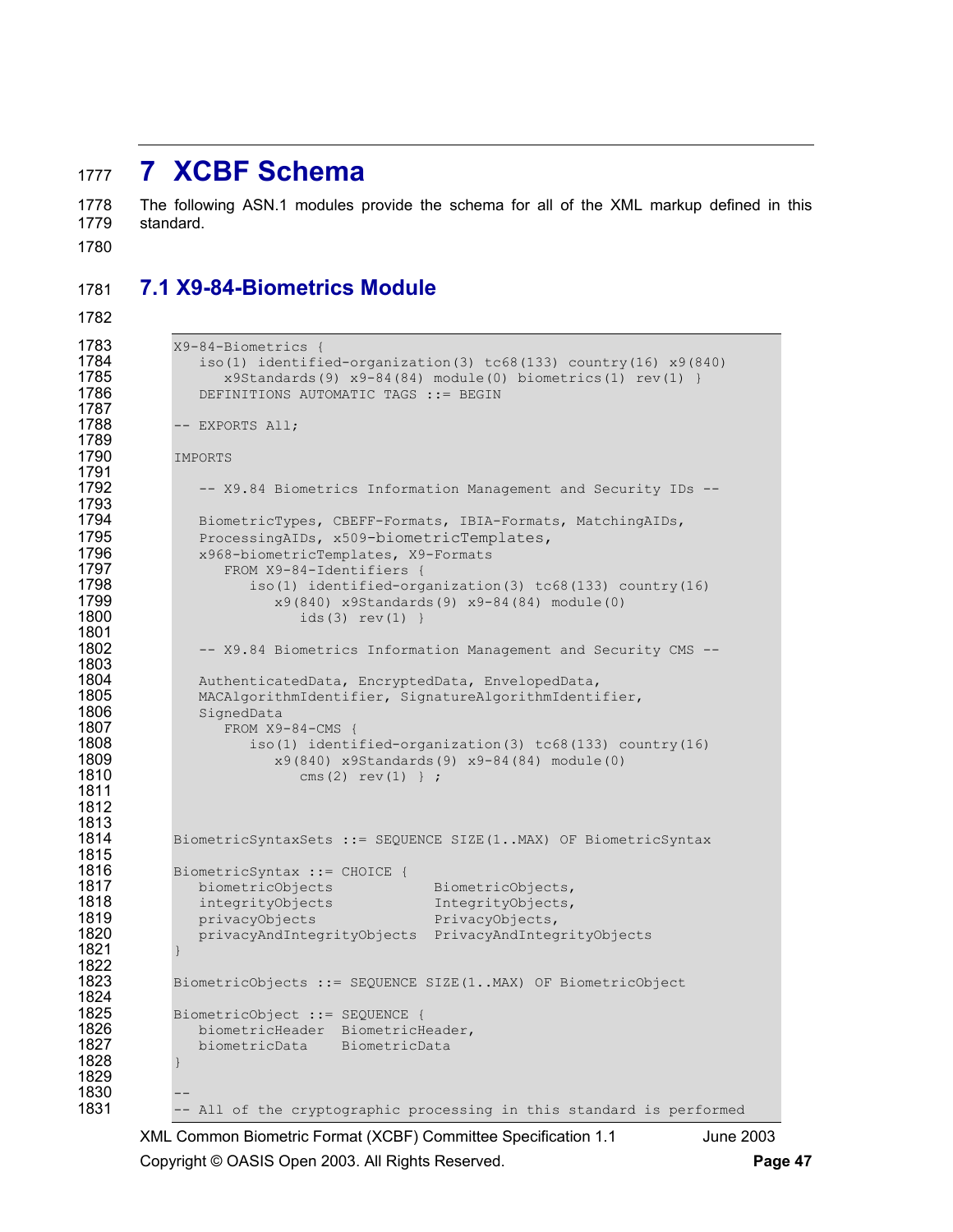# 7 XCBF Schema

The following ASN.1 modules provide the schema for all of the XML markup defined in this standard.

## 7.1 X9-84-Biometrics Module

```
X9-84-Biometrics {
   iso(1) identified-organization(3) tc68(133) country(16) x9(840)
      x9Standards(9) x9-84(84) module(0) biometrics(1) rev(1) }
   DEFINITIONS AUTOMATIC TAGS ::= BEGIN

-- EXPORTS All;

IMPORTS

   -- X9.84 Biometrics Information Management and Security IDs --

   BiometricTypes, CBEFF-Formats, IBIA-Formats, MatchingAIDs,
   ProcessingAIDs, x509-biometricTemplates,
   x968-biometricTemplates, X9-Formats
      FROM X9-84-Identifiers {
         iso(1) identified-organization(3) tc68(133) country(16)
            x9(840) x9Standards(9) x9-84(84) module(0)
               ids(3) rev(1) }

   -- X9.84 Biometrics Information Management and Security CMS --

   AuthenticatedData, EncryptedData, EnvelopedData,
   MACAlgorithmIdentifier, SignatureAlgorithmIdentifier,
   SignedData
      FROM X9-84-CMS {
         iso(1) identified-organization(3) tc68(133) country(16)
            x9(840) x9Standards(9) x9-84(84) module(0)
               cms(2) rev(1) } ;



BiometricSyntaxSets ::= SEQUENCE SIZE(1..MAX) OF BiometricSyntax

BiometricSyntax ::= CHOICE {
   biometricObjects           BiometricObjects,
   integrityObjects           IntegrityObjects,
   privacyObjects             PrivacyObjects,
   privacyAndIntegrityObjects  PrivacyAndIntegrityObjects
}

BiometricObjects ::= SEQUENCE SIZE(1..MAX) OF BiometricObject

BiometricObject ::= SEQUENCE {
   biometricHeader  BiometricHeader,
   biometricData    BiometricData
}

--
-- All of the cryptographic processing in this standard is performed
```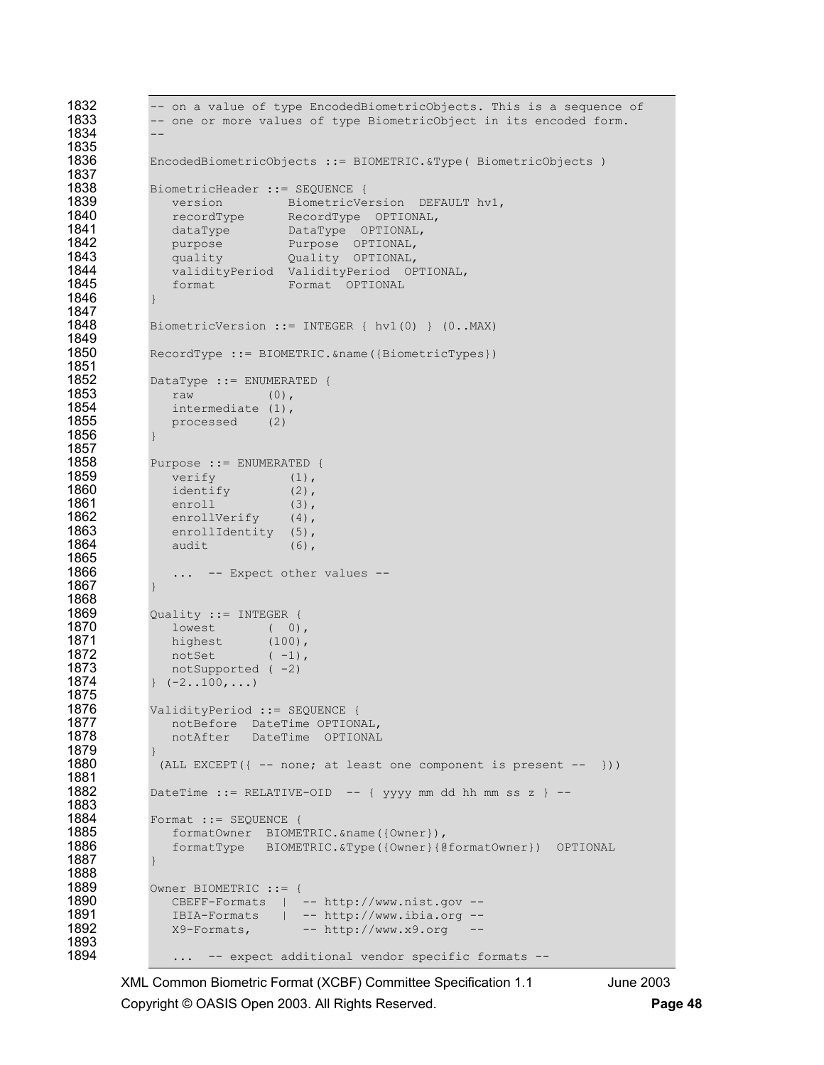```
-- on a value of type EncodedBiometricObjects. This is a sequence of
-- one or more values of type BiometricObject in its encoded form.
--

EncodedBiometricObjects ::= BIOMETRIC.&Type( BiometricObjects )

BiometricHeader ::= SEQUENCE {
   version         BiometricVersion  DEFAULT hv1,
   recordType      RecordType  OPTIONAL,
   dataType        DataType  OPTIONAL,
   purpose         Purpose  OPTIONAL,
   quality         Quality  OPTIONAL,
   validityPeriod  ValidityPeriod  OPTIONAL,
   format          Format  OPTIONAL
}

BiometricVersion ::= INTEGER { hv1(0) } (0..MAX)

RecordType ::= BIOMETRIC.&name({BiometricTypes})

DataType ::= ENUMERATED {
   raw          (0),
   intermediate (1),
   processed    (2)
}

Purpose ::= ENUMERATED {
   verify          (1),
   identify        (2),
   enroll          (3),
   enrollVerify    (4),
   enrollIdentity  (5),
   audit           (6),

   ...  -- Expect other values --
}

Quality ::= INTEGER {
   lowest       (  0),
   highest      (100),
   notSet       ( -1),
   notSupported ( -2)
} (-2..100,...)

ValidityPeriod ::= SEQUENCE {
   notBefore  DateTime OPTIONAL,
   notAfter   DateTime  OPTIONAL
}
 (ALL EXCEPT({ -- none; at least one component is present --  }))

DateTime ::= RELATIVE-OID  -- { yyyy mm dd hh mm ss z } --

Format ::= SEQUENCE {
   formatOwner  BIOMETRIC.&name({Owner}),
   formatType   BIOMETRIC.&Type({Owner}{@formatOwner})  OPTIONAL
}

Owner BIOMETRIC ::= {
   CBEFF-Formats  |  -- http://www.nist.gov --
   IBIA-Formats   |  -- http://www.ibia.org --
   X9-Formats,       -- http://www.x9.org   --

   ...  -- expect additional vendor specific formats --
```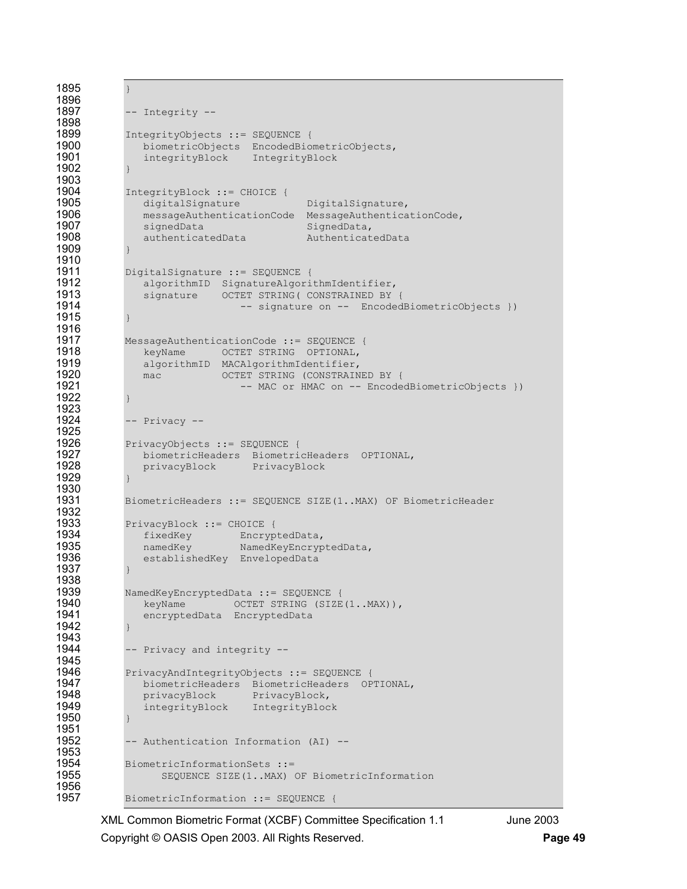```
}

-- Integrity --

IntegrityObjects ::= SEQUENCE {
   biometricObjects  EncodedBiometricObjects,
   integrityBlock    IntegrityBlock
}

IntegrityBlock ::= CHOICE {
   digitalSignature           DigitalSignature,
   messageAuthenticationCode  MessageAuthenticationCode,
   signedData                 SignedData,
   authenticatedData          AuthenticatedData
}

DigitalSignature ::= SEQUENCE {
   algorithmID  SignatureAlgorithmIdentifier,
   signature    OCTET STRING( CONSTRAINED BY {
                   -- signature on --  EncodedBiometricObjects })
}

MessageAuthenticationCode ::= SEQUENCE {
   keyName      OCTET STRING  OPTIONAL,
   algorithmID  MACAlgorithmIdentifier,
   mac          OCTET STRING (CONSTRAINED BY {
                   -- MAC or HMAC on -- EncodedBiometricObjects })
}

-- Privacy --

PrivacyObjects ::= SEQUENCE {
   biometricHeaders  BiometricHeaders  OPTIONAL,
   privacyBlock      PrivacyBlock
}

BiometricHeaders ::= SEQUENCE SIZE(1..MAX) OF BiometricHeader

PrivacyBlock ::= CHOICE {
   fixedKey        EncryptedData,
   namedKey        NamedKeyEncryptedData,
   establishedKey  EnvelopedData
}

NamedKeyEncryptedData ::= SEQUENCE {
   keyName        OCTET STRING (SIZE(1..MAX)),
   encryptedData  EncryptedData
}

-- Privacy and integrity --

PrivacyAndIntegrityObjects ::= SEQUENCE {
   biometricHeaders  BiometricHeaders  OPTIONAL,
   privacyBlock      PrivacyBlock,
   integrityBlock    IntegrityBlock
}

-- Authentication Information (AI) --

BiometricInformationSets ::=
      SEQUENCE SIZE(1..MAX) OF BiometricInformation

BiometricInformation ::= SEQUENCE {
```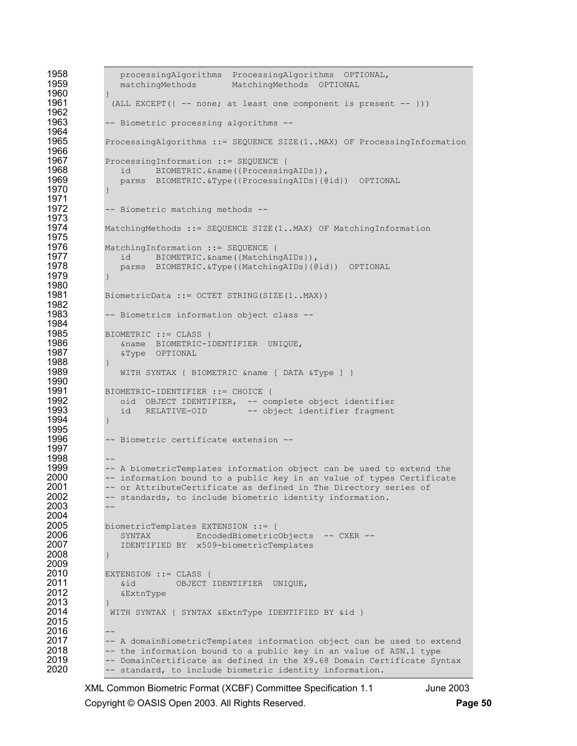```
      processingAlgorithms  ProcessingAlgorithms  OPTIONAL,
      matchingMethods       MatchingMethods  OPTIONAL
   }
    (ALL EXCEPT({ -- none; at least one component is present -- }))

   -- Biometric processing algorithms --

   ProcessingAlgorithms ::= SEQUENCE SIZE(1..MAX) OF ProcessingInformation

   ProcessingInformation ::= SEQUENCE {
      id     BIOMETRIC.&name({ProcessingAIDs}),
      parms  BIOMETRIC.&Type({ProcessingAIDs}{@id})  OPTIONAL
   }

   -- Biometric matching methods --

   MatchingMethods ::= SEQUENCE SIZE(1..MAX) OF MatchingInformation

   MatchingInformation ::= SEQUENCE {
      id     BIOMETRIC.&name({MatchingAIDs}),
      parms  BIOMETRIC.&Type({MatchingAIDs}{@id})  OPTIONAL
   }

   BiometricData ::= OCTET STRING(SIZE(1..MAX))

   -- Biometrics information object class --

   BIOMETRIC ::= CLASS {
      &name  BIOMETRIC-IDENTIFIER  UNIQUE,
      &Type  OPTIONAL
   }
      WITH SYNTAX { BIOMETRIC &name [ DATA &Type ] }

   BIOMETRIC-IDENTIFIER ::= CHOICE {
      oid  OBJECT IDENTIFIER,  -- complete object identifier
      id   RELATIVE-OID        -- object identifier fragment
   }

   -- Biometric certificate extension --

   --
   -- A biometricTemplates information object can be used to extend the
   -- information bound to a public key in an value of types Certificate
   -- or AttributeCertificate as defined in The Directory series of
   -- standards, to include biometric identity information.
   --

   biometricTemplates EXTENSION ::= {
      SYNTAX         EncodedBiometricObjects  -- CXER --
      IDENTIFIED BY  x509-biometricTemplates
   }

   EXTENSION ::= CLASS {
      &id        OBJECT IDENTIFIER  UNIQUE,
      &ExtnType
   }
    WITH SYNTAX { SYNTAX &ExtnType IDENTIFIED BY &id }

   --
   -- A domainBiometricTemplates information object can be used to extend
   -- the information bound to a public key in an value of ASN.1 type
   -- DomainCertificate as defined in the X9.68 Domain Certificate Syntax
   -- standard, to include biometric identity information.
```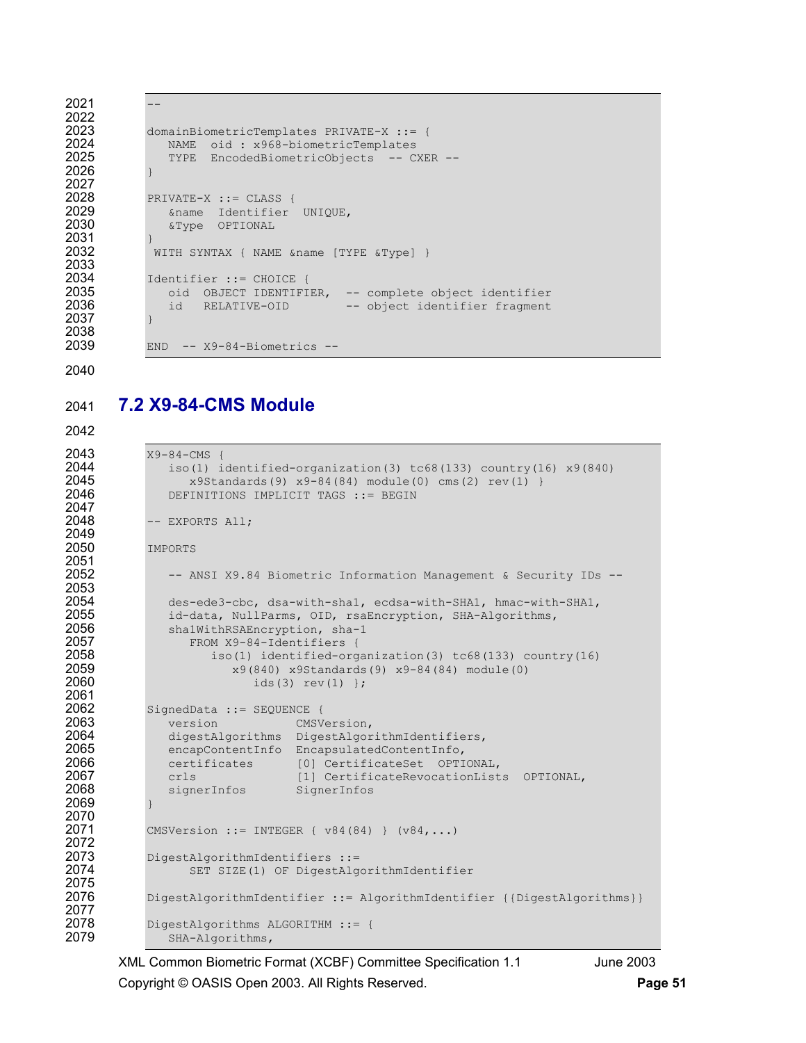```
--

domainBiometricTemplates PRIVATE-X ::= {
   NAME  oid : x968-biometricTemplates
   TYPE  EncodedBiometricObjects  -- CXER --
}

PRIVATE-X ::= CLASS {
   &name  Identifier  UNIQUE,
   &Type  OPTIONAL
}
 WITH SYNTAX { NAME &name [TYPE &Type] }

Identifier ::= CHOICE {
   oid  OBJECT IDENTIFIER,  -- complete object identifier
   id   RELATIVE-OID        -- object identifier fragment
}

END  -- X9-84-Biometrics --
```

## 7.2 X9-84-CMS Module

```
X9-84-CMS {
   iso(1) identified-organization(3) tc68(133) country(16) x9(840)
      x9Standards(9) x9-84(84) module(0) cms(2) rev(1) }
   DEFINITIONS IMPLICIT TAGS ::= BEGIN

-- EXPORTS All;

IMPORTS

   -- ANSI X9.84 Biometric Information Management & Security IDs --

   des-ede3-cbc, dsa-with-sha1, ecdsa-with-SHA1, hmac-with-SHA1,
   id-data, NullParms, OID, rsaEncryption, SHA-Algorithms,
   sha1WithRSAEncryption, sha-1
      FROM X9-84-Identifiers {
         iso(1) identified-organization(3) tc68(133) country(16)
            x9(840) x9Standards(9) x9-84(84) module(0)
               ids(3) rev(1) };

SignedData ::= SEQUENCE {
   version           CMSVersion,
   digestAlgorithms  DigestAlgorithmIdentifiers,
   encapContentInfo  EncapsulatedContentInfo,
   certificates      [0] CertificateSet  OPTIONAL,
   crls              [1] CertificateRevocationLists  OPTIONAL,
   signerInfos       SignerInfos
}

CMSVersion ::= INTEGER { v84(84) } (v84,...)

DigestAlgorithmIdentifiers ::=
      SET SIZE(1) OF DigestAlgorithmIdentifier

DigestAlgorithmIdentifier ::= AlgorithmIdentifier {{DigestAlgorithms}}

DigestAlgorithms ALGORITHM ::= {
   SHA-Algorithms,
```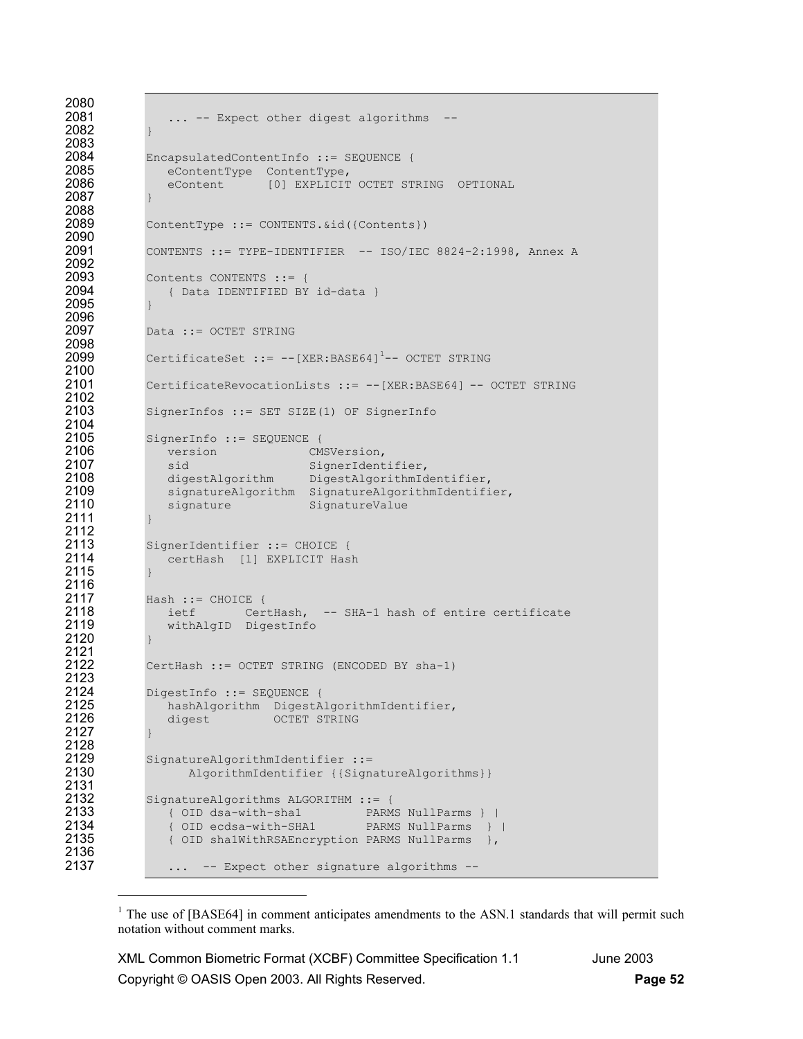```
   ... -- Expect other digest algorithms  --
}

EncapsulatedContentInfo ::= SEQUENCE {
   eContentType  ContentType,
   eContent      [0] EXPLICIT OCTET STRING  OPTIONAL
}

ContentType ::= CONTENTS.&id({Contents})

CONTENTS ::= TYPE-IDENTIFIER  -- ISO/IEC 8824-2:1998, Annex A

Contents CONTENTS ::= {
   { Data IDENTIFIED BY id-data }
}

Data ::= OCTET STRING

CertificateSet ::= --[XER:BASE64][1]-- OCTET STRING

CertificateRevocationLists ::= --[XER:BASE64] -- OCTET STRING

SignerInfos ::= SET SIZE(1) OF SignerInfo

SignerInfo ::= SEQUENCE {
   version             CMSVersion,
   sid                 SignerIdentifier,
   digestAlgorithm     DigestAlgorithmIdentifier,
   signatureAlgorithm  SignatureAlgorithmIdentifier,
   signature           SignatureValue
}

SignerIdentifier ::= CHOICE {
   certHash  [1] EXPLICIT Hash
}

Hash ::= CHOICE {
   ietf       CertHash,  -- SHA-1 hash of entire certificate
   withAlgID  DigestInfo
}

CertHash ::= OCTET STRING (ENCODED BY sha-1)

DigestInfo ::= SEQUENCE {
   hashAlgorithm  DigestAlgorithmIdentifier,
   digest         OCTET STRING
}

SignatureAlgorithmIdentifier ::=
      AlgorithmIdentifier {{SignatureAlgorithms}}

SignatureAlgorithms ALGORITHM ::= {
   { OID dsa-with-sha1         PARMS NullParms } |
   { OID ecdsa-with-SHA1       PARMS NullParms  } |
   { OID sha1WithRSAEncryption PARMS NullParms  },

   ...  -- Expect other signature algorithms --
```

[1] The use of [BASE64] in comment anticipates amendments to the ASN.1 standards that will permit such notation without comment marks.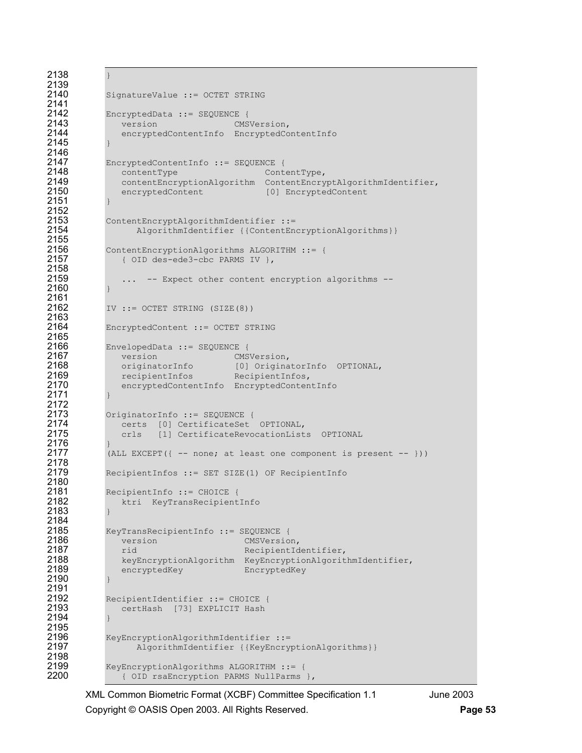```
}

SignatureValue ::= OCTET STRING

EncryptedData ::= SEQUENCE {
   version               CMSVersion,
   encryptedContentInfo  EncryptedContentInfo
}

EncryptedContentInfo ::= SEQUENCE {
   contentType                 ContentType,
   contentEncryptionAlgorithm  ContentEncryptAlgorithmIdentifier,
   encryptedContent            [0] EncryptedContent
}

ContentEncryptAlgorithmIdentifier ::=
      AlgorithmIdentifier {{ContentEncryptionAlgorithms}}

ContentEncryptionAlgorithms ALGORITHM ::= {
   { OID des-ede3-cbc PARMS IV },

   ...  -- Expect other content encryption algorithms --
}

IV ::= OCTET STRING (SIZE(8))

EncryptedContent ::= OCTET STRING

EnvelopedData ::= SEQUENCE {
   version               CMSVersion,
   originatorInfo        [0] OriginatorInfo  OPTIONAL,
   recipientInfos        RecipientInfos,
   encryptedContentInfo  EncryptedContentInfo
}

OriginatorInfo ::= SEQUENCE {
   certs  [0] CertificateSet  OPTIONAL,
   crls   [1] CertificateRevocationLists  OPTIONAL
}
(ALL EXCEPT({ -- none; at least one component is present -- }))

RecipientInfos ::= SET SIZE(1) OF RecipientInfo

RecipientInfo ::= CHOICE {
   ktri  KeyTransRecipientInfo
}

KeyTransRecipientInfo ::= SEQUENCE {
   version                 CMSVersion,
   rid                     RecipientIdentifier,
   keyEncryptionAlgorithm  KeyEncryptionAlgorithmIdentifier,
   encryptedKey            EncryptedKey
}

RecipientIdentifier ::= CHOICE {
   certHash  [73] EXPLICIT Hash
}

KeyEncryptionAlgorithmIdentifier ::=
      AlgorithmIdentifier {{KeyEncryptionAlgorithms}}

KeyEncryptionAlgorithms ALGORITHM ::= {
   { OID rsaEncryption PARMS NullParms },
```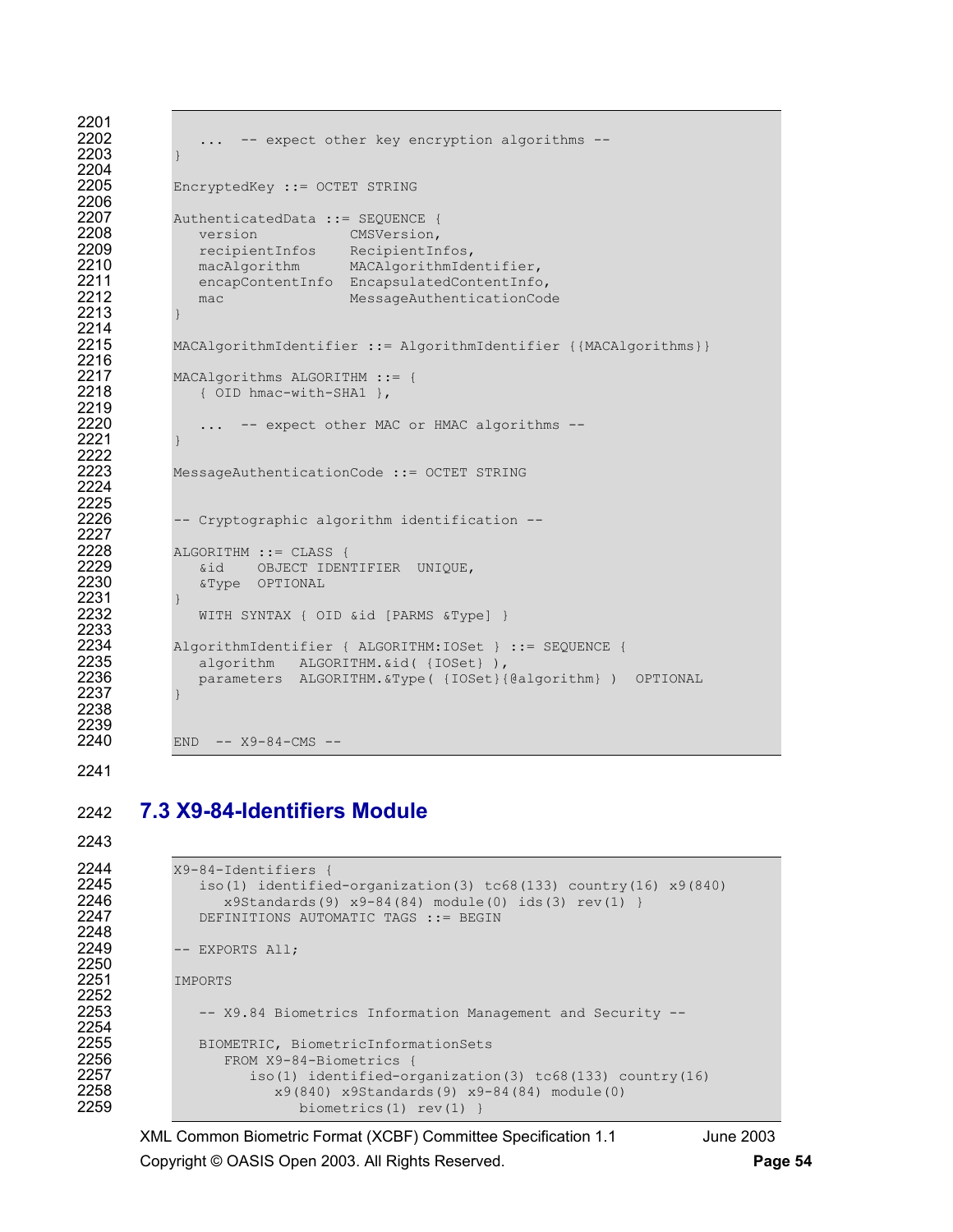```
   ... -- expect other key encryption algorithms --
}

EncryptedKey ::= OCTET STRING

AuthenticatedData ::= SEQUENCE {
   version           CMSVersion,
   recipientInfos    RecipientInfos,
   macAlgorithm      MACAlgorithmIdentifier,
   encapContentInfo  EncapsulatedContentInfo,
   mac               MessageAuthenticationCode
}

MACAlgorithmIdentifier ::= AlgorithmIdentifier {{MACAlgorithms}}

MACAlgorithms ALGORITHM ::= {
   { OID hmac-with-SHA1 },

   ... -- expect other MAC or HMAC algorithms --
}

MessageAuthenticationCode ::= OCTET STRING


-- Cryptographic algorithm identification --

ALGORITHM ::= CLASS {
   &id    OBJECT IDENTIFIER  UNIQUE,
   &Type  OPTIONAL
}
   WITH SYNTAX { OID &id [PARMS &Type] }

AlgorithmIdentifier { ALGORITHM:IOSet } ::= SEQUENCE {
   algorithm   ALGORITHM.&id( {IOSet} ),
   parameters  ALGORITHM.&Type( {IOSet}{@algorithm} )  OPTIONAL
}


END  -- X9-84-CMS --
```

## 7.3 X9-84-Identifiers Module

```
X9-84-Identifiers {
   iso(1) identified-organization(3) tc68(133) country(16) x9(840)
      x9Standards(9) x9-84(84) module(0) ids(3) rev(1) }
   DEFINITIONS AUTOMATIC TAGS ::= BEGIN

-- EXPORTS All;

IMPORTS

   -- X9.84 Biometrics Information Management and Security --

   BIOMETRIC, BiometricInformationSets
      FROM X9-84-Biometrics {
         iso(1) identified-organization(3) tc68(133) country(16)
            x9(840) x9Standards(9) x9-84(84) module(0)
               biometrics(1) rev(1) }
```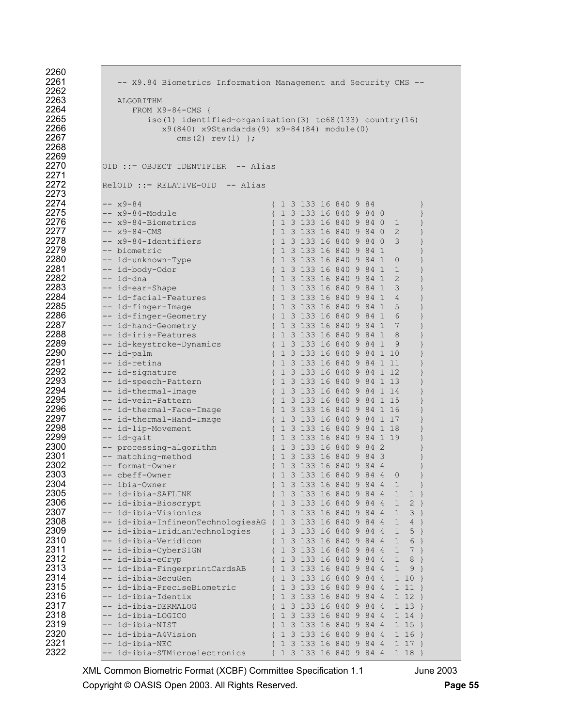```
   -- X9.84 Biometrics Information Management and Security CMS --

   ALGORITHM
      FROM X9-84-CMS {
         iso(1) identified-organization(3) tc68(133) country(16)
            x9(840) x9Standards(9) x9-84(84) module(0)
               cms(2) rev(1) };


OID ::= OBJECT IDENTIFIER  -- Alias

RelOID ::= RELATIVE-OID  -- Alias

-- x9-84                          { 1 3 133 16 840 9 84          }
-- x9-84-Module                   { 1 3 133 16 840 9 84 0        }
-- x9-84-Biometrics               { 1 3 133 16 840 9 84 0  1     }
-- x9-84-CMS                      { 1 3 133 16 840 9 84 0  2     }
-- x9-84-Identifiers              { 1 3 133 16 840 9 84 0  3     }
-- biometric                      { 1 3 133 16 840 9 84 1        }
-- id-unknown-Type                { 1 3 133 16 840 9 84 1  0     }
-- id-body-Odor                   { 1 3 133 16 840 9 84 1  1     }
-- id-dna                         { 1 3 133 16 840 9 84 1  2     }
-- id-ear-Shape                   { 1 3 133 16 840 9 84 1  3     }
-- id-facial-Features             { 1 3 133 16 840 9 84 1  4     }
-- id-finger-Image                { 1 3 133 16 840 9 84 1  5     }
-- id-finger-Geometry             { 1 3 133 16 840 9 84 1  6     }
-- id-hand-Geometry               { 1 3 133 16 840 9 84 1  7     }
-- id-iris-Features               { 1 3 133 16 840 9 84 1  8     }
-- id-keystroke-Dynamics          { 1 3 133 16 840 9 84 1  9     }
-- id-palm                        { 1 3 133 16 840 9 84 1 10     }
-- id-retina                      { 1 3 133 16 840 9 84 1 11     }
-- id-signature                   { 1 3 133 16 840 9 84 1 12     }
-- id-speech-Pattern              { 1 3 133 16 840 9 84 1 13     }
-- id-thermal-Image               { 1 3 133 16 840 9 84 1 14     }
-- id-vein-Pattern                { 1 3 133 16 840 9 84 1 15     }
-- id-thermal-Face-Image          { 1 3 133 16 840 9 84 1 16     }
-- id-thermal-Hand-Image          { 1 3 133 16 840 9 84 1 17     }
-- id-lip-Movement                { 1 3 133 16 840 9 84 1 18     }
-- id-gait                        { 1 3 133 16 840 9 84 1 19     }
-- processing-algorithm           { 1 3 133 16 840 9 84 2        }
-- matching-method                { 1 3 133 16 840 9 84 3        }
-- format-Owner                   { 1 3 133 16 840 9 84 4        }
-- cbeff-Owner                    { 1 3 133 16 840 9 84 4  0     }
-- ibia-Owner                     { 1 3 133 16 840 9 84 4  1     }
-- id-ibia-SAFLINK                { 1 3 133 16 840 9 84 4  1  1 }
-- id-ibia-Bioscrypt              { 1 3 133 16 840 9 84 4  1  2 }
-- id-ibia-Visionics              { 1 3 133 16 840 9 84 4  1  3 }
-- id-ibia-InfineonTechnologiesAG { 1 3 133 16 840 9 84 4  1  4 }
-- id-ibia-IridianTechnologies    { 1 3 133 16 840 9 84 4  1  5 }
-- id-ibia-Veridicom              { 1 3 133 16 840 9 84 4  1  6 }
-- id-ibia-CyberSIGN              { 1 3 133 16 840 9 84 4  1  7 }
-- id-ibia-eCryp                  { 1 3 133 16 840 9 84 4  1  8 }
-- id-ibia-FingerprintCardsAB     { 1 3 133 16 840 9 84 4  1  9 }
-- id-ibia-SecuGen                { 1 3 133 16 840 9 84 4  1 10 }
-- id-ibia-PreciseBiometric       { 1 3 133 16 840 9 84 4  1 11 }
-- id-ibia-Identix                { 1 3 133 16 840 9 84 4  1 12 }
-- id-ibia-DERMALOG               { 1 3 133 16 840 9 84 4  1 13 }
-- id-ibia-LOGICO                 { 1 3 133 16 840 9 84 4  1 14 }
-- id-ibia-NIST                   { 1 3 133 16 840 9 84 4  1 15 }
-- id-ibia-A4Vision               { 1 3 133 16 840 9 84 4  1 16 }
-- id-ibia-NEC                    { 1 3 133 16 840 9 84 4  1 17 }
-- id-ibia-STMicroelectronics     { 1 3 133 16 840 9 84 4  1 18 }
```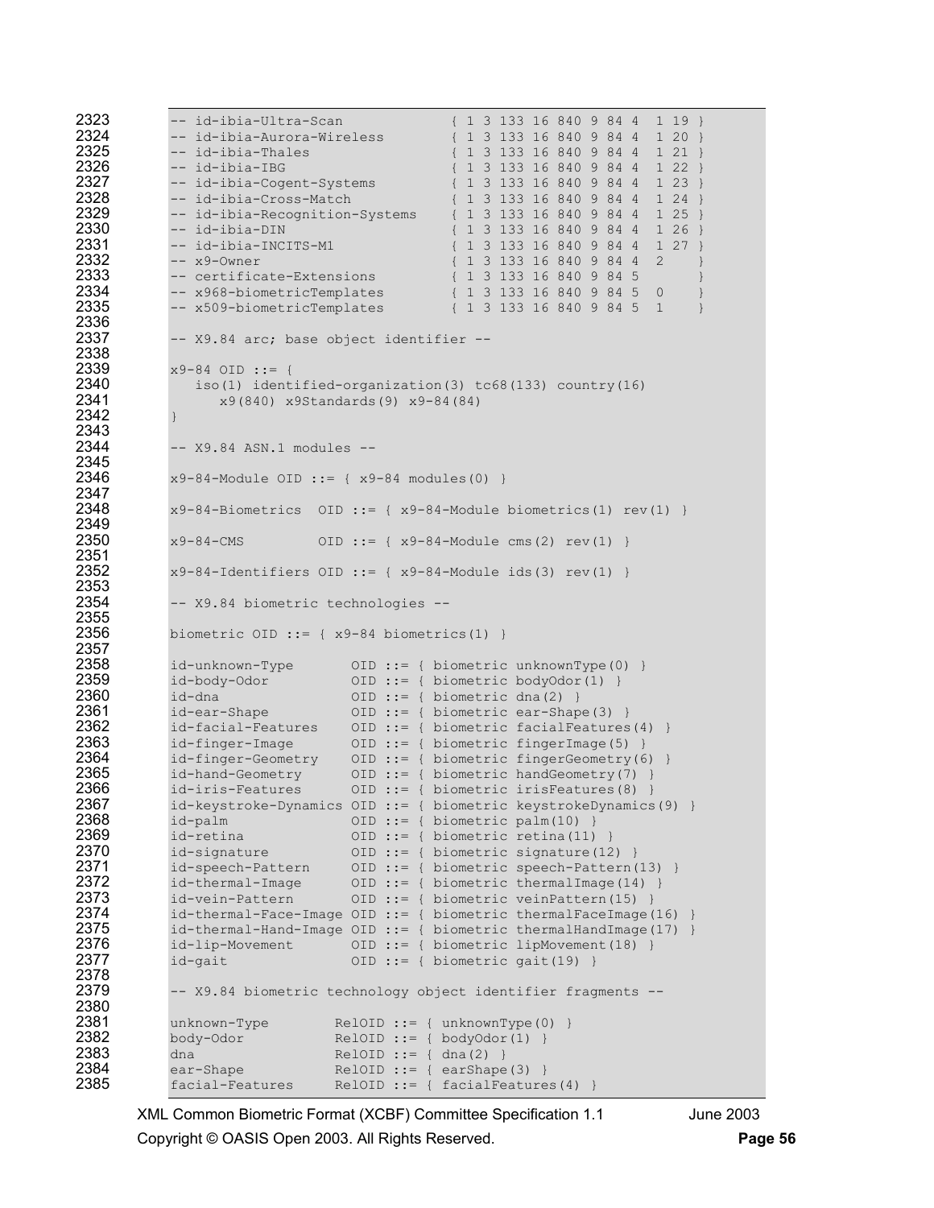```
-- id-ibia-Ultra-Scan             { 1 3 133 16 840 9 84 4  1 19 }
-- id-ibia-Aurora-Wireless        { 1 3 133 16 840 9 84 4  1 20 }
-- id-ibia-Thales                 { 1 3 133 16 840 9 84 4  1 21 }
-- id-ibia-IBG                    { 1 3 133 16 840 9 84 4  1 22 }
-- id-ibia-Cogent-Systems         { 1 3 133 16 840 9 84 4  1 23 }
-- id-ibia-Cross-Match            { 1 3 133 16 840 9 84 4  1 24 }
-- id-ibia-Recognition-Systems    { 1 3 133 16 840 9 84 4  1 25 }
-- id-ibia-DIN                    { 1 3 133 16 840 9 84 4  1 26 }
-- id-ibia-INCITS-M1              { 1 3 133 16 840 9 84 4  1 27 }
-- x9-Owner                       { 1 3 133 16 840 9 84 4  2    }
-- certificate-Extensions         { 1 3 133 16 840 9 84 5       }
-- x968-biometricTemplates        { 1 3 133 16 840 9 84 5  0    }
-- x509-biometricTemplates        { 1 3 133 16 840 9 84 5  1    }

-- X9.84 arc; base object identifier --

x9-84 OID ::= {
   iso(1) identified-organization(3) tc68(133) country(16)
      x9(840) x9Standards(9) x9-84(84)
}

-- X9.84 ASN.1 modules --

x9-84-Module OID ::= { x9-84 modules(0) }

x9-84-Biometrics  OID ::= { x9-84-Module biometrics(1) rev(1) }

x9-84-CMS         OID ::= { x9-84-Module cms(2) rev(1) }

x9-84-Identifiers OID ::= { x9-84-Module ids(3) rev(1) }

-- X9.84 biometric technologies --

biometric OID ::= { x9-84 biometrics(1) }

id-unknown-Type       OID ::= { biometric unknownType(0) }
id-body-Odor          OID ::= { biometric bodyOdor(1) }
id-dna                OID ::= { biometric dna(2) }
id-ear-Shape          OID ::= { biometric ear-Shape(3) }
id-facial-Features    OID ::= { biometric facialFeatures(4) }
id-finger-Image       OID ::= { biometric fingerImage(5) }
id-finger-Geometry    OID ::= { biometric fingerGeometry(6) }
id-hand-Geometry      OID ::= { biometric handGeometry(7) }
id-iris-Features      OID ::= { biometric irisFeatures(8) }
id-keystroke-Dynamics OID ::= { biometric keystrokeDynamics(9) }
id-palm               OID ::= { biometric palm(10) }
id-retina             OID ::= { biometric retina(11) }
id-signature          OID ::= { biometric signature(12) }
id-speech-Pattern     OID ::= { biometric speech-Pattern(13) }
id-thermal-Image      OID ::= { biometric thermalImage(14) }
id-vein-Pattern       OID ::= { biometric veinPattern(15) }
id-thermal-Face-Image OID ::= { biometric thermalFaceImage(16) }
id-thermal-Hand-Image OID ::= { biometric thermalHandImage(17) }
id-lip-Movement       OID ::= { biometric lipMovement(18) }
id-gait               OID ::= { biometric gait(19) }

-- X9.84 biometric technology object identifier fragments --

unknown-Type        RelOID ::= { unknownType(0) }
body-Odor           RelOID ::= { bodyOdor(1) }
dna                 RelOID ::= { dna(2) }
ear-Shape           RelOID ::= { earShape(3) }
facial-Features     RelOID ::= { facialFeatures(4) }
```

XML Common Biometric Format (XCBF) Committee Specification 1.1 June 2003
Copyright © OASIS Open 2003. All Rights Reserved.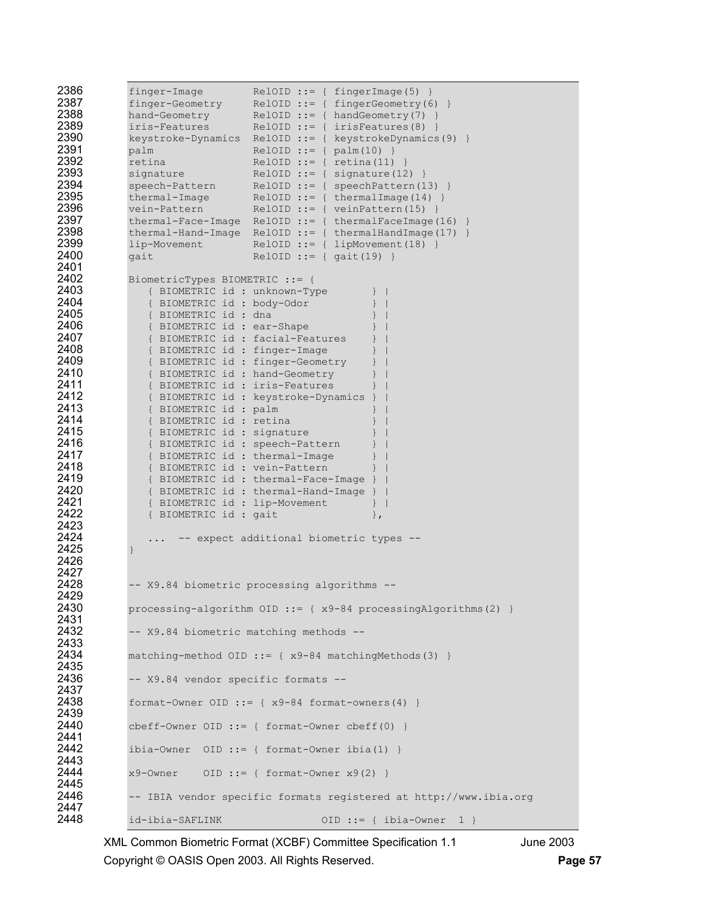```
finger-Image        RelOID ::= { fingerImage(5) }
finger-Geometry     RelOID ::= { fingerGeometry(6) }
hand-Geometry       RelOID ::= { handGeometry(7) }
iris-Features       RelOID ::= { irisFeatures(8) }
keystroke-Dynamics  RelOID ::= { keystrokeDynamics(9) }
palm                RelOID ::= { palm(10) }
retina              RelOID ::= { retina(11) }
signature           RelOID ::= { signature(12) }
speech-Pattern      RelOID ::= { speechPattern(13) }
thermal-Image       RelOID ::= { thermalImage(14) }
vein-Pattern        RelOID ::= { veinPattern(15) }
thermal-Face-Image  RelOID ::= { thermalFaceImage(16) }
thermal-Hand-Image  RelOID ::= { thermalHandImage(17) }
lip-Movement        RelOID ::= { lipMovement(18) }
gait                RelOID ::= { gait(19) }

BiometricTypes BIOMETRIC ::= {
   { BIOMETRIC id : unknown-Type       } |
   { BIOMETRIC id : body-Odor          } |
   { BIOMETRIC id : dna                } |
   { BIOMETRIC id : ear-Shape          } |
   { BIOMETRIC id : facial-Features    } |
   { BIOMETRIC id : finger-Image       } |
   { BIOMETRIC id : finger-Geometry    } |
   { BIOMETRIC id : hand-Geometry      } |
   { BIOMETRIC id : iris-Features      } |
   { BIOMETRIC id : keystroke-Dynamics } |
   { BIOMETRIC id : palm               } |
   { BIOMETRIC id : retina             } |
   { BIOMETRIC id : signature          } |
   { BIOMETRIC id : speech-Pattern     } |
   { BIOMETRIC id : thermal-Image      } |
   { BIOMETRIC id : vein-Pattern       } |
   { BIOMETRIC id : thermal-Face-Image } |
   { BIOMETRIC id : thermal-Hand-Image } |
   { BIOMETRIC id : lip-Movement       } |
   { BIOMETRIC id : gait               },

   ...  -- expect additional biometric types --
}


-- X9.84 biometric processing algorithms --

processing-algorithm OID ::= { x9-84 processingAlgorithms(2) }

-- X9.84 biometric matching methods --

matching-method OID ::= { x9-84 matchingMethods(3) }

-- X9.84 vendor specific formats --

format-Owner OID ::= { x9-84 format-owners(4) }

cbeff-Owner OID ::= { format-Owner cbeff(0) }

ibia-Owner  OID ::= { format-Owner ibia(1) }

x9-Owner    OID ::= { format-Owner x9(2) }

-- IBIA vendor specific formats registered at http://www.ibia.org

id-ibia-SAFLINK               OID ::= { ibia-Owner  1 }
```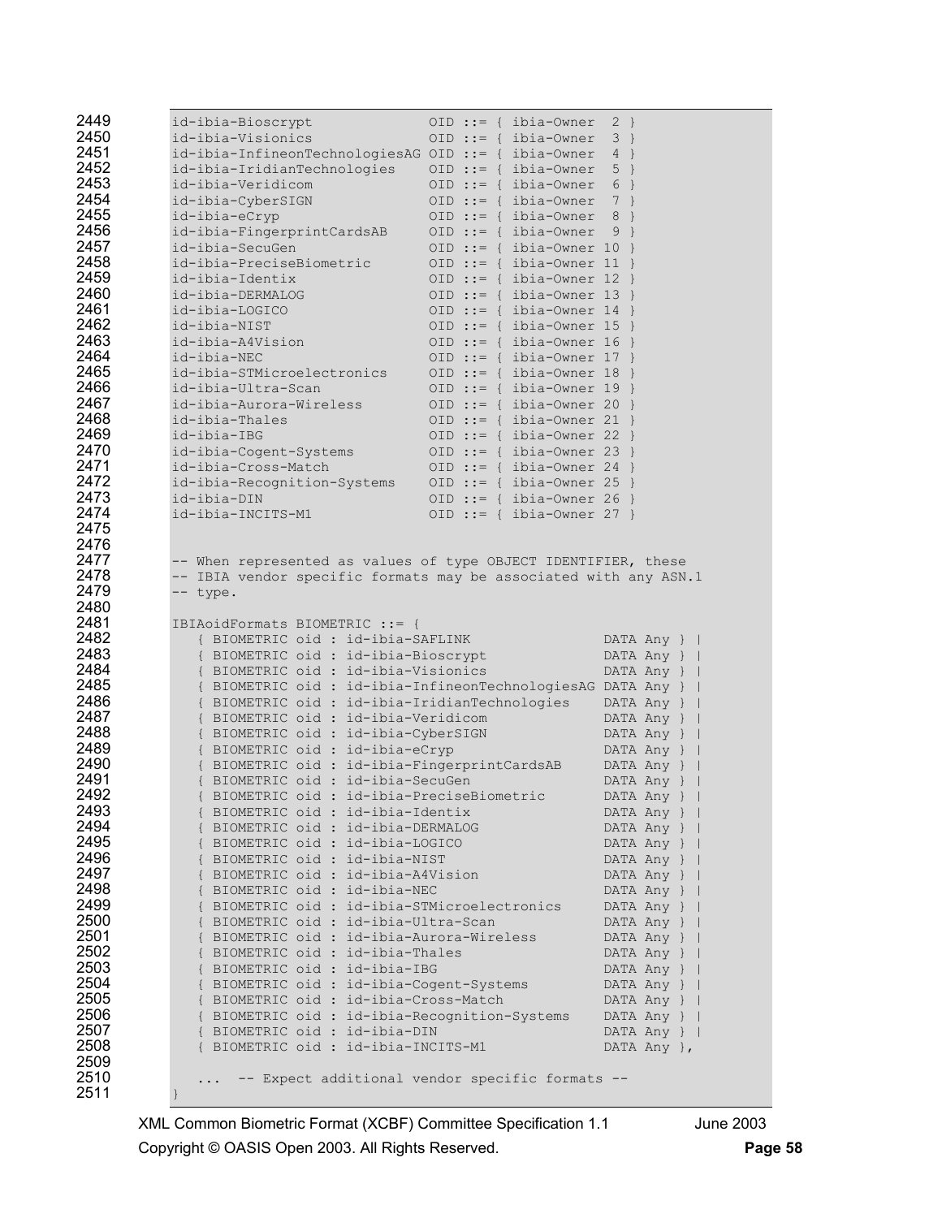```
id-ibia-Bioscrypt              OID ::= { ibia-Owner  2 }
id-ibia-Visionics              OID ::= { ibia-Owner  3 }
id-ibia-InfineonTechnologiesAG OID ::= { ibia-Owner  4 }
id-ibia-IridianTechnologies    OID ::= { ibia-Owner  5 }
id-ibia-Veridicom              OID ::= { ibia-Owner  6 }
id-ibia-CyberSIGN              OID ::= { ibia-Owner  7 }
id-ibia-eCryp                  OID ::= { ibia-Owner  8 }
id-ibia-FingerprintCardsAB     OID ::= { ibia-Owner  9 }
id-ibia-SecuGen                OID ::= { ibia-Owner 10 }
id-ibia-PreciseBiometric       OID ::= { ibia-Owner 11 }
id-ibia-Identix                OID ::= { ibia-Owner 12 }
id-ibia-DERMALOG               OID ::= { ibia-Owner 13 }
id-ibia-LOGICO                 OID ::= { ibia-Owner 14 }
id-ibia-NIST                   OID ::= { ibia-Owner 15 }
id-ibia-A4Vision               OID ::= { ibia-Owner 16 }
id-ibia-NEC                    OID ::= { ibia-Owner 17 }
id-ibia-STMicroelectronics     OID ::= { ibia-Owner 18 }
id-ibia-Ultra-Scan             OID ::= { ibia-Owner 19 }
id-ibia-Aurora-Wireless        OID ::= { ibia-Owner 20 }
id-ibia-Thales                 OID ::= { ibia-Owner 21 }
id-ibia-IBG                    OID ::= { ibia-Owner 22 }
id-ibia-Cogent-Systems         OID ::= { ibia-Owner 23 }
id-ibia-Cross-Match            OID ::= { ibia-Owner 24 }
id-ibia-Recognition-Systems    OID ::= { ibia-Owner 25 }
id-ibia-DIN                    OID ::= { ibia-Owner 26 }
id-ibia-INCITS-M1              OID ::= { ibia-Owner 27 }


-- When represented as values of type OBJECT IDENTIFIER, these
-- IBIA vendor specific formats may be associated with any ASN.1
-- type.

IBIAoidFormats BIOMETRIC ::= {
   { BIOMETRIC oid : id-ibia-SAFLINK                DATA Any } |
   { BIOMETRIC oid : id-ibia-Bioscrypt              DATA Any } |
   { BIOMETRIC oid : id-ibia-Visionics              DATA Any } |
   { BIOMETRIC oid : id-ibia-InfineonTechnologiesAG DATA Any } |
   { BIOMETRIC oid : id-ibia-IridianTechnologies    DATA Any } |
   { BIOMETRIC oid : id-ibia-Veridicom              DATA Any } |
   { BIOMETRIC oid : id-ibia-CyberSIGN              DATA Any } |
   { BIOMETRIC oid : id-ibia-eCryp                  DATA Any } |
   { BIOMETRIC oid : id-ibia-FingerprintCardsAB     DATA Any } |
   { BIOMETRIC oid : id-ibia-SecuGen                DATA Any } |
   { BIOMETRIC oid : id-ibia-PreciseBiometric       DATA Any } |
   { BIOMETRIC oid : id-ibia-Identix                DATA Any } |
   { BIOMETRIC oid : id-ibia-DERMALOG               DATA Any } |
   { BIOMETRIC oid : id-ibia-LOGICO                 DATA Any } |
   { BIOMETRIC oid : id-ibia-NIST                   DATA Any } |
   { BIOMETRIC oid : id-ibia-A4Vision               DATA Any } |
   { BIOMETRIC oid : id-ibia-NEC                    DATA Any } |
   { BIOMETRIC oid : id-ibia-STMicroelectronics     DATA Any } |
   { BIOMETRIC oid : id-ibia-Ultra-Scan             DATA Any } |
   { BIOMETRIC oid : id-ibia-Aurora-Wireless        DATA Any } |
   { BIOMETRIC oid : id-ibia-Thales                 DATA Any } |
   { BIOMETRIC oid : id-ibia-IBG                    DATA Any } |
   { BIOMETRIC oid : id-ibia-Cogent-Systems         DATA Any } |
   { BIOMETRIC oid : id-ibia-Cross-Match            DATA Any } |
   { BIOMETRIC oid : id-ibia-Recognition-Systems    DATA Any } |
   { BIOMETRIC oid : id-ibia-DIN                    DATA Any } |
   { BIOMETRIC oid : id-ibia-INCITS-M1              DATA Any },

   ... -- Expect additional vendor specific formats --
}
```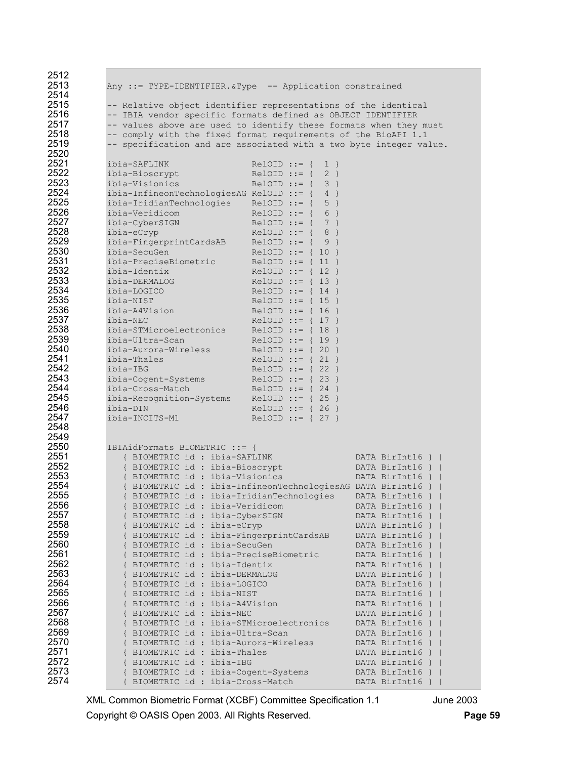```
Any ::= TYPE-IDENTIFIER.&Type  -- Application constrained

-- Relative object identifier representations of the identical
-- IBIA vendor specific formats defined as OBJECT IDENTIFIER
-- values above are used to identify these formats when they must
-- comply with the fixed format requirements of the BioAPI 1.1
-- specification and are associated with a two byte integer value.

ibia-SAFLINK                RelOID ::= {  1 }
ibia-Bioscrypt              RelOID ::= {  2 }
ibia-Visionics              RelOID ::= {  3 }
ibia-InfineonTechnologiesAG RelOID ::= {  4 }
ibia-IridianTechnologies    RelOID ::= {  5 }
ibia-Veridicom              RelOID ::= {  6 }
ibia-CyberSIGN              RelOID ::= {  7 }
ibia-eCryp                  RelOID ::= {  8 }
ibia-FingerprintCardsAB     RelOID ::= {  9 }
ibia-SecuGen                RelOID ::= { 10 }
ibia-PreciseBiometric       RelOID ::= { 11 }
ibia-Identix                RelOID ::= { 12 }
ibia-DERMALOG               RelOID ::= { 13 }
ibia-LOGICO                 RelOID ::= { 14 }
ibia-NIST                   RelOID ::= { 15 }
ibia-A4Vision               RelOID ::= { 16 }
ibia-NEC                    RelOID ::= { 17 }
ibia-STMicroelectronics     RelOID ::= { 18 }
ibia-Ultra-Scan             RelOID ::= { 19 }
ibia-Aurora-Wireless        RelOID ::= { 20 }
ibia-Thales                 RelOID ::= { 21 }
ibia-IBG                    RelOID ::= { 22 }
ibia-Cogent-Systems         RelOID ::= { 23 }
ibia-Cross-Match            RelOID ::= { 24 }
ibia-Recognition-Systems    RelOID ::= { 25 }
ibia-DIN                    RelOID ::= { 26 }
ibia-INCITS-M1              RelOID ::= { 27 }


IBIAidFormats BIOMETRIC ::= {
   { BIOMETRIC id : ibia-SAFLINK                DATA BirInt16 } |
   { BIOMETRIC id : ibia-Bioscrypt              DATA BirInt16 } |
   { BIOMETRIC id : ibia-Visionics              DATA BirInt16 } |
   { BIOMETRIC id : ibia-InfineonTechnologiesAG DATA BirInt16 } |
   { BIOMETRIC id : ibia-IridianTechnologies    DATA BirInt16 } |
   { BIOMETRIC id : ibia-Veridicom              DATA BirInt16 } |
   { BIOMETRIC id : ibia-CyberSIGN              DATA BirInt16 } |
   { BIOMETRIC id : ibia-eCryp                  DATA BirInt16 } |
   { BIOMETRIC id : ibia-FingerprintCardsAB     DATA BirInt16 } |
   { BIOMETRIC id : ibia-SecuGen                DATA BirInt16 } |
   { BIOMETRIC id : ibia-PreciseBiometric       DATA BirInt16 } |
   { BIOMETRIC id : ibia-Identix                DATA BirInt16 } |
   { BIOMETRIC id : ibia-DERMALOG               DATA BirInt16 } |
   { BIOMETRIC id : ibia-LOGICO                 DATA BirInt16 } |
   { BIOMETRIC id : ibia-NIST                   DATA BirInt16 } |
   { BIOMETRIC id : ibia-A4Vision               DATA BirInt16 } |
   { BIOMETRIC id : ibia-NEC                    DATA BirInt16 } |
   { BIOMETRIC id : ibia-STMicroelectronics     DATA BirInt16 } |
   { BIOMETRIC id : ibia-Ultra-Scan             DATA BirInt16 } |
   { BIOMETRIC id : ibia-Aurora-Wireless        DATA BirInt16 } |
   { BIOMETRIC id : ibia-Thales                 DATA BirInt16 } |
   { BIOMETRIC id : ibia-IBG                    DATA BirInt16 } |
   { BIOMETRIC id : ibia-Cogent-Systems         DATA BirInt16 } |
   { BIOMETRIC id : ibia-Cross-Match            DATA BirInt16 } |
```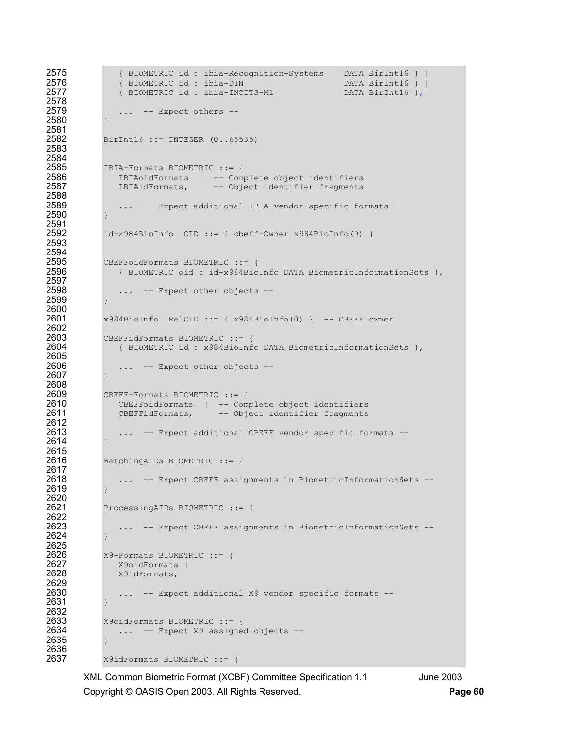```
   { BIOMETRIC id : ibia-Recognition-Systems    DATA BirInt16 } |
   { BIOMETRIC id : ibia-DIN                    DATA BirInt16 } |
   { BIOMETRIC id : ibia-INCITS-M1              DATA BirInt16 },

   ... -- Expect others --
}

BirInt16 ::= INTEGER (0..65535)


IBIA-Formats BIOMETRIC ::= {
   IBIAoidFormats  |  -- Complete object identifiers
   IBIAidFormats,     -- Object identifier fragments

   ... -- Expect additional IBIA vendor specific formats --
}

id-x984BioInfo  OID ::= { cbeff-Owner x984BioInfo(0) }


CBEFFoidFormats BIOMETRIC ::= {
   { BIOMETRIC oid : id-x984BioInfo DATA BiometricInformationSets },

   ... -- Expect other objects --
}

x984BioInfo  RelOID ::= { x984BioInfo(0) }  -- CBEFF owner

CBEFFidFormats BIOMETRIC ::= {
   { BIOMETRIC id : x984BioInfo DATA BiometricInformationSets },

   ... -- Expect other objects --
}

CBEFF-Formats BIOMETRIC ::= {
   CBEFFoidFormats  |  -- Complete object identifiers
   CBEFFidFormats,     -- Object identifier fragments

   ... -- Expect additional CBEFF vendor specific formats --
}

MatchingAIDs BIOMETRIC ::= {

   ... -- Expect CBEFF assignments in BiometricInformationSets --
}

ProcessingAIDs BIOMETRIC ::= {

   ... -- Expect CBEFF assignments in BiometricInformationSets --
}

X9-Formats BIOMETRIC ::= {
   X9oidFormats |
   X9idFormats,

   ... -- Expect additional X9 vendor specific formats --
}

X9oidFormats BIOMETRIC ::= {
   ... -- Expect X9 assigned objects --
}

X9idFormats BIOMETRIC ::= {
```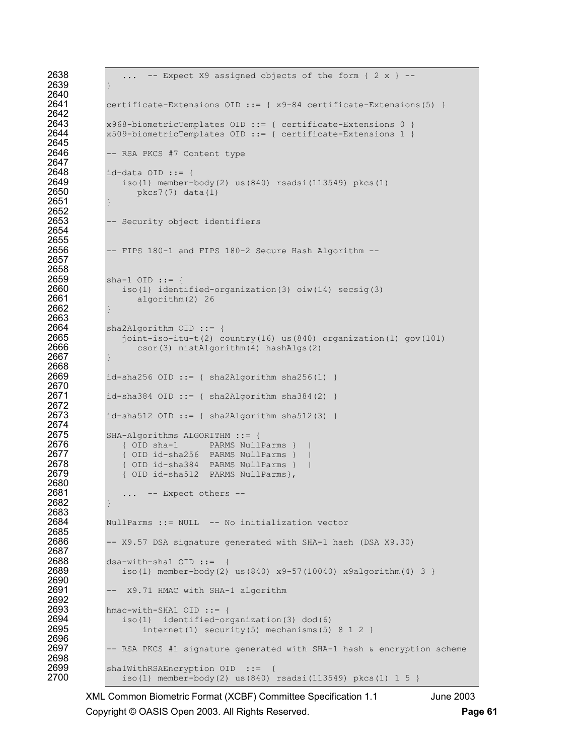```
2638      ... -- Expect X9 assigned objects of the form { 2 x } --
2639   }
2640
2641   certificate-Extensions OID ::= { x9-84 certificate-Extensions(5) }
2642
2643   x968-biometricTemplates OID ::= { certificate-Extensions 0 }
2644   x509-biometricTemplates OID ::= { certificate-Extensions 1 }
2645
2646   -- RSA PKCS #7 Content type
2647
2648   id-data OID ::= {
2649      iso(1) member-body(2) us(840) rsadsi(113549) pkcs(1)
2650         pkcs7(7) data(1)
2651   }
2652
2653   -- Security object identifiers
2654
2655
2656   -- FIPS 180-1 and FIPS 180-2 Secure Hash Algorithm --
2657
2658
2659   sha-1 OID ::= {
2660      iso(1) identified-organization(3) oiw(14) secsig(3)
2661         algorithm(2) 26
2662   }
2663
2664   sha2Algorithm OID ::= {
2665      joint-iso-itu-t(2) country(16) us(840) organization(1) gov(101)
2666         csor(3) nistAlgorithm(4) hashAlgs(2)
2667   }
2668
2669   id-sha256 OID ::= { sha2Algorithm sha256(1) }
2670
2671   id-sha384 OID ::= { sha2Algorithm sha384(2) }
2672
2673   id-sha512 OID ::= { sha2Algorithm sha512(3) }
2674
2675   SHA-Algorithms ALGORITHM ::= {
2676      { OID sha-1      PARMS NullParms }  |
2677      { OID id-sha256  PARMS NullParms }  |
2678      { OID id-sha384  PARMS NullParms }  |
2679      { OID id-sha512  PARMS NullParms},
2680
2681      ... -- Expect others --
2682   }
2683
2684   NullParms ::= NULL  -- No initialization vector
2685
2686   -- X9.57 DSA signature generated with SHA-1 hash (DSA X9.30)
2687
2688   dsa-with-sha1 OID ::=  {
2689      iso(1) member-body(2) us(840) x9-57(10040) x9algorithm(4) 3 }
2690
2691   --  X9.71 HMAC with SHA-1 algorithm
2692
2693   hmac-with-SHA1 OID ::= {
2694      iso(1)  identified-organization(3) dod(6)
2695          internet(1) security(5) mechanisms(5) 8 1 2 }
2696
2697   -- RSA PKCS #1 signature generated with SHA-1 hash & encryption scheme
2698
2699   sha1WithRSAEncryption OID  ::=  {
2700      iso(1) member-body(2) us(840) rsadsi(113549) pkcs(1) 1 5 }
```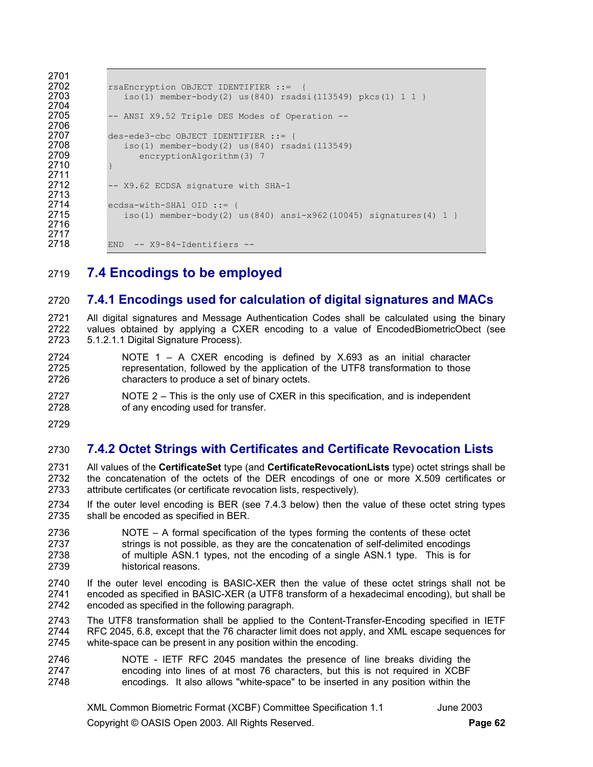```
rsaEncryption OBJECT IDENTIFIER ::=  {
   iso(1) member-body(2) us(840) rsadsi(113549) pkcs(1) 1 1 }

-- ANSI X9.52 Triple DES Modes of Operation --

des-ede3-cbc OBJECT IDENTIFIER ::= {
   iso(1) member-body(2) us(840) rsadsi(113549)
      encryptionAlgorithm(3) 7
}

-- X9.62 ECDSA signature with SHA-1

ecdsa-with-SHA1 OID ::= {
   iso(1) member-body(2) us(840) ansi-x962(10045) signatures(4) 1 }


END  -- X9-84-Identifiers --
```

## 7.4 Encodings to be employed

### 7.4.1 Encodings used for calculation of digital signatures and MACs

All digital signatures and Message Authentication Codes shall be calculated using the binary values obtained by applying a CXER encoding to a value of EncodedBiometricObect (see 5.1.2.1.1 Digital Signature Process).

> NOTE 1 – A CXER encoding is defined by X.693 as an initial character representation, followed by the application of the UTF8 transformation to those characters to produce a set of binary octets.

> NOTE 2 – This is the only use of CXER in this specification, and is independent of any encoding used for transfer.

### 7.4.2 Octet Strings with Certificates and Certificate Revocation Lists

All values of the **CertificateSet** type (and **CertificateRevocationLists** type) octet strings shall be the concatenation of the octets of the DER encodings of one or more X.509 certificates or attribute certificates (or certificate revocation lists, respectively).

If the outer level encoding is BER (see 7.4.3 below) then the value of these octet string types shall be encoded as specified in BER.

> NOTE – A formal specification of the types forming the contents of these octet strings is not possible, as they are the concatenation of self-delimited encodings of multiple ASN.1 types, not the encoding of a single ASN.1 type. This is for historical reasons.

If the outer level encoding is BASIC-XER then the value of these octet strings shall not be encoded as specified in BASIC-XER (a UTF8 transform of a hexadecimal encoding), but shall be encoded as specified in the following paragraph.

The UTF8 transformation shall be applied to the Content-Transfer-Encoding specified in IETF RFC 2045, 6.8, except that the 76 character limit does not apply, and XML escape sequences for white-space can be present in any position within the encoding.

> NOTE - IETF RFC 2045 mandates the presence of line breaks dividing the encoding into lines of at most 76 characters, but this is not required in XCBF encodings. It also allows "white-space" to be inserted in any position within the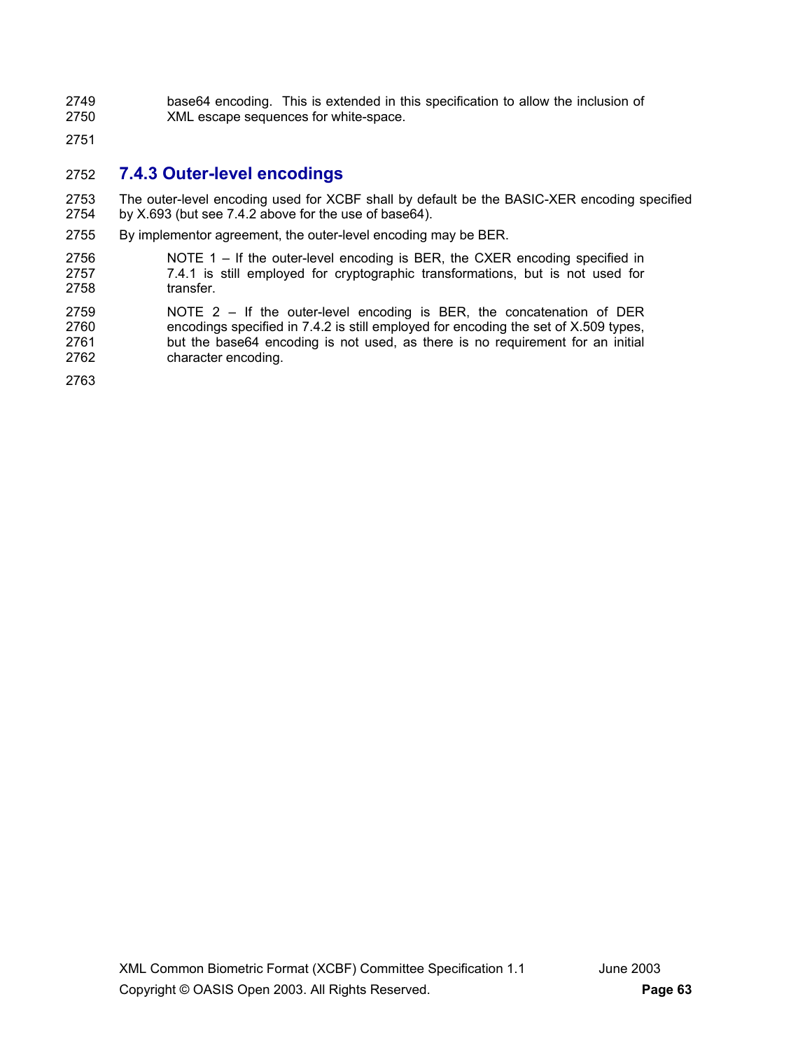base64 encoding. This is extended in this specification to allow the inclusion of XML escape sequences for white-space.

### 7.4.3 Outer-level encodings

The outer-level encoding used for XCBF shall by default be the BASIC-XER encoding specified by X.693 (but see 7.4.2 above for the use of base64).

By implementor agreement, the outer-level encoding may be BER.

> NOTE 1 – If the outer-level encoding is BER, the CXER encoding specified in 7.4.1 is still employed for cryptographic transformations, but is not used for transfer.

> NOTE 2 – If the outer-level encoding is BER, the concatenation of DER encodings specified in 7.4.2 is still employed for encoding the set of X.509 types, but the base64 encoding is not used, as there is no requirement for an initial character encoding.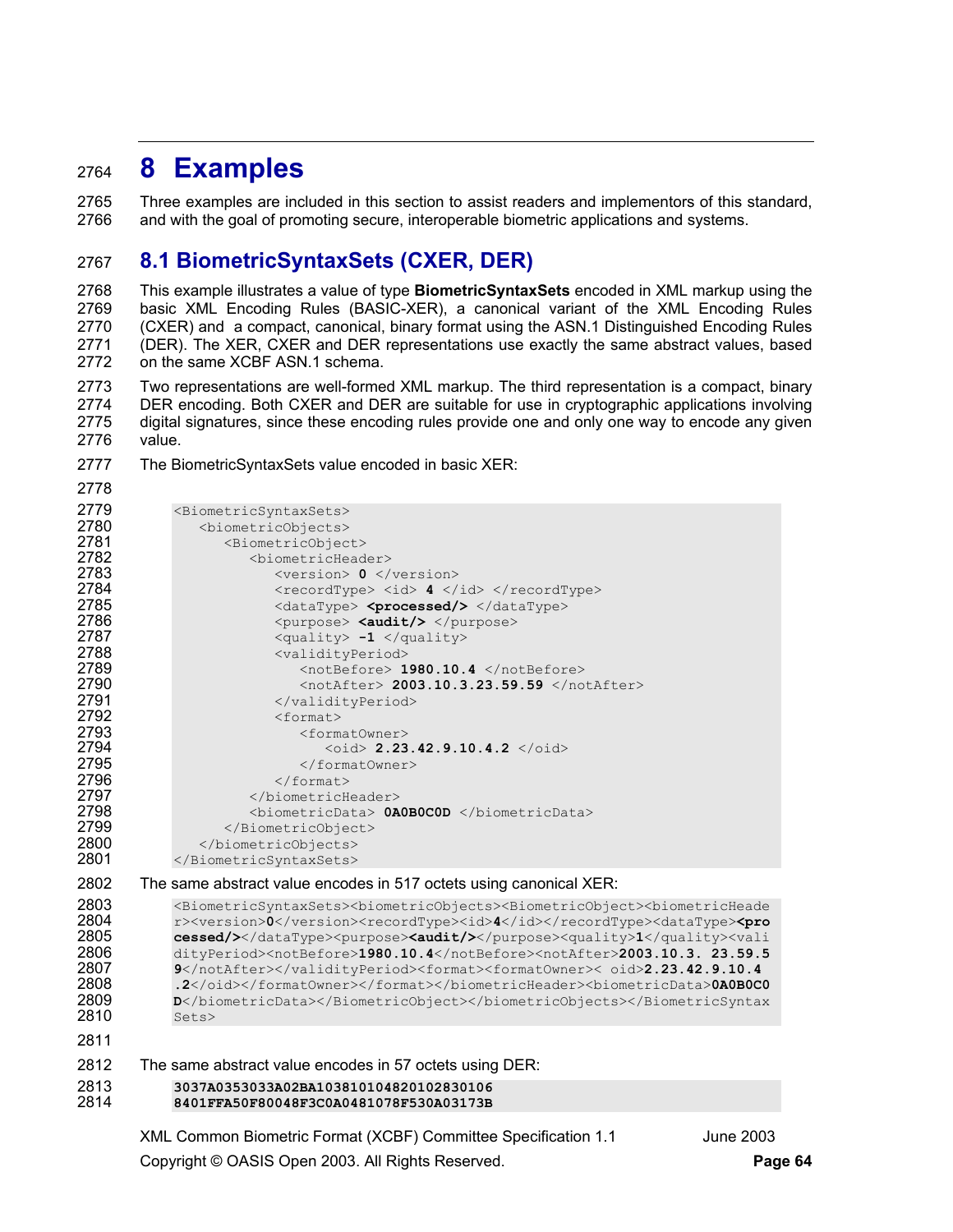# 8 Examples

Three examples are included in this section to assist readers and implementors of this standard, and with the goal of promoting secure, interoperable biometric applications and systems.

## 8.1 BiometricSyntaxSets (CXER, DER)

This example illustrates a value of type **BiometricSyntaxSets** encoded in XML markup using the basic XML Encoding Rules (BASIC-XER), a canonical variant of the XML Encoding Rules (CXER) and a compact, canonical, binary format using the ASN.1 Distinguished Encoding Rules (DER). The XER, CXER and DER representations use exactly the same abstract values, based on the same XCBF ASN.1 schema.

Two representations are well-formed XML markup. The third representation is a compact, binary DER encoding. Both CXER and DER are suitable for use in cryptographic applications involving digital signatures, since these encoding rules provide one and only one way to encode any given value.

The BiometricSyntaxSets value encoded in basic XER:

```
<BiometricSyntaxSets>
   <biometricObjects>
      <BiometricObject>
         <biometricHeader>
            <version> 0 </version>
            <recordType> <id> 4 </id> </recordType>
            <dataType> <processed/> </dataType>
            <purpose> <audit/> </purpose>
            <quality> -1 </quality>
            <validityPeriod>
               <notBefore> 1980.10.4 </notBefore>
               <notAfter> 2003.10.3.23.59.59 </notAfter>
            </validityPeriod>
            <format>
               <formatOwner>
                  <oid> 2.23.42.9.10.4.2 </oid>
               </formatOwner>
            </format>
         </biometricHeader>
         <biometricData> 0A0B0C0D </biometricData>
      </BiometricObject>
   </biometricObjects>
</BiometricSyntaxSets>
```

The same abstract value encodes in 517 octets using canonical XER:

```
<BiometricSyntaxSets><biometricObjects><BiometricObject><biometricHeade
r><version>0</version><recordType><id>4</id></recordType><dataType><pro
cessed/></dataType><purpose><audit/></purpose><quality>1</quality><vali
dityPeriod><notBefore>1980.10.4</notBefore><notAfter>2003.10.3. 23.59.5
9</notAfter></validityPeriod><format><formatOwner>< oid>2.23.42.9.10.4
.2</oid></formatOwner></format></biometricHeader><biometricData>0A0B0C0
D</biometricData></BiometricObject></biometricObjects></BiometricSyntax
Sets>
```

The same abstract value encodes in 57 octets using DER:

```
3037A0353033A02BA10381010482010283010 6
8401FFA50F80048F3C0A0481078F530A03173B
```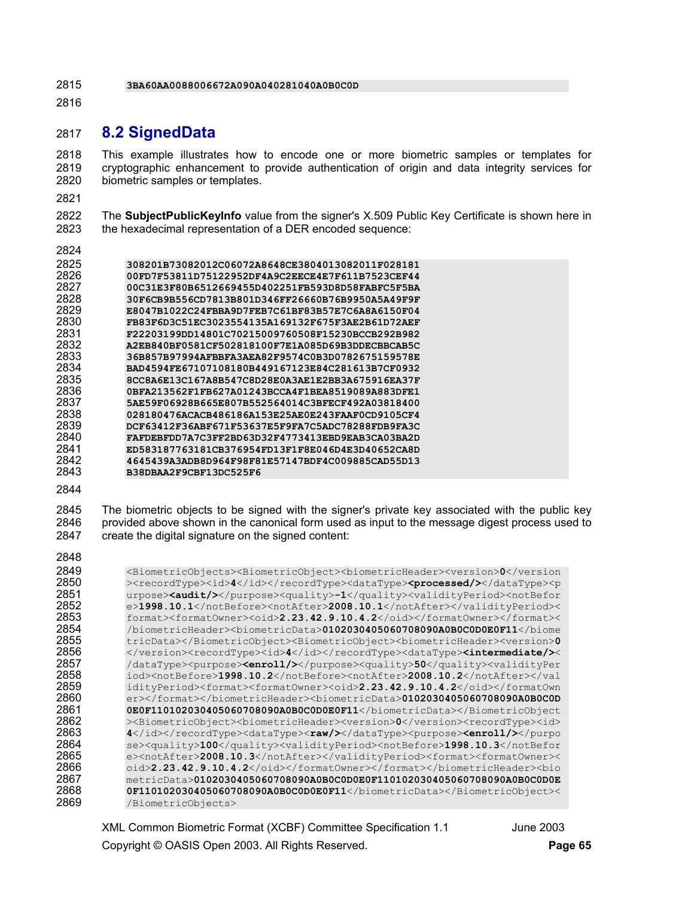```
3BA60AA0088006672A090A040281040A0B0C0D
```

## 8.2 SignedData

This example illustrates how to encode one or more biometric samples or templates for cryptographic enhancement to provide authentication of origin and data integrity services for biometric samples or templates.

The **SubjectPublicKeyInfo** value from the signer's X.509 Public Key Certificate is shown here in the hexadecimal representation of a DER encoded sequence:

```
308201B73082012C06072A8648CE3804013082011F028181
00FD7F53811D75122952DF4A9C2EECE4E7F611B7523CEF44
00C31E3F80B6512669455D402251FB593D8D58FABFC5F5BA
30F6CB9B556CD7813B801D346FF26660B76B9950A5A49F9F
E8047B1022C24FBBA9D7FEB7C61BF83B57E7C6A8A6150F04
FB83F6D3C51EC3023554135A169132F675F3AE2B61D72AEF
F22203199DD14801C70215009760508F15230BCCB292B982
A2EB840BF0581CF502818100F7E1A085D69B3DDECBBCAB5C
36B857B97994AFBBFA3AEA82F9574C0B3D0782675159578E
BAD4594FE67107108180B449167123E84C281613B7CF0932
8CC8A6E13C167A8B547C8D28E0A3AE1E2BB3A675916EA37F
0BFA213562F1FB627A01243BCCA4F1BEA8519089A883DFE1
5AE59F06928B665E807B552564014C3BFECF492A03818400
028180476ACACB486186A153E25AE0E243FAAF0CD9105CF4
DCF63412F36ABF671F53637E5F9FA7C5ADC78288FDB9FA3C
FAFDEBFDD7A7C3FF2BD63D32F4773413EBD9EAB3CA03BA2D
ED583187763181CB376954FD13F1F8E046D4E3D40652CA8D
4645439A3ADB8D964F98F81E57147BDF4C009885CAD55D13
B38DBAA2F9CBF13DC525F6
```

The biometric objects to be signed with the signer's private key associated with the public key provided above shown in the canonical form used as input to the message digest process used to create the digital signature on the signed content:

```
<BiometricObjects><BiometricObject><biometricHeader><version>0</version
><recordType><id>4</id></recordType><dataType><processed/></dataType><p
urpose><audit/></purpose><quality>-1</quality><validityPeriod><notBefor
e>1998.10.1</notBefore><notAfter>2008.10.1</notAfter></validityPeriod><
format><formatOwner><oid>2.23.42.9.10.4.2</oid></formatOwner></format><
/biometricHeader><biometricData>0102030405060708090A0B0C0D0E0F11</biome
tricData></BiometricObject><BiometricObject><biometricHeader><version>0
</version><recordType><id>4</id></recordType><dataType><intermediate/><
/dataType><purpose><enroll/></purpose><quality>50</quality><validityPer
iod><notBefore>1998.10.2</notBefore><notAfter>2008.10.2</notAfter></val
idityPeriod><format><formatOwner><oid>2.23.42.9.10.4.2</oid></formatOwn
er></format></biometricHeader><biometricData>0102030405060708090A0B0C0D
0E0F110102030405060708090A0B0C0D0E0F11</biometricData></BiometricObject
><BiometricObject><biometricHeader><version>0</version><recordType><id>
4</id></recordType><dataType><raw/></dataType><purpose><enroll/></purpo
se><quality>100</quality><validityPeriod><notBefore>1998.10.3</notBefor
e><notAfter>2008.10.3</notAfter></validityPeriod><format><formatOwner><
oid>2.23.42.9.10.4.2</oid></formatOwner></format></biometricHeader><bio
metricData>0102030405060708090A0B0C0D0E0F110102030405060708090A0B0C0D0E
0F110102030405060708090A0B0C0D0E0F11</biometricData></BiometricObject><
/BiometricObjects>
```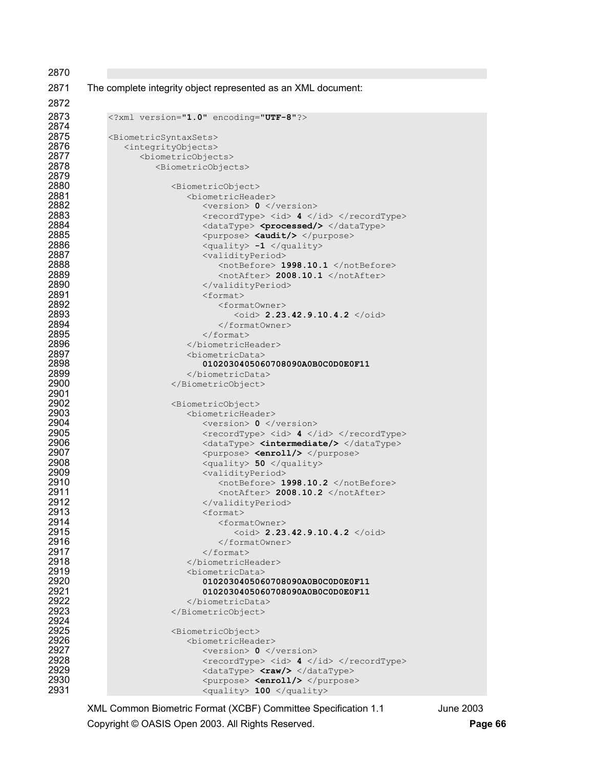The complete integrity object represented as an XML document:

```
<?xml version="1.0" encoding="UTF-8"?>

<BiometricSyntaxSets>
   <integrityObjects>
      <biometricObjects>
         <BiometricObjects>

            <BiometricObject>
               <biometricHeader>
                  <version> 0 </version>
                  <recordType> <id> 4 </id> </recordType>
                  <dataType> <processed/> </dataType>
                  <purpose> <audit/> </purpose>
                  <quality> -1 </quality>
                  <validityPeriod>
                     <notBefore> 1998.10.1 </notBefore>
                     <notAfter> 2008.10.1 </notAfter>
                  </validityPeriod>
                  <format>
                     <formatOwner>
                        <oid> 2.23.42.9.10.4.2 </oid>
                     </formatOwner>
                  </format>
               </biometricHeader>
               <biometricData>
                  0102030405060708090A0B0C0D0E0F11
               </biometricData>
            </BiometricObject>

            <BiometricObject>
               <biometricHeader>
                  <version> 0 </version>
                  <recordType> <id> 4 </id> </recordType>
                  <dataType> <intermediate/> </dataType>
                  <purpose> <enroll/> </purpose>
                  <quality> 50 </quality>
                  <validityPeriod>
                     <notBefore> 1998.10.2 </notBefore>
                     <notAfter> 2008.10.2 </notAfter>
                  </validityPeriod>
                  <format>
                     <formatOwner>
                        <oid> 2.23.42.9.10.4.2 </oid>
                     </formatOwner>
                  </format>
               </biometricHeader>
               <biometricData>
                  0102030405060708090A0B0C0D0E0F11
                  0102030405060708090A0B0C0D0E0F11
               </biometricData>
            </BiometricObject>

            <BiometricObject>
               <biometricHeader>
                  <version> 0 </version>
                  <recordType> <id> 4 </id> </recordType>
                  <dataType> <raw/> </dataType>
                  <purpose> <enroll/> </purpose>
                  <quality> 100 </quality>
```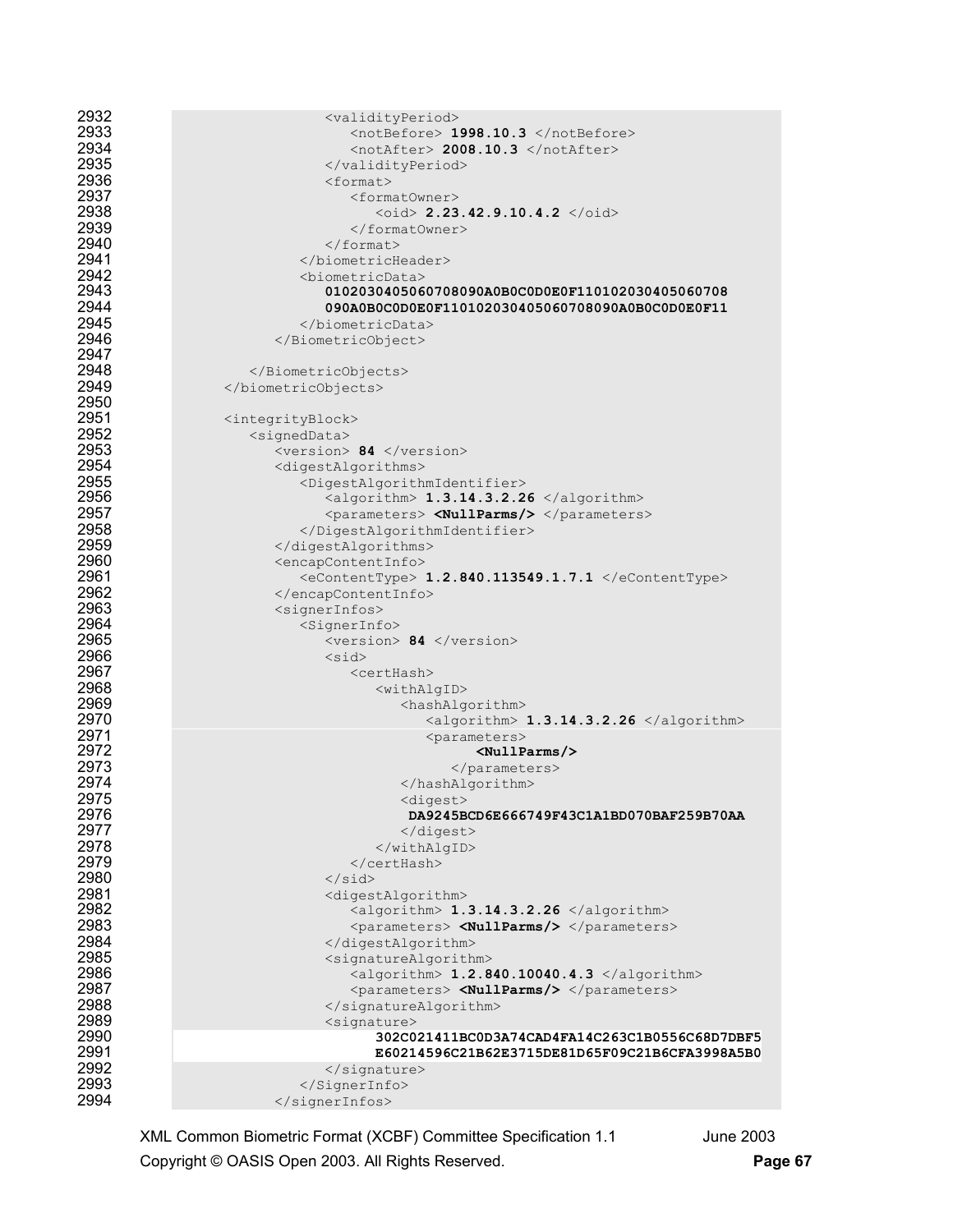```
2932                <validityPeriod>
2933                   <notBefore> 1998.10.3 </notBefore>
2934                   <notAfter> 2008.10.3 </notAfter>
2935                </validityPeriod>
2936                <format>
2937                   <formatOwner>
2938                      <oid> 2.23.42.9.10.4.2 </oid>
2939                   </formatOwner>
2940                </format>
2941             </biometricHeader>
2942             <biometricData>
2943                0102030405060708090A0B0C0D0E0F110102030405060708
2944                090A0B0C0D0E0F110102030405060708090A0B0C0D0E0F11
2945             </biometricData>
2946          </BiometricObject>
2947
2948       </BiometricObjects>
2949    </biometricObjects>
2950
2951    <integrityBlock>
2952       <signedData>
2953          <version> 84 </version>
2954          <digestAlgorithms>
2955             <DigestAlgorithmIdentifier>
2956                <algorithm> 1.3.14.3.2.26 </algorithm>
2957                <parameters> <NullParms/> </parameters>
2958             </DigestAlgorithmIdentifier>
2959          </digestAlgorithms>
2960          <encapContentInfo>
2961             <eContentType> 1.2.840.113549.1.7.1 </eContentType>
2962          </encapContentInfo>
2963          <signerInfos>
2964             <SignerInfo>
2965                <version> 84 </version>
2966                <sid>
2967                   <certHash>
2968                      <withAlgID>
2969                         <hashAlgorithm>
2970                            <algorithm> 1.3.14.3.2.26 </algorithm>
2971                            <parameters>
2972                                  <NullParms/>
2973                               </parameters>
2974                         </hashAlgorithm>
2975                         <digest>
2976                          DA9245BCD6E666749F43C1A1BD070BAF259B70AA
2977                         </digest>
2978                      </withAlgID>
2979                   </certHash>
2980                </sid>
2981                <digestAlgorithm>
2982                   <algorithm> 1.3.14.3.2.26 </algorithm>
2983                   <parameters> <NullParms/> </parameters>
2984                </digestAlgorithm>
2985                <signatureAlgorithm>
2986                   <algorithm> 1.2.840.10040.4.3 </algorithm>
2987                   <parameters> <NullParms/> </parameters>
2988                </signatureAlgorithm>
2989                <signature>
2990                   302C021411BC0D3A74CAD4FA14C263C1B0556C68D7DBF5
2991                   E60214596C21B62E3715DE81D65F09C21B6CFA3998A5B0
2992                </signature>
2993             </SignerInfo>
2994          </signerInfos>
```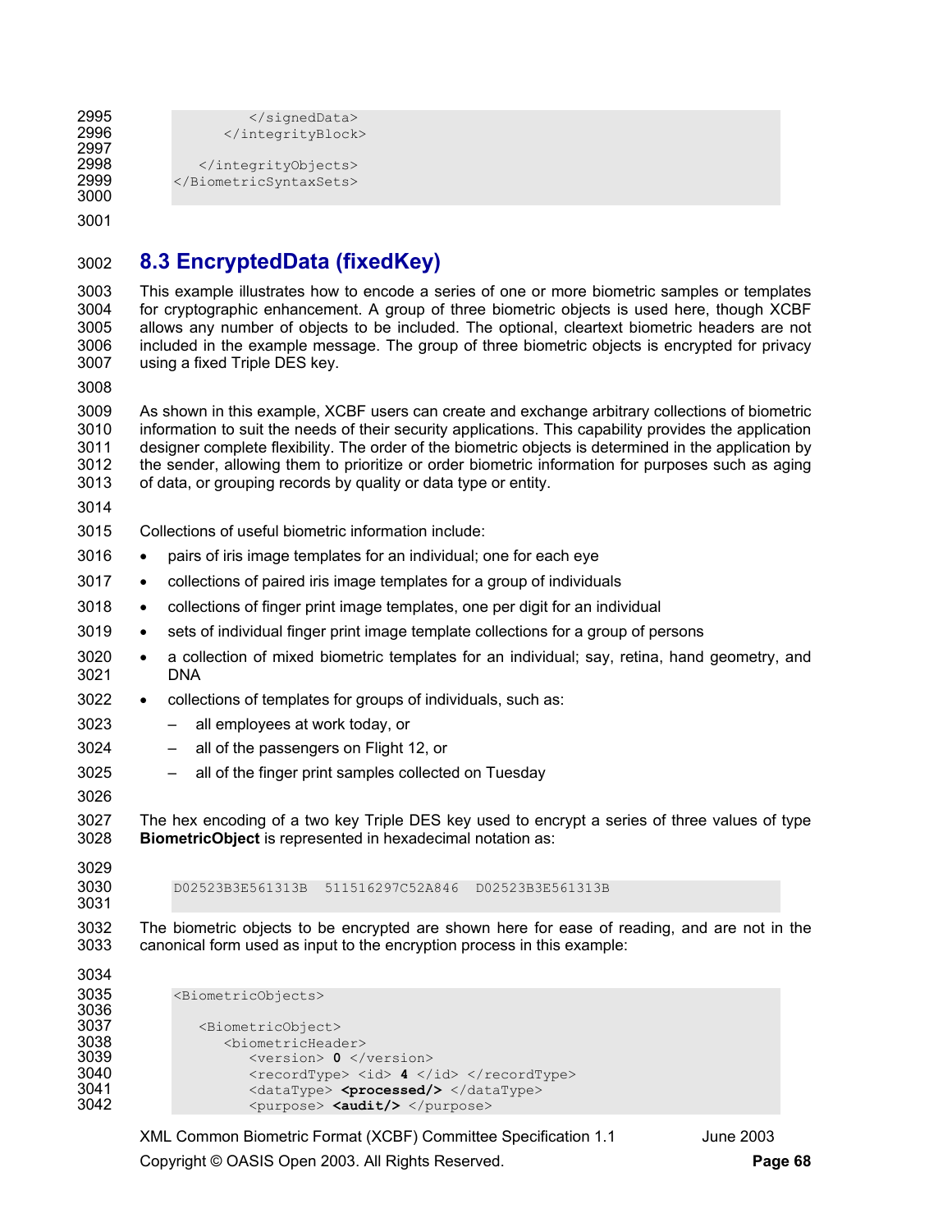```
            </signedData>
        </integrityBlock>

    </integrityObjects>
</BiometricSyntaxSets>
```

## 8.3 EncryptedData (fixedKey)

This example illustrates how to encode a series of one or more biometric samples or templates for cryptographic enhancement. A group of three biometric objects is used here, though XCBF allows any number of objects to be included. The optional, cleartext biometric headers are not included in the example message. The group of three biometric objects is encrypted for privacy using a fixed Triple DES key.

As shown in this example, XCBF users can create and exchange arbitrary collections of biometric information to suit the needs of their security applications. This capability provides the application designer complete flexibility. The order of the biometric objects is determined in the application by the sender, allowing them to prioritize or order biometric information for purposes such as aging of data, or grouping records by quality or data type or entity.

Collections of useful biometric information include:

- pairs of iris image templates for an individual; one for each eye
- collections of paired iris image templates for a group of individuals
- collections of finger print image templates, one per digit for an individual
- sets of individual finger print image template collections for a group of persons
- a collection of mixed biometric templates for an individual; say, retina, hand geometry, and DNA
- collections of templates for groups of individuals, such as:
  - all employees at work today, or
  - all of the passengers on Flight 12, or
  - all of the finger print samples collected on Tuesday

The hex encoding of a two key Triple DES key used to encrypt a series of three values of type **BiometricObject** is represented in hexadecimal notation as:

```
D02523B3E561313B  511516297C52A846  D02523B3E561313B
```

The biometric objects to be encrypted are shown here for ease of reading, and are not in the canonical form used as input to the encryption process in this example:

```
<BiometricObjects>

   <BiometricObject>
      <biometricHeader>
         <version> 0 </version>
         <recordType> <id> 4 </id> </recordType>
         <dataType> <processed/> </dataType>
         <purpose> <audit/> </purpose>
```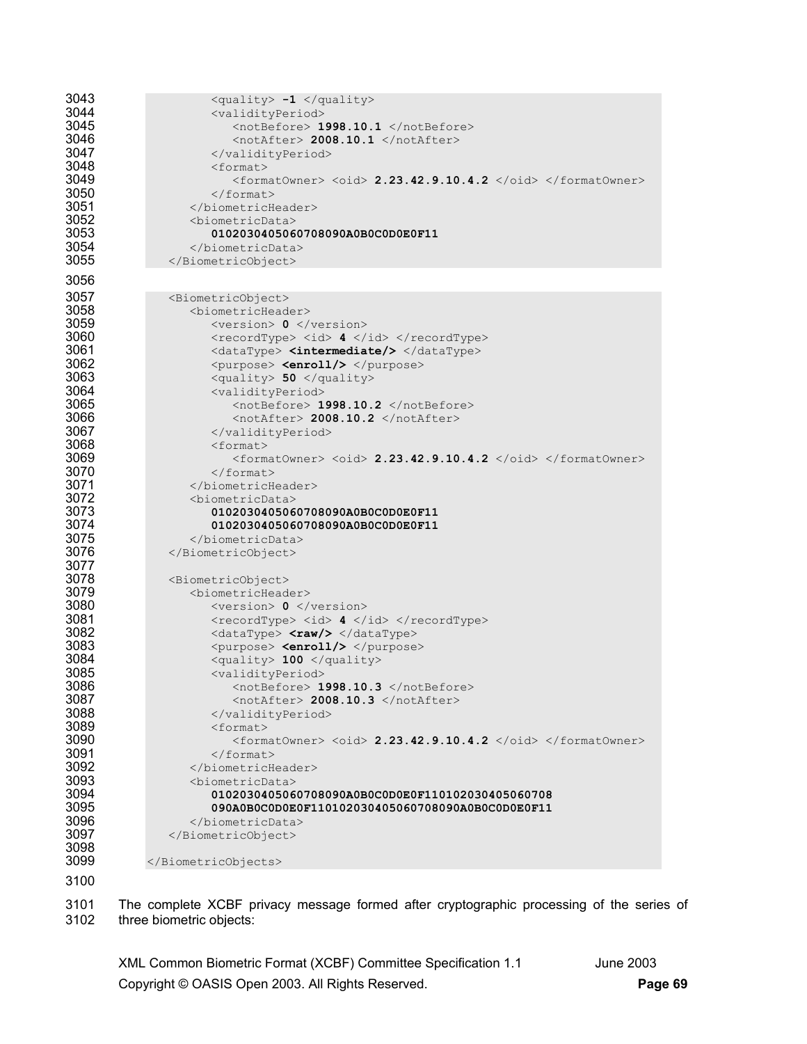```
            <quality> -1 </quality>
            <validityPeriod>
               <notBefore> 1998.10.1 </notBefore>
               <notAfter> 2008.10.1 </notAfter>
            </validityPeriod>
            <format>
               <formatOwner> <oid> 2.23.42.9.10.4.2 </oid> </formatOwner>
            </format>
         </biometricHeader>
         <biometricData>
            0102030405060708090A0B0C0D0E0F11
         </biometricData>
      </BiometricObject>
```

```
      <BiometricObject>
         <biometricHeader>
            <version> 0 </version>
            <recordType> <id> 4 </id> </recordType>
            <dataType> <intermediate/> </dataType>
            <purpose> <enroll/> </purpose>
            <quality> 50 </quality>
            <validityPeriod>
               <notBefore> 1998.10.2 </notBefore>
               <notAfter> 2008.10.2 </notAfter>
            </validityPeriod>
            <format>
               <formatOwner> <oid> 2.23.42.9.10.4.2 </oid> </formatOwner>
            </format>
         </biometricHeader>
         <biometricData>
            0102030405060708090A0B0C0D0E0F11
            0102030405060708090A0B0C0D0E0F11
         </biometricData>
      </BiometricObject>

      <BiometricObject>
         <biometricHeader>
            <version> 0 </version>
            <recordType> <id> 4 </id> </recordType>
            <dataType> <raw/> </dataType>
            <purpose> <enroll/> </purpose>
            <quality> 100 </quality>
            <validityPeriod>
               <notBefore> 1998.10.3 </notBefore>
               <notAfter> 2008.10.3 </notAfter>
            </validityPeriod>
            <format>
               <formatOwner> <oid> 2.23.42.9.10.4.2 </oid> </formatOwner>
            </format>
         </biometricHeader>
         <biometricData>
            0102030405060708090A0B0C0D0E0F110102030405060708
            090A0B0C0D0E0F110102030405060708090A0B0C0D0E0F11
         </biometricData>
      </BiometricObject>

   </BiometricObjects>
```

The complete XCBF privacy message formed after cryptographic processing of the series of three biometric objects: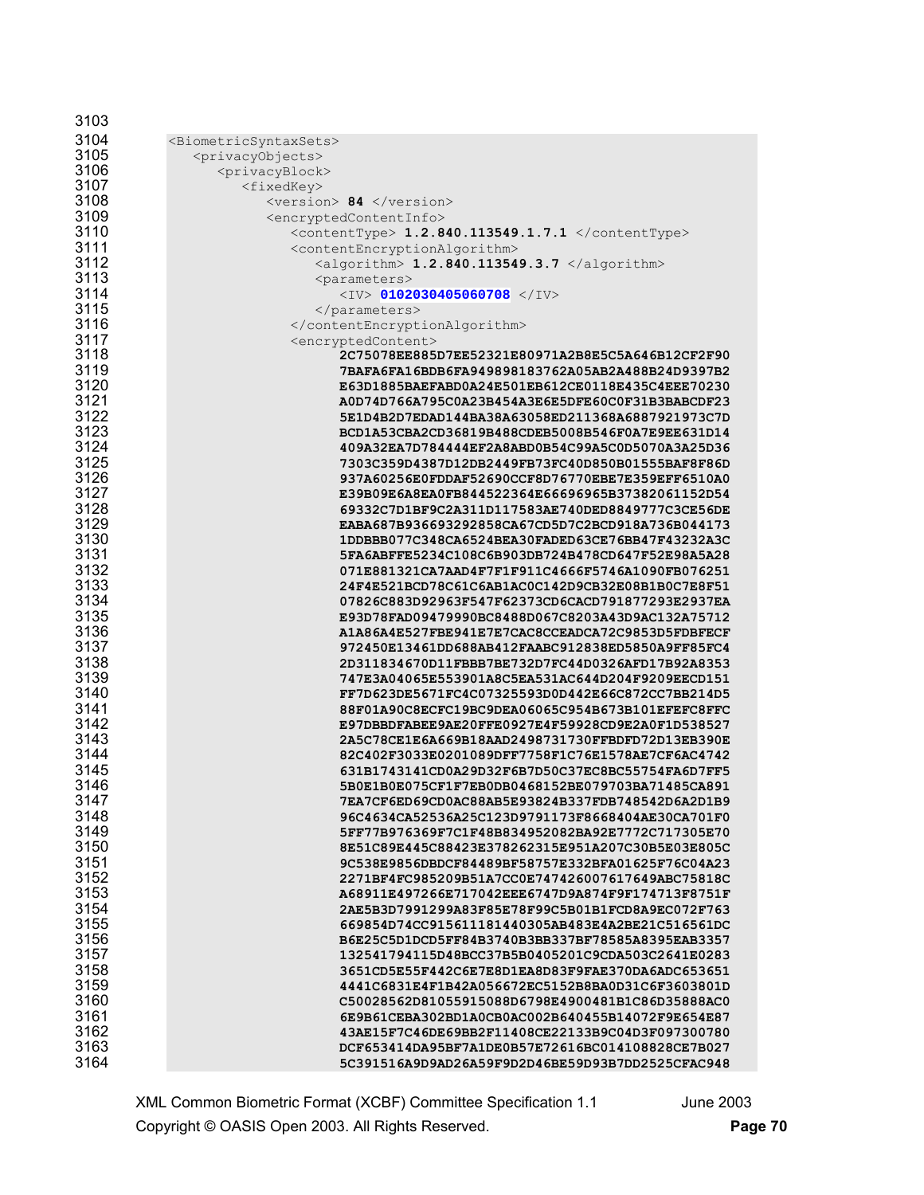```
<BiometricSyntaxSets>
   <privacyObjects>
      <privacyBlock>
         <fixedKey>
            <version> 84 </version>
            <encryptedContentInfo>
               <contentType> 1.2.840.113549.1.7.1 </contentType>
               <contentEncryptionAlgorithm>
                  <algorithm> 1.2.840.113549.3.7 </algorithm>
                  <parameters>
                     <IV> 0102030405060708 </IV>
                  </parameters>
               </contentEncryptionAlgorithm>
               <encryptedContent>
                     2C75078EE885D7EE52321E80971A2B8E5C5A646B12CF2F90
                     7BAFA6FA16BDB6FA949898183762A05AB2A488B24D9397B2
                     E63D1885BAEFABD0A24E501EB612CE0118E435C4EEE70230
                     A0D74D766A795C0A23B454A3E6E5DFE60C0F31B3BABCDF23
                     5E1D4B2D7EDAD144BA38A63058ED211368A6887921973C7D
                     BCD1A53CBA2CD36819B488CDEB5008B546F0A7E9EE631D14
                     409A32EA7D784444EF2A8ABD0B54C99A5C0D5070A3A25D36
                     7303C359D4387D12DB2449FB73FC40D850B01555BAF8F86D
                     937A60256E0FDDAF52690CCF8D76770EBE7E359EFF6510A0
                     E39B09E6A8EA0FB844522364E66696965B37382061152D54
                     69332C7D1BF9C2A311D117583AE740DED8849777C3CE56DE
                     EABA687B936693292858CA67CD5D7C2BCD918A736B044173
                     1DDBBB077C348CA6524BEA30FADED63CE76BB47F43232A3C
                     5FA6ABFFE5234C108C6B903DB724B478CD647F52E98A5A28
                     071E881321CA7AAD4F7F1F911C4666F5746A1090FB076251
                     24F4E521BCD78C61C6AB1AC0C142D9CB32E08B1B0C7E8F51
                     07826C883D92963F547F62373CD6CACD791877293E2937EA
                     E93D78FAD09479990BC8488D067C8203A43D9AC132A75712
                     A1A86A4E527FBE941E7E7CAC8CCEADCA72C9853D5FDBFECF
                     972450E13461DD688AB412FAABC912838ED5850A9FF85FC4
                     2D311834670D11FBBB7BE732D7FC44D0326AFD17B92A8353
                     747E3A04065E553901A8C5EA531AC644D204F9209EECD151
                     FF7D623DE5671FC4C07325593D0D442E66C872CC7BB214D5
                     88F01A90C8ECFC19BC9DEA06065C954B673B101EFEFC8FFC
                     E97DBBDFABEE9AE20FFE0927E4F59928CD9E2A0F1D538527
                     2A5C78CE1E6A669B18AAD2498731730FFBDFD72D13EB390E
                     82C402F3033E0201089DFF7758F1C76E1578AE7CF6AC4742
                     631B1743141CD0A29D32F6B7D50C37EC8BC55754FA6D7FF5
                     5B0E1B0E075CF1F7EB0DB0468152BE079703BA71485CA891
                     7EA7CF6ED69CD0AC88AB5E93824B337FDB748542D6A2D1B9
                     96C4634CA52536A25C123D9791173F8668404AE30CA701F0
                     5FF77B976369F7C1F48B834952082BA92E7772C717305E70
                     8E51C89E445C88423E378262315E951A207C30B5E03E805C
                     9C538E9856DBDCF84489BF58757E332BFA01625F76C04A23
                     2271BF4FC985209B51A7CC0E747426007617649ABC75818C
                     A68911E497266E717042EEE6747D9A874F9F174713F8751F
                     2AE5B3D7991299A83F85E78F99C5B01B1FCD8A9EC072F763
                     669854D74CC915611181440305AB483E4A2BE21C516561DC
                     B6E25C5D1DCD5FF84B3740B3BB337BF78585A8395EAB3357
                     132541794115D48BCC37B5B0405201C9CDA503C2641E0283
                     3651CD5E55F442C6E7E8D1EA8D83F9FAE370DA6ADC653651
                     4441C6831E4F1B42A056672EC5152B8BA0D31C6F3603801D
                     C50028562D81055915088D6798E4900481B1C86D35888AC0
                     6E9B61CEBA302BD1A0CB0AC002B640455B14072F9E654E87
                     43AE15F7C46DE69BB2F11408CE22133B9C04D3F097300780
                     DCF653414DA95BF7A1DE0B57E72616BC014108828CE7B027
                     5C391516A9D9AD26A59F9D2D46BE59D93B7DD2525CFAC948
```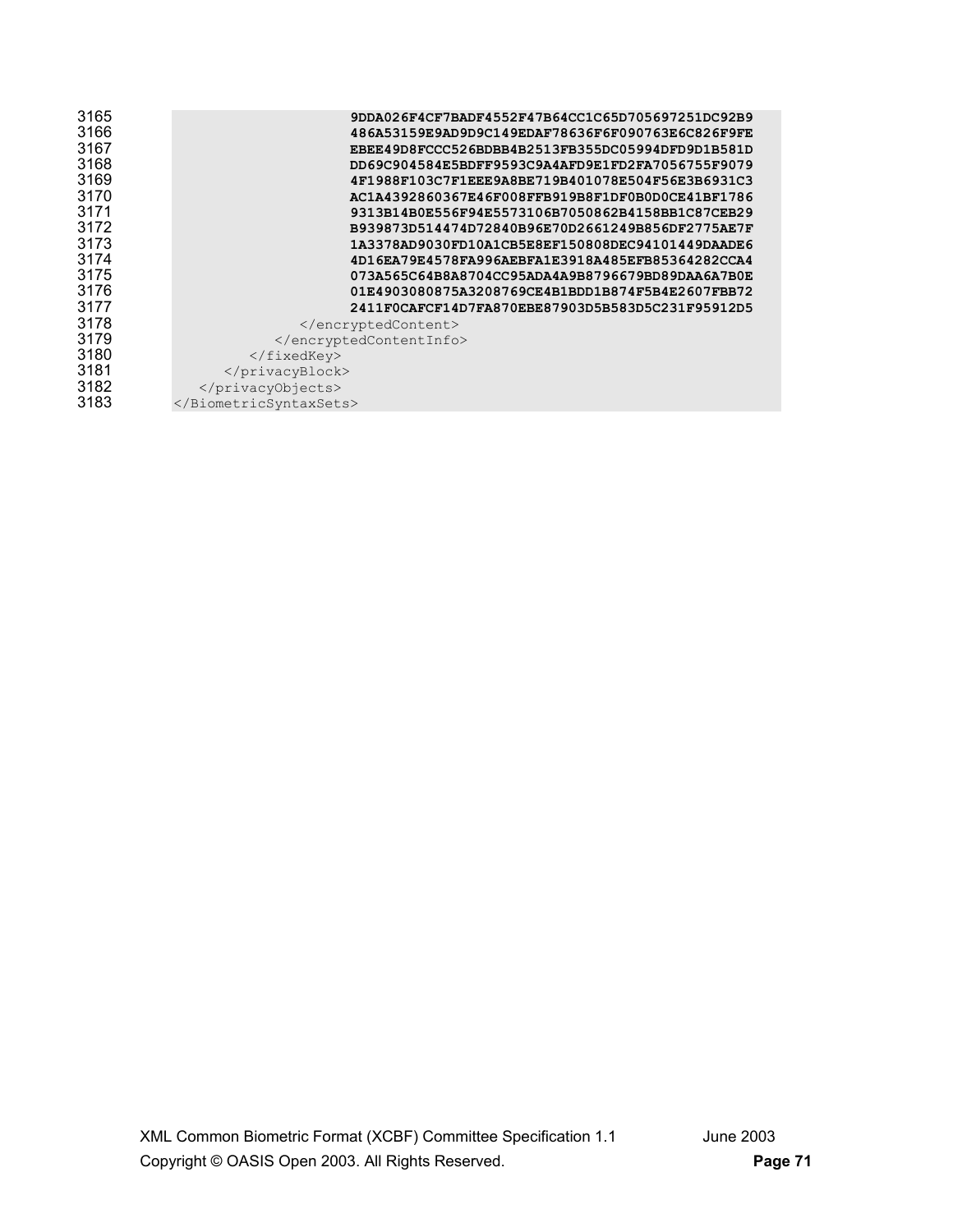```
3165                         9DDA026F4CF7BADF4552F47B64CC1C65D705697251DC92B9
3166                         486A53159E9AD9D9C149EDAF78636F6F090763E6C826F9FE
3167                         EBEE49D8FCCC526BDBB4B2513FB355DC05994DFD9D1B581D
3168                         DD69C904584E5BDFF9593C9A4AFD9E1FD2FA7056755F9079
3169                         4F1988F103C7F1EEE9A8BE719B401078E504F56E3B6931C3
3170                         AC1A4392860367E46F008FFB919B8F1DF0B0D0CE41BF1786
3171                         9313B14B0E556F94E5573106B7050862B4158BB1C87CEB29
3172                         B939873D514474D72840B96E70D2661249B856DF2775AE7F
3173                         1A3378AD9030FD10A1CB5E8EF150808DEC94101449DAADE6
3174                         4D16EA79E4578FA996AEBFA1E3918A485EFB85364282CCA4
3175                         073A565C64B8A8704CC95ADA4A9B8796679BD89DAA6A7B0E
3176                         01E4903080875A3208769CE4B1BDD1B874F5B4E2607FFB72
3177                         2411F0CAFCF14D7FA870EBE87903D5B583D5C231F95912D5
3178                 </encryptedContent>
3179              </encryptedContentInfo>
3180           </fixedKey>
3181        </privacyBlock>
3182     </privacyObjects>
3183  </BiometricSyntaxSets>
```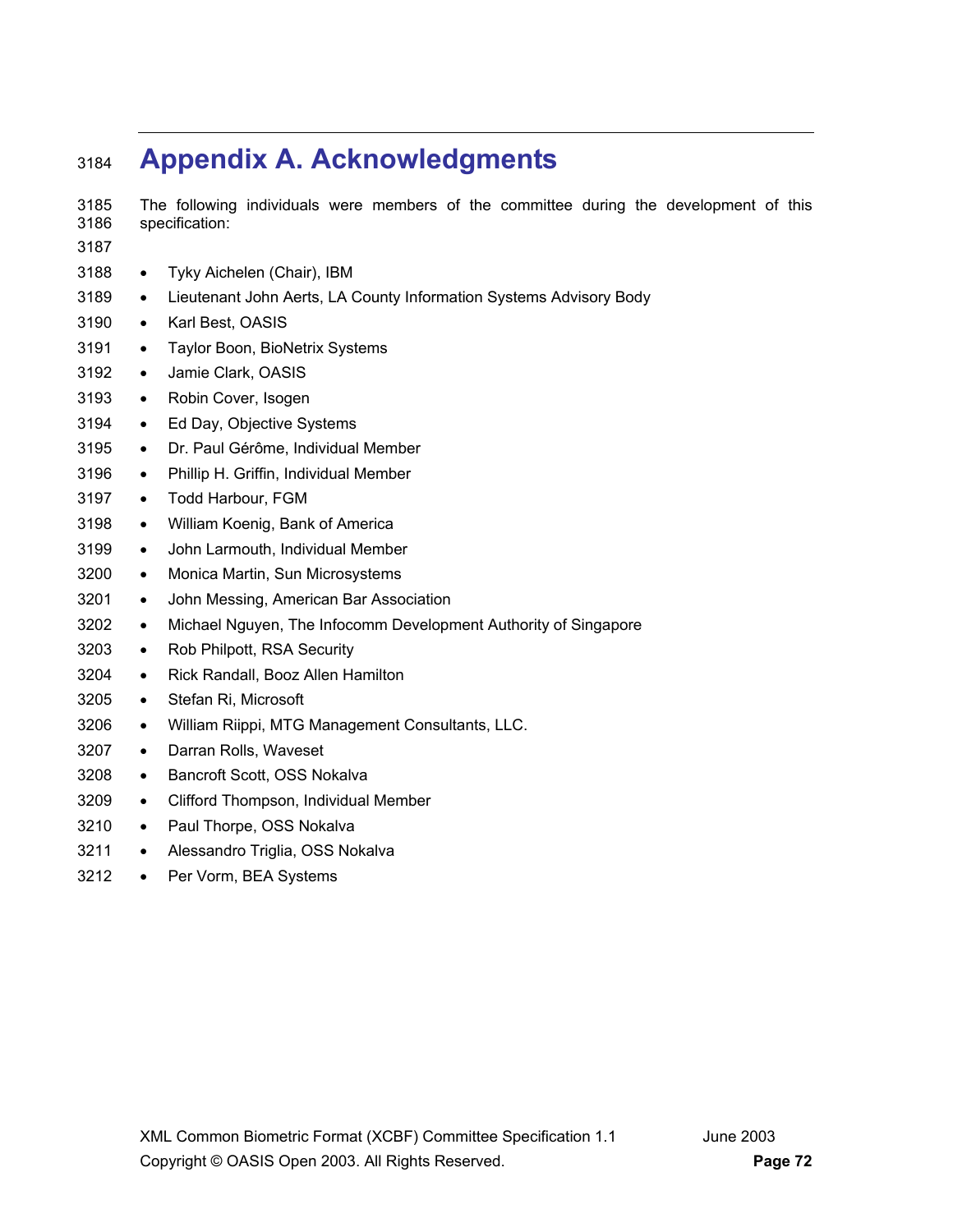# Appendix A. Acknowledgments

The following individuals were members of the committee during the development of this specification:

- Tyky Aichelen (Chair), IBM
- Lieutenant John Aerts, LA County Information Systems Advisory Body
- Karl Best, OASIS
- Taylor Boon, BioNetrix Systems
- Jamie Clark, OASIS
- Robin Cover, Isogen
- Ed Day, Objective Systems
- Dr. Paul Gérôme, Individual Member
- Phillip H. Griffin, Individual Member
- Todd Harbour, FGM
- William Koenig, Bank of America
- John Larmouth, Individual Member
- Monica Martin, Sun Microsystems
- John Messing, American Bar Association
- Michael Nguyen, The Infocomm Development Authority of Singapore
- Rob Philpott, RSA Security
- Rick Randall, Booz Allen Hamilton
- Stefan Ri, Microsoft
- William Riippi, MTG Management Consultants, LLC.
- Darran Rolls, Waveset
- Bancroft Scott, OSS Nokalva
- Clifford Thompson, Individual Member
- Paul Thorpe, OSS Nokalva
- Alessandro Triglia, OSS Nokalva
- Per Vorm, BEA Systems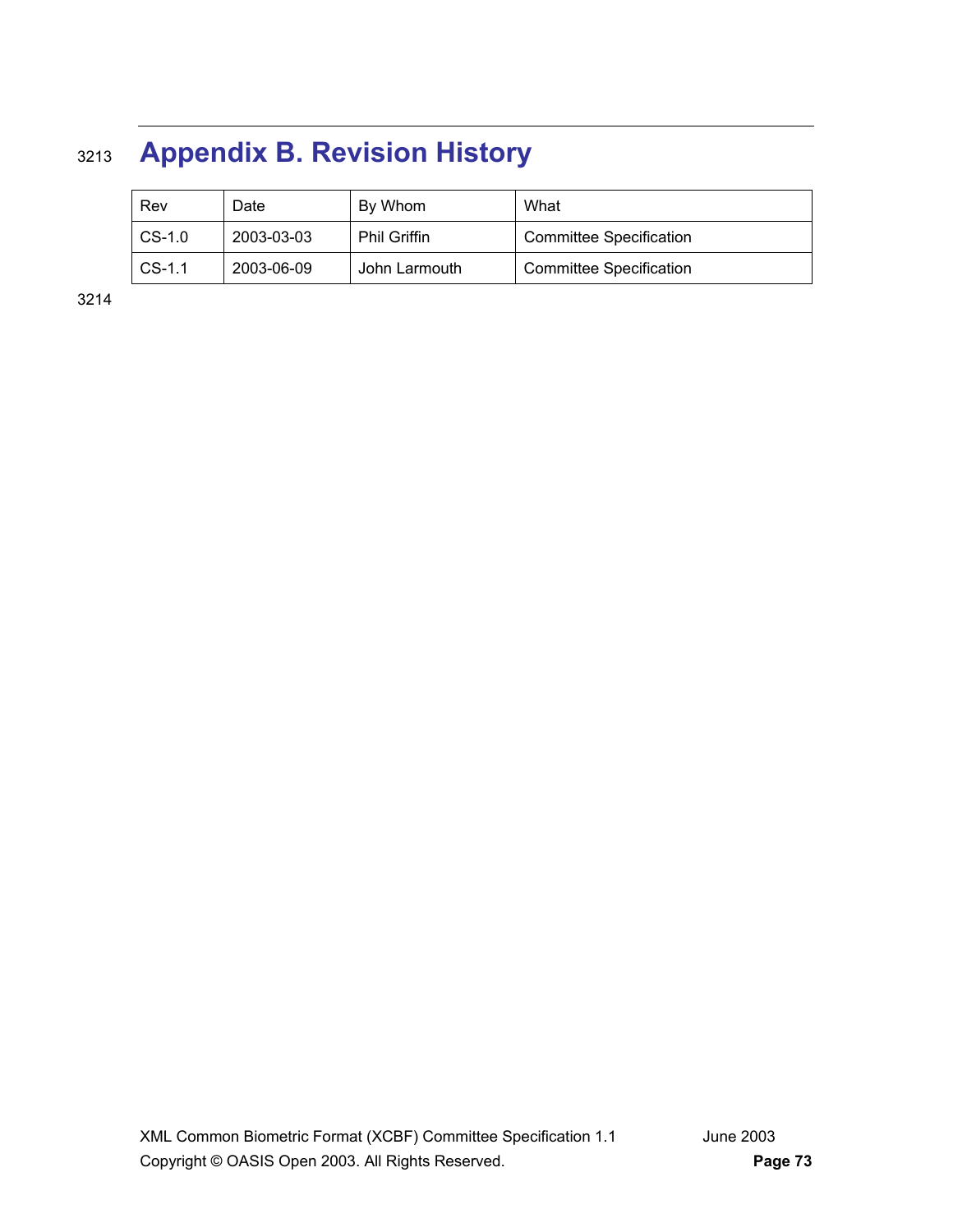# Appendix B. Revision History

| Rev | Date | By Whom | What |
|---|---|---|---|
| CS-1.0 | 2003-03-03 | Phil Griffin | Committee Specification |
| CS-1.1 | 2003-06-09 | John Larmouth | Committee Specification |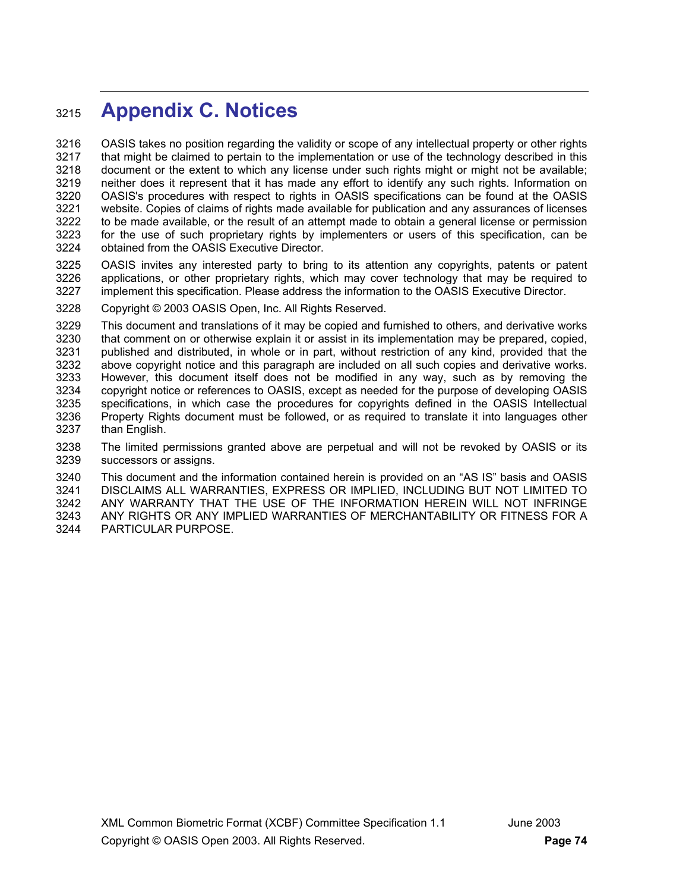# Appendix C. Notices

OASIS takes no position regarding the validity or scope of any intellectual property or other rights that might be claimed to pertain to the implementation or use of the technology described in this document or the extent to which any license under such rights might or might not be available; neither does it represent that it has made any effort to identify any such rights. Information on OASIS's procedures with respect to rights in OASIS specifications can be found at the OASIS website. Copies of claims of rights made available for publication and any assurances of licenses to be made available, or the result of an attempt made to obtain a general license or permission for the use of such proprietary rights by implementers or users of this specification, can be obtained from the OASIS Executive Director.

OASIS invites any interested party to bring to its attention any copyrights, patents or patent applications, or other proprietary rights, which may cover technology that may be required to implement this specification. Please address the information to the OASIS Executive Director.

Copyright © 2003 OASIS Open, Inc. All Rights Reserved.

This document and translations of it may be copied and furnished to others, and derivative works that comment on or otherwise explain it or assist in its implementation may be prepared, copied, published and distributed, in whole or in part, without restriction of any kind, provided that the above copyright notice and this paragraph are included on all such copies and derivative works. However, this document itself does not be modified in any way, such as by removing the copyright notice or references to OASIS, except as needed for the purpose of developing OASIS specifications, in which case the procedures for copyrights defined in the OASIS Intellectual Property Rights document must be followed, or as required to translate it into languages other than English.

The limited permissions granted above are perpetual and will not be revoked by OASIS or its successors or assigns.

This document and the information contained herein is provided on an "AS IS" basis and OASIS DISCLAIMS ALL WARRANTIES, EXPRESS OR IMPLIED, INCLUDING BUT NOT LIMITED TO ANY WARRANTY THAT THE USE OF THE INFORMATION HEREIN WILL NOT INFRINGE ANY RIGHTS OR ANY IMPLIED WARRANTIES OF MERCHANTABILITY OR FITNESS FOR A PARTICULAR PURPOSE.